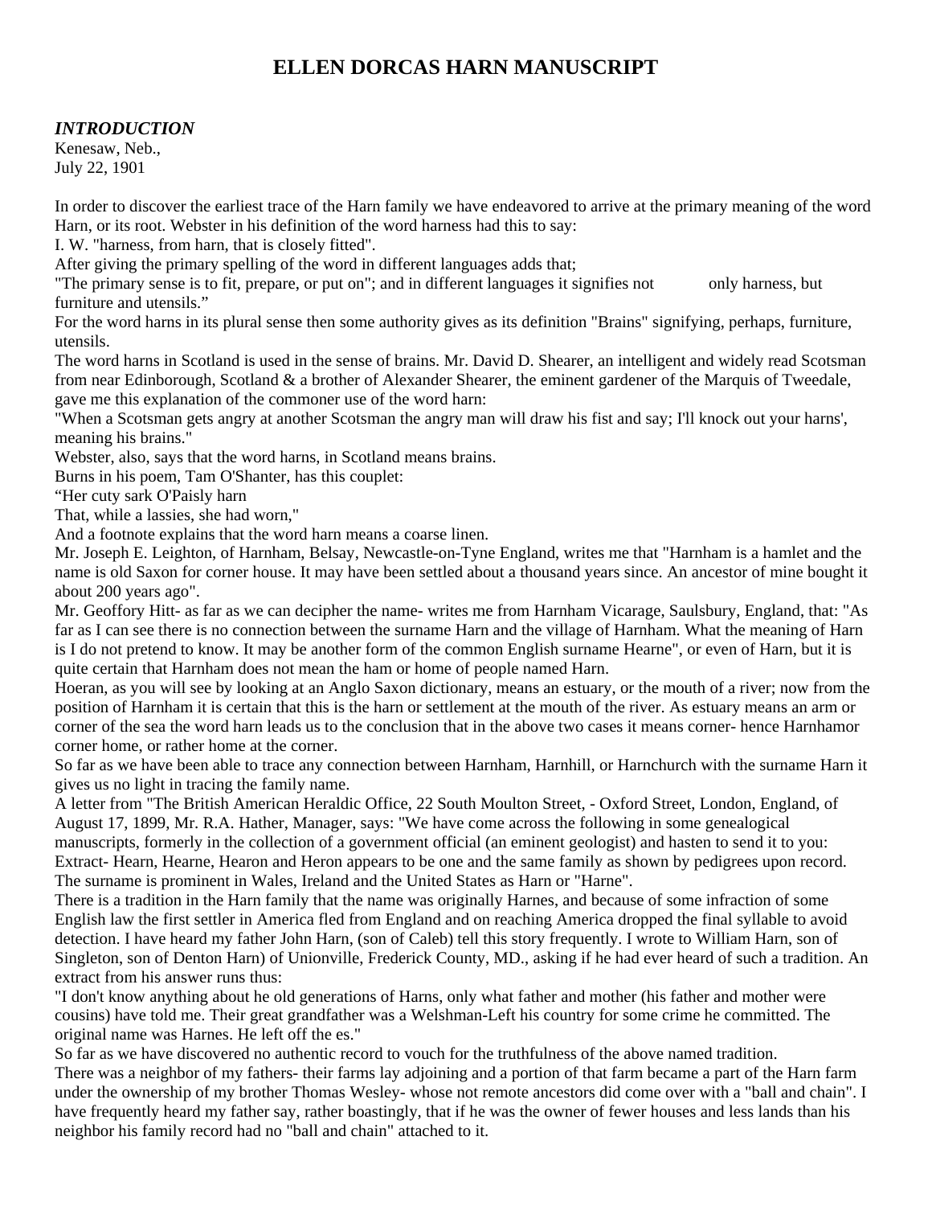# ELLEN DORCAS HARN MANUSCRIPT

***INTRODUCTION***

Kenesaw, Neb.,
July 22, 1901

In order to discover the earliest trace of the Harn family we have endeavored to arrive at the primary meaning of the word Harn, or its root. Webster in his definition of the word harness had this to say:

I. W. "harness, from harn, that is closely fitted".

After giving the primary spelling of the word in different languages adds that;

"The primary sense is to fit, prepare, or put on"; and in different languages it signifies not only harness, but furniture and utensils."

For the word harns in its plural sense then some authority gives as its definition "Brains" signifying, perhaps, furniture, utensils.

The word harns in Scotland is used in the sense of brains. Mr. David D. Shearer, an intelligent and widely read Scotsman from near Edinborough, Scotland & a brother of Alexander Shearer, the eminent gardener of the Marquis of Tweedale, gave me this explanation of the commoner use of the word harn:

"When a Scotsman gets angry at another Scotsman the angry man will draw his fist and say; I'll knock out your harns', meaning his brains."

Webster, also, says that the word harns, in Scotland means brains.

Burns in his poem, Tam O'Shanter, has this couplet:

"Her cuty sark O'Paisly harn
That, while a lassies, she had worn,"

And a footnote explains that the word harn means a coarse linen.

Mr. Joseph E. Leighton, of Harnham, Belsay, Newcastle-on-Tyne England, writes me that "Harnham is a hamlet and the name is old Saxon for corner house. It may have been settled about a thousand years since. An ancestor of mine bought it about 200 years ago".

Mr. Geoffory Hitt- as far as we can decipher the name- writes me from Harnham Vicarage, Saulsbury, England, that: "As far as I can see there is no connection between the surname Harn and the village of Harnham. What the meaning of Harn is I do not pretend to know. It may be another form of the common English surname Hearne", or even of Harn, but it is quite certain that Harnham does not mean the ham or home of people named Harn.

Hoeran, as you will see by looking at an Anglo Saxon dictionary, means an estuary, or the mouth of a river; now from the position of Harnham it is certain that this is the harn or settlement at the mouth of the river. As estuary means an arm or corner of the sea the word harn leads us to the conclusion that in the above two cases it means corner- hence Harnhamor corner home, or rather home at the corner.

So far as we have been able to trace any connection between Harnham, Harnhill, or Harnchurch with the surname Harn it gives us no light in tracing the family name.

A letter from "The British American Heraldic Office, 22 South Moulton Street, - Oxford Street, London, England, of August 17, 1899, Mr. R.A. Hather, Manager, says: "We have come across the following in some genealogical manuscripts, formerly in the collection of a government official (an eminent geologist) and hasten to send it to you: Extract- Hearn, Hearne, Hearon and Heron appears to be one and the same family as shown by pedigrees upon record. The surname is prominent in Wales, Ireland and the United States as Harn or "Harne".

There is a tradition in the Harn family that the name was originally Harnes, and because of some infraction of some English law the first settler in America fled from England and on reaching America dropped the final syllable to avoid detection. I have heard my father John Harn, (son of Caleb) tell this story frequently. I wrote to William Harn, son of Singleton, son of Denton Harn) of Unionville, Frederick County, MD., asking if he had ever heard of such a tradition. An extract from his answer runs thus:

"I don't know anything about he old generations of Harns, only what father and mother (his father and mother were cousins) have told me. Their great grandfather was a Welshman-Left his country for some crime he committed. The original name was Harnes. He left off the es."

So far as we have discovered no authentic record to vouch for the truthfulness of the above named tradition.

There was a neighbor of my fathers- their farms lay adjoining and a portion of that farm became a part of the Harn farm under the ownership of my brother Thomas Wesley- whose not remote ancestors did come over with a "ball and chain". I have frequently heard my father say, rather boastingly, that if he was the owner of fewer houses and less lands than his neighbor his family record had no "ball and chain" attached to it.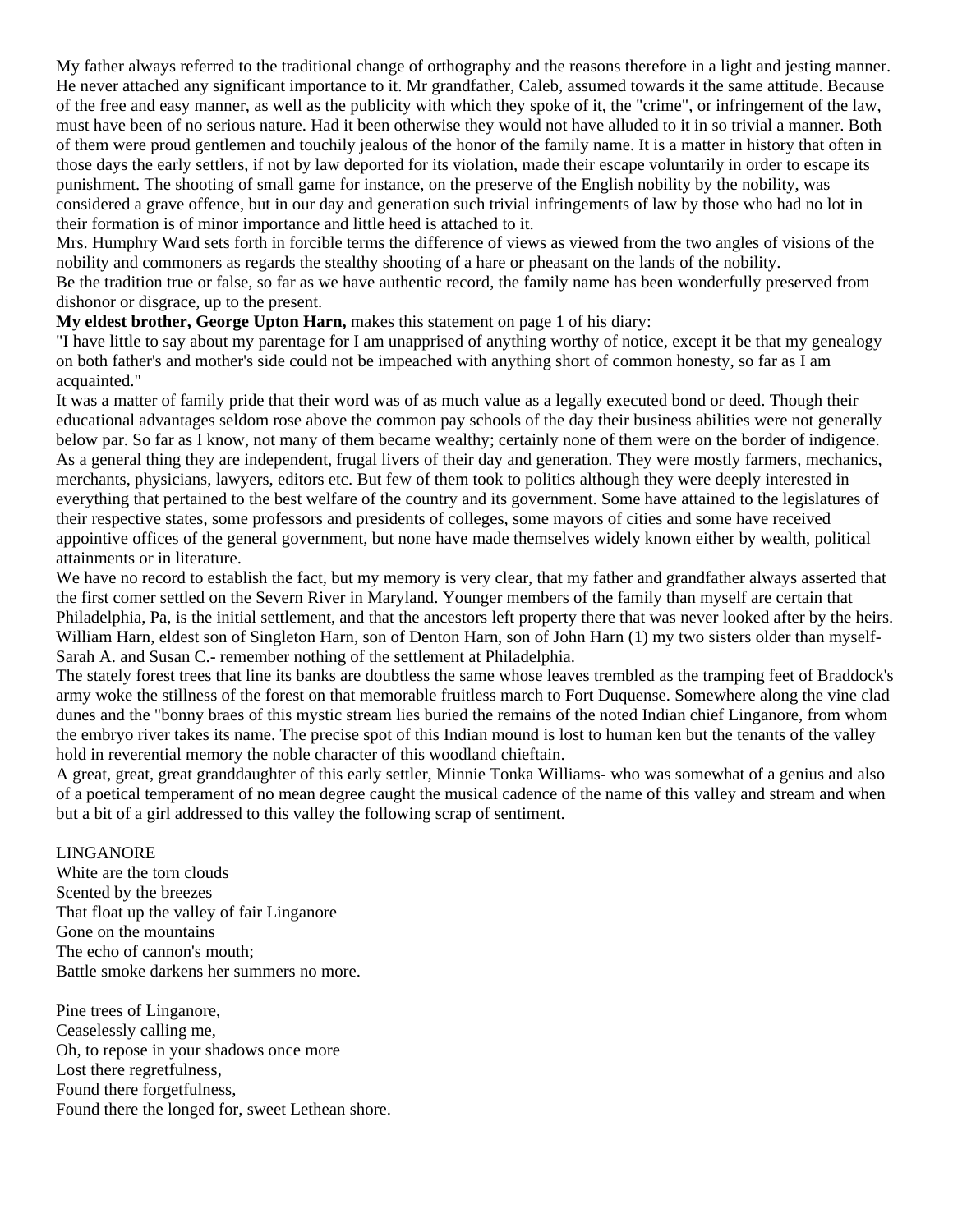My father always referred to the traditional change of orthography and the reasons therefore in a light and jesting manner. He never attached any significant importance to it. Mr grandfather, Caleb, assumed towards it the same attitude. Because of the free and easy manner, as well as the publicity with which they spoke of it, the "crime", or infringement of the law, must have been of no serious nature. Had it been otherwise they would not have alluded to it in so trivial a manner. Both of them were proud gentlemen and touchily jealous of the honor of the family name. It is a matter in history that often in those days the early settlers, if not by law deported for its violation, made their escape voluntarily in order to escape its punishment. The shooting of small game for instance, on the preserve of the English nobility by the nobility, was considered a grave offence, but in our day and generation such trivial infringements of law by those who had no lot in their formation is of minor importance and little heed is attached to it.

Mrs. Humphry Ward sets forth in forcible terms the difference of views as viewed from the two angles of visions of the nobility and commoners as regards the stealthy shooting of a hare or pheasant on the lands of the nobility.

Be the tradition true or false, so far as we have authentic record, the family name has been wonderfully preserved from dishonor or disgrace, up to the present.

**My eldest brother, George Upton Harn,** makes this statement on page 1 of his diary:

"I have little to say about my parentage for I am unapprised of anything worthy of notice, except it be that my genealogy on both father's and mother's side could not be impeached with anything short of common honesty, so far as I am acquainted."

It was a matter of family pride that their word was of as much value as a legally executed bond or deed. Though their educational advantages seldom rose above the common pay schools of the day their business abilities were not generally below par. So far as I know, not many of them became wealthy; certainly none of them were on the border of indigence. As a general thing they are independent, frugal livers of their day and generation. They were mostly farmers, mechanics, merchants, physicians, lawyers, editors etc. But few of them took to politics although they were deeply interested in everything that pertained to the best welfare of the country and its government. Some have attained to the legislatures of their respective states, some professors and presidents of colleges, some mayors of cities and some have received appointive offices of the general government, but none have made themselves widely known either by wealth, political attainments or in literature.

We have no record to establish the fact, but my memory is very clear, that my father and grandfather always asserted that the first comer settled on the Severn River in Maryland. Younger members of the family than myself are certain that Philadelphia, Pa, is the initial settlement, and that the ancestors left property there that was never looked after by the heirs. William Harn, eldest son of Singleton Harn, son of Denton Harn, son of John Harn (1) my two sisters older than myself- Sarah A. and Susan C.- remember nothing of the settlement at Philadelphia.

The stately forest trees that line its banks are doubtless the same whose leaves trembled as the tramping feet of Braddock's army woke the stillness of the forest on that memorable fruitless march to Fort Duquense. Somewhere along the vine clad dunes and the "bonny braes of this mystic stream lies buried the remains of the noted Indian chief Linganore, from whom the embryo river takes its name. The precise spot of this Indian mound is lost to human ken but the tenants of the valley hold in reverential memory the noble character of this woodland chieftain.

A great, great, great granddaughter of this early settler, Minnie Tonka Williams- who was somewhat of a genius and also of a poetical temperament of no mean degree caught the musical cadence of the name of this valley and stream and when but a bit of a girl addressed to this valley the following scrap of sentiment.

LINGANORE

White are the torn clouds  
Scented by the breezes  
That float up the valley of fair Linganore  
Gone on the mountains  
The echo of cannon's mouth;  
Battle smoke darkens her summers no more.

Pine trees of Linganore,  
Ceaselessly calling me,  
Oh, to repose in your shadows once more  
Lost there regretfulness,  
Found there forgetfulness,  
Found there the longed for, sweet Lethean shore.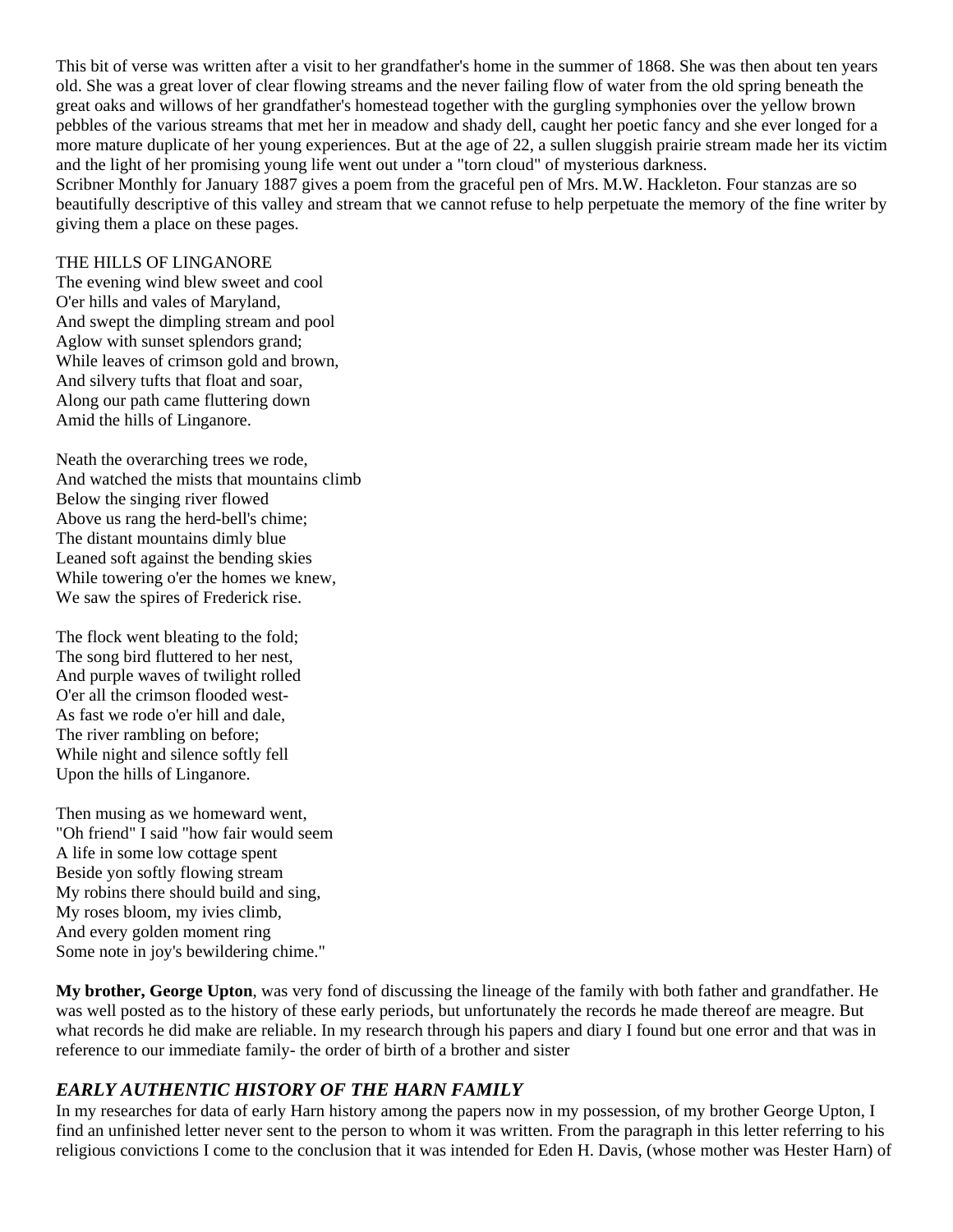This bit of verse was written after a visit to her grandfather's home in the summer of 1868. She was then about ten years old. She was a great lover of clear flowing streams and the never failing flow of water from the old spring beneath the great oaks and willows of her grandfather's homestead together with the gurgling symphonies over the yellow brown pebbles of the various streams that met her in meadow and shady dell, caught her poetic fancy and she ever longed for a more mature duplicate of her young experiences. But at the age of 22, a sullen sluggish prairie stream made her its victim and the light of her promising young life went out under a "torn cloud" of mysterious darkness.

Scribner Monthly for January 1887 gives a poem from the graceful pen of Mrs. M.W. Hackleton. Four stanzas are so beautifully descriptive of this valley and stream that we cannot refuse to help perpetuate the memory of the fine writer by giving them a place on these pages.

THE HILLS OF LINGANORE  
The evening wind blew sweet and cool  
O'er hills and vales of Maryland,  
And swept the dimpling stream and pool  
Aglow with sunset splendors grand;  
While leaves of crimson gold and brown,  
And silvery tufts that float and soar,  
Along our path came fluttering down  
Amid the hills of Linganore.

Neath the overarching trees we rode,  
And watched the mists that mountains climb  
Below the singing river flowed  
Above us rang the herd-bell's chime;  
The distant mountains dimly blue  
Leaned soft against the bending skies  
While towering o'er the homes we knew,  
We saw the spires of Frederick rise.

The flock went bleating to the fold;  
The song bird fluttered to her nest,  
And purple waves of twilight rolled  
O'er all the crimson flooded west-  
As fast we rode o'er hill and dale,  
The river rambling on before;  
While night and silence softly fell  
Upon the hills of Linganore.

Then musing as we homeward went,  
"Oh friend" I said "how fair would seem  
A life in some low cottage spent  
Beside yon softly flowing stream  
My robins there should build and sing,  
My roses bloom, my ivies climb,  
And every golden moment ring  
Some note in joy's bewildering chime."

**My brother, George Upton**, was very fond of discussing the lineage of the family with both father and grandfather. He was well posted as to the history of these early periods, but unfortunately the records he made thereof are meagre. But what records he did make are reliable. In my research through his papers and diary I found but one error and that was in reference to our immediate family- the order of birth of a brother and sister

## *EARLY AUTHENTIC HISTORY OF THE HARN FAMILY*

In my researches for data of early Harn history among the papers now in my possession, of my brother George Upton, I find an unfinished letter never sent to the person to whom it was written. From the paragraph in this letter referring to his religious convictions I come to the conclusion that it was intended for Eden H. Davis, (whose mother was Hester Harn) of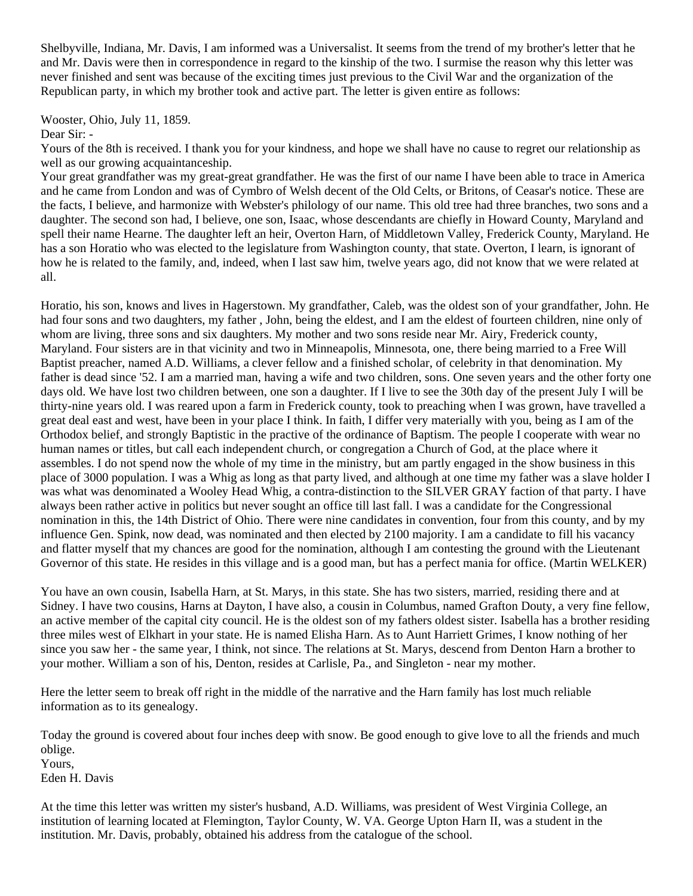Shelbyville, Indiana, Mr. Davis, I am informed was a Universalist. It seems from the trend of my brother's letter that he and Mr. Davis were then in correspondence in regard to the kinship of the two. I surmise the reason why this letter was never finished and sent was because of the exciting times just previous to the Civil War and the organization of the Republican party, in which my brother took and active part. The letter is given entire as follows:

Wooster, Ohio, July 11, 1859.
Dear Sir: -
Yours of the 8th is received. I thank you for your kindness, and hope we shall have no cause to regret our relationship as well as our growing acquaintanceship.
Your great grandfather was my great-great grandfather. He was the first of our name I have been able to trace in America and he came from London and was of Cymbro of Welsh decent of the Old Celts, or Britons, of Ceasar's notice. These are the facts, I believe, and harmonize with Webster's philology of our name. This old tree had three branches, two sons and a daughter. The second son had, I believe, one son, Isaac, whose descendants are chiefly in Howard County, Maryland and spell their name Hearne. The daughter left an heir, Overton Harn, of Middletown Valley, Frederick County, Maryland. He has a son Horatio who was elected to the legislature from Washington county, that state. Overton, I learn, is ignorant of how he is related to the family, and, indeed, when I last saw him, twelve years ago, did not know that we were related at all.

Horatio, his son, knows and lives in Hagerstown. My grandfather, Caleb, was the oldest son of your grandfather, John. He had four sons and two daughters, my father , John, being the eldest, and I am the eldest of fourteen children, nine only of whom are living, three sons and six daughters. My mother and two sons reside near Mr. Airy, Frederick county, Maryland. Four sisters are in that vicinity and two in Minneapolis, Minnesota, one, there being married to a Free Will Baptist preacher, named A.D. Williams, a clever fellow and a finished scholar, of celebrity in that denomination. My father is dead since '52. I am a married man, having a wife and two children, sons. One seven years and the other forty one days old. We have lost two children between, one son a daughter. If I live to see the 30th day of the present July I will be thirty-nine years old. I was reared upon a farm in Frederick county, took to preaching when I was grown, have travelled a great deal east and west, have been in your place I think. In faith, I differ very materially with you, being as I am of the Orthodox belief, and strongly Baptistic in the practive of the ordinance of Baptism. The people I cooperate with wear no human names or titles, but call each independent church, or congregation a Church of God, at the place where it assembles. I do not spend now the whole of my time in the ministry, but am partly engaged in the show business in this place of 3000 population. I was a Whig as long as that party lived, and although at one time my father was a slave holder I was what was denominated a Wooley Head Whig, a contra-distinction to the SILVER GRAY faction of that party. I have always been rather active in politics but never sought an office till last fall. I was a candidate for the Congressional nomination in this, the 14th District of Ohio. There were nine candidates in convention, four from this county, and by my influence Gen. Spink, now dead, was nominated and then elected by 2100 majority. I am a candidate to fill his vacancy and flatter myself that my chances are good for the nomination, although I am contesting the ground with the Lieutenant Governor of this state. He resides in this village and is a good man, but has a perfect mania for office. (Martin WELKER)

You have an own cousin, Isabella Harn, at St. Marys, in this state. She has two sisters, married, residing there and at Sidney. I have two cousins, Harns at Dayton, I have also, a cousin in Columbus, named Grafton Douty, a very fine fellow, an active member of the capital city council. He is the oldest son of my fathers oldest sister. Isabella has a brother residing three miles west of Elkhart in your state. He is named Elisha Harn. As to Aunt Harriett Grimes, I know nothing of her since you saw her - the same year, I think, not since. The relations at St. Marys, descend from Denton Harn a brother to your mother. William a son of his, Denton, resides at Carlisle, Pa., and Singleton - near my mother.

Here the letter seem to break off right in the middle of the narrative and the Harn family has lost much reliable information as to its genealogy.

Today the ground is covered about four inches deep with snow. Be good enough to give love to all the friends and much oblige.
Yours,
Eden H. Davis

At the time this letter was written my sister's husband, A.D. Williams, was president of West Virginia College, an institution of learning located at Flemington, Taylor County, W. VA. George Upton Harn II, was a student in the institution. Mr. Davis, probably, obtained his address from the catalogue of the school.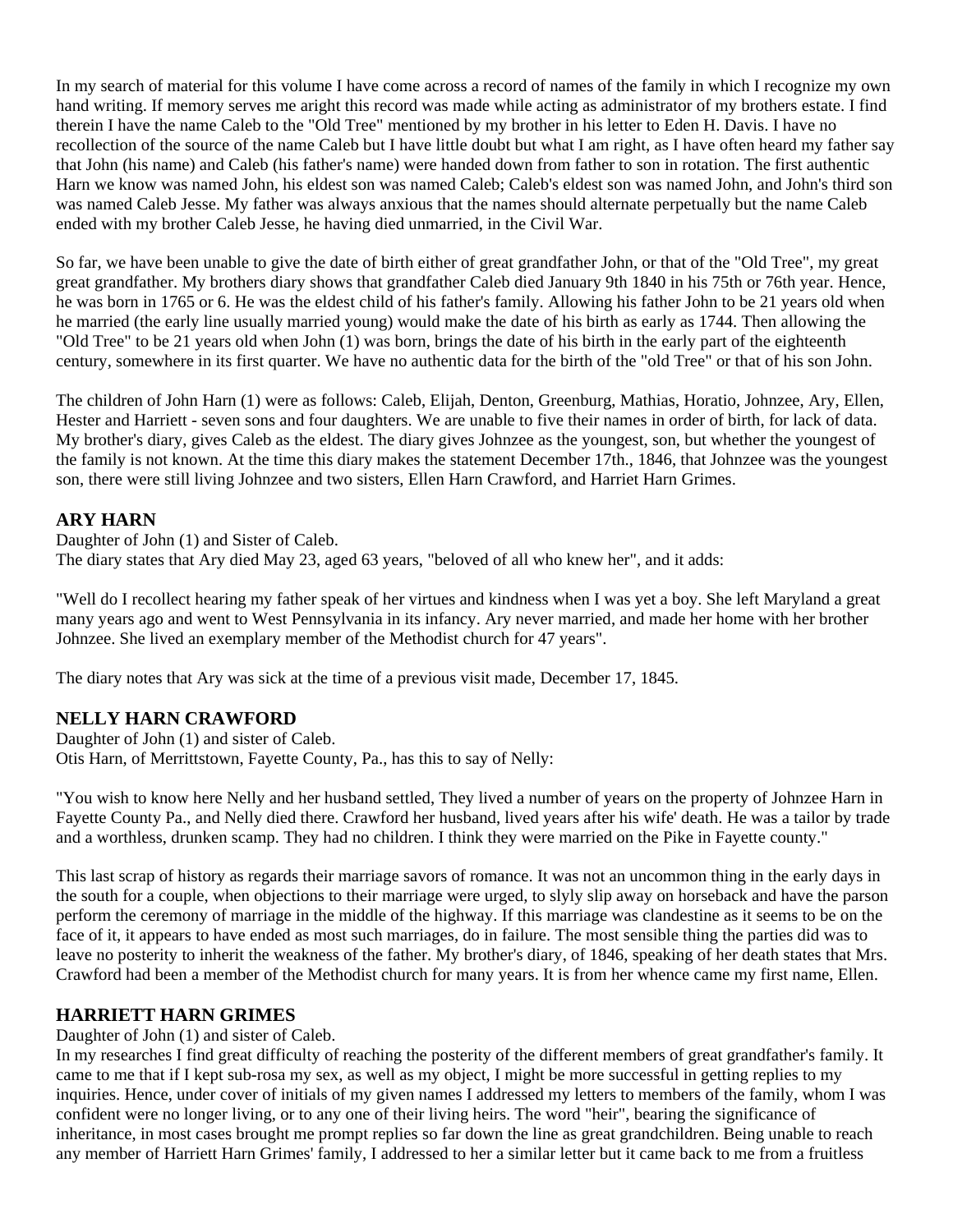In my search of material for this volume I have come across a record of names of the family in which I recognize my own hand writing. If memory serves me aright this record was made while acting as administrator of my brothers estate. I find therein I have the name Caleb to the "Old Tree" mentioned by my brother in his letter to Eden H. Davis. I have no recollection of the source of the name Caleb but I have little doubt but what I am right, as I have often heard my father say that John (his name) and Caleb (his father's name) were handed down from father to son in rotation. The first authentic Harn we know was named John, his eldest son was named Caleb; Caleb's eldest son was named John, and John's third son was named Caleb Jesse. My father was always anxious that the names should alternate perpetually but the name Caleb ended with my brother Caleb Jesse, he having died unmarried, in the Civil War.

So far, we have been unable to give the date of birth either of great grandfather John, or that of the "Old Tree", my great great grandfather. My brothers diary shows that grandfather Caleb died January 9th 1840 in his 75th or 76th year. Hence, he was born in 1765 or 6. He was the eldest child of his father's family. Allowing his father John to be 21 years old when he married (the early line usually married young) would make the date of his birth as early as 1744. Then allowing the "Old Tree" to be 21 years old when John (1) was born, brings the date of his birth in the early part of the eighteenth century, somewhere in its first quarter. We have no authentic data for the birth of the "old Tree" or that of his son John.

The children of John Harn (1) were as follows: Caleb, Elijah, Denton, Greenburg, Mathias, Horatio, Johnzee, Ary, Ellen, Hester and Harriett - seven sons and four daughters. We are unable to five their names in order of birth, for lack of data. My brother's diary, gives Caleb as the eldest. The diary gives Johnzee as the youngest, son, but whether the youngest of the family is not known. At the time this diary makes the statement December 17th., 1846, that Johnzee was the youngest son, there were still living Johnzee and two sisters, Ellen Harn Crawford, and Harriet Harn Grimes.

## ARY HARN

Daughter of John (1) and Sister of Caleb.
The diary states that Ary died May 23, aged 63 years, "beloved of all who knew her", and it adds:

"Well do I recollect hearing my father speak of her virtues and kindness when I was yet a boy. She left Maryland a great many years ago and went to West Pennsylvania in its infancy. Ary never married, and made her home with her brother Johnzee. She lived an exemplary member of the Methodist church for 47 years".

The diary notes that Ary was sick at the time of a previous visit made, December 17, 1845.

## NELLY HARN CRAWFORD

Daughter of John (1) and sister of Caleb.
Otis Harn, of Merrittstown, Fayette County, Pa., has this to say of Nelly:

"You wish to know here Nelly and her husband settled, They lived a number of years on the property of Johnzee Harn in Fayette County Pa., and Nelly died there. Crawford her husband, lived years after his wife' death. He was a tailor by trade and a worthless, drunken scamp. They had no children. I think they were married on the Pike in Fayette county."

This last scrap of history as regards their marriage savors of romance. It was not an uncommon thing in the early days in the south for a couple, when objections to their marriage were urged, to slyly slip away on horseback and have the parson perform the ceremony of marriage in the middle of the highway. If this marriage was clandestine as it seems to be on the face of it, it appears to have ended as most such marriages, do in failure. The most sensible thing the parties did was to leave no posterity to inherit the weakness of the father. My brother's diary, of 1846, speaking of her death states that Mrs. Crawford had been a member of the Methodist church for many years. It is from her whence came my first name, Ellen.

## HARRIETT HARN GRIMES

Daughter of John (1) and sister of Caleb.
In my researches I find great difficulty of reaching the posterity of the different members of great grandfather's family. It came to me that if I kept sub-rosa my sex, as well as my object, I might be more successful in getting replies to my inquiries. Hence, under cover of initials of my given names I addressed my letters to members of the family, whom I was confident were no longer living, or to any one of their living heirs. The word "heir", bearing the significance of inheritance, in most cases brought me prompt replies so far down the line as great grandchildren. Being unable to reach any member of Harriett Harn Grimes' family, I addressed to her a similar letter but it came back to me from a fruitless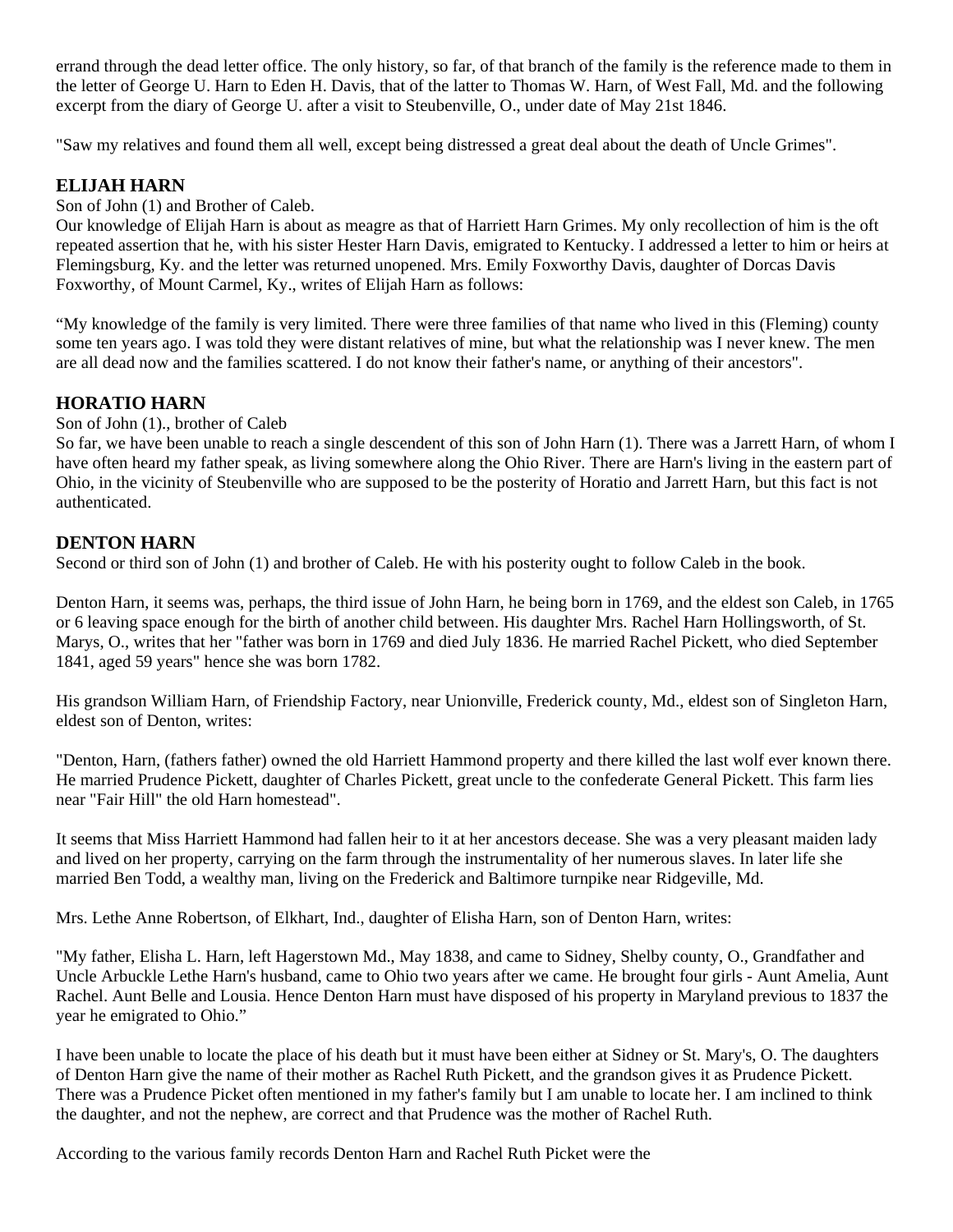errand through the dead letter office. The only history, so far, of that branch of the family is the reference made to them in the letter of George U. Harn to Eden H. Davis, that of the latter to Thomas W. Harn, of West Fall, Md. and the following excerpt from the diary of George U. after a visit to Steubenville, O., under date of May 21st 1846.

"Saw my relatives and found them all well, except being distressed a great deal about the death of Uncle Grimes".

## ELIJAH HARN

Son of John (1) and Brother of Caleb.

Our knowledge of Elijah Harn is about as meagre as that of Harriett Harn Grimes. My only recollection of him is the oft repeated assertion that he, with his sister Hester Harn Davis, emigrated to Kentucky. I addressed a letter to him or heirs at Flemingsburg, Ky. and the letter was returned unopened. Mrs. Emily Foxworthy Davis, daughter of Dorcas Davis Foxworthy, of Mount Carmel, Ky., writes of Elijah Harn as follows:

"My knowledge of the family is very limited. There were three families of that name who lived in this (Fleming) county some ten years ago. I was told they were distant relatives of mine, but what the relationship was I never knew. The men are all dead now and the families scattered. I do not know their father's name, or anything of their ancestors".

## HORATIO HARN

Son of John (1)., brother of Caleb

So far, we have been unable to reach a single descendent of this son of John Harn (1). There was a Jarrett Harn, of whom I have often heard my father speak, as living somewhere along the Ohio River. There are Harn's living in the eastern part of Ohio, in the vicinity of Steubenville who are supposed to be the posterity of Horatio and Jarrett Harn, but this fact is not authenticated.

## DENTON HARN

Second or third son of John (1) and brother of Caleb. He with his posterity ought to follow Caleb in the book.

Denton Harn, it seems was, perhaps, the third issue of John Harn, he being born in 1769, and the eldest son Caleb, in 1765 or 6 leaving space enough for the birth of another child between. His daughter Mrs. Rachel Harn Hollingsworth, of St. Marys, O., writes that her "father was born in 1769 and died July 1836. He married Rachel Pickett, who died September 1841, aged 59 years" hence she was born 1782.

His grandson William Harn, of Friendship Factory, near Unionville, Frederick county, Md., eldest son of Singleton Harn, eldest son of Denton, writes:

"Denton, Harn, (fathers father) owned the old Harriett Hammond property and there killed the last wolf ever known there. He married Prudence Pickett, daughter of Charles Pickett, great uncle to the confederate General Pickett. This farm lies near "Fair Hill" the old Harn homestead".

It seems that Miss Harriett Hammond had fallen heir to it at her ancestors decease. She was a very pleasant maiden lady and lived on her property, carrying on the farm through the instrumentality of her numerous slaves. In later life she married Ben Todd, a wealthy man, living on the Frederick and Baltimore turnpike near Ridgeville, Md.

Mrs. Lethe Anne Robertson, of Elkhart, Ind., daughter of Elisha Harn, son of Denton Harn, writes:

"My father, Elisha L. Harn, left Hagerstown Md., May 1838, and came to Sidney, Shelby county, O., Grandfather and Uncle Arbuckle Lethe Harn's husband, came to Ohio two years after we came. He brought four girls - Aunt Amelia, Aunt Rachel. Aunt Belle and Lousia. Hence Denton Harn must have disposed of his property in Maryland previous to 1837 the year he emigrated to Ohio."

I have been unable to locate the place of his death but it must have been either at Sidney or St. Mary's, O. The daughters of Denton Harn give the name of their mother as Rachel Ruth Pickett, and the grandson gives it as Prudence Pickett. There was a Prudence Picket often mentioned in my father's family but I am unable to locate her. I am inclined to think the daughter, and not the nephew, are correct and that Prudence was the mother of Rachel Ruth.

According to the various family records Denton Harn and Rachel Ruth Picket were the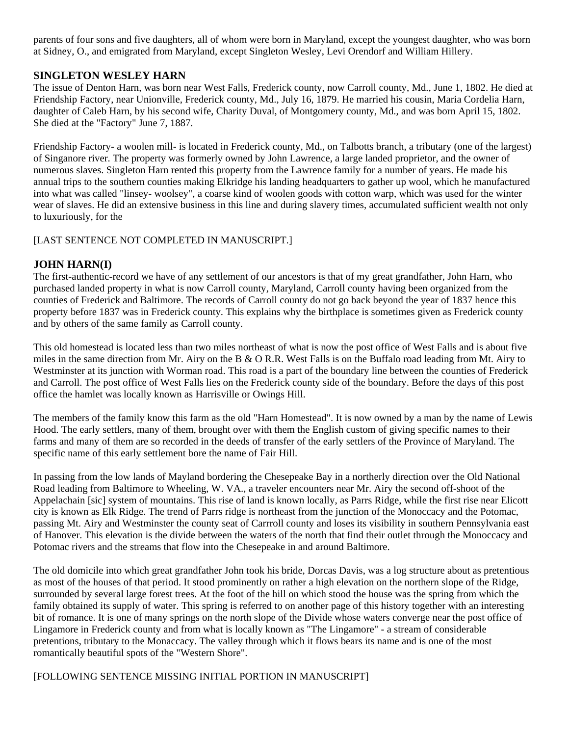parents of four sons and five daughters, all of whom were born in Maryland, except the youngest daughter, who was born at Sidney, O., and emigrated from Maryland, except Singleton Wesley, Levi Orendorf and William Hillery.

### SINGLETON WESLEY HARN

The issue of Denton Harn, was born near West Falls, Frederick county, now Carroll county, Md., June 1, 1802. He died at Friendship Factory, near Unionville, Frederick county, Md., July 16, 1879. He married his cousin, Maria Cordelia Harn, daughter of Caleb Harn, by his second wife, Charity Duval, of Montgomery county, Md., and was born April 15, 1802. She died at the "Factory" June 7, 1887.

Friendship Factory- a woolen mill- is located in Frederick county, Md., on Talbotts branch, a tributary (one of the largest) of Singanore river. The property was formerly owned by John Lawrence, a large landed proprietor, and the owner of numerous slaves. Singleton Harn rented this property from the Lawrence family for a number of years. He made his annual trips to the southern counties making Elkridge his landing headquarters to gather up wool, which he manufactured into what was called "linsey- woolsey", a coarse kind of woolen goods with cotton warp, which was used for the winter wear of slaves. He did an extensive business in this line and during slavery times, accumulated sufficient wealth not only to luxuriously, for the

[LAST SENTENCE NOT COMPLETED IN MANUSCRIPT.]

### JOHN HARN(I)

The first-authentic-record we have of any settlement of our ancestors is that of my great grandfather, John Harn, who purchased landed property in what is now Carroll county, Maryland, Carroll county having been organized from the counties of Frederick and Baltimore. The records of Carroll county do not go back beyond the year of 1837 hence this property before 1837 was in Frederick county. This explains why the birthplace is sometimes given as Frederick county and by others of the same family as Carroll county.

This old homestead is located less than two miles northeast of what is now the post office of West Falls and is about five miles in the same direction from Mr. Airy on the B & O R.R. West Falls is on the Buffalo road leading from Mt. Airy to Westminster at its junction with Worman road. This road is a part of the boundary line between the counties of Frederick and Carroll. The post office of West Falls lies on the Frederick county side of the boundary. Before the days of this post office the hamlet was locally known as Harrisville or Owings Hill.

The members of the family know this farm as the old "Harn Homestead". It is now owned by a man by the name of Lewis Hood. The early settlers, many of them, brought over with them the English custom of giving specific names to their farms and many of them are so recorded in the deeds of transfer of the early settlers of the Province of Maryland. The specific name of this early settlement bore the name of Fair Hill.

In passing from the low lands of Mayland bordering the Chesepeake Bay in a northerly direction over the Old National Road leading from Baltimore to Wheeling, W. VA., a traveler encounters near Mr. Airy the second off-shoot of the Appelachain [sic] system of mountains. This rise of land is known locally, as Parrs Ridge, while the first rise near Elicott city is known as Elk Ridge. The trend of Parrs ridge is northeast from the junction of the Monoccacy and the Potomac, passing Mt. Airy and Westminster the county seat of Carrroll county and loses its visibility in southern Pennsylvania east of Hanover. This elevation is the divide between the waters of the north that find their outlet through the Monoccacy and Potomac rivers and the streams that flow into the Chesepeake in and around Baltimore.

The old domicile into which great grandfather John took his bride, Dorcas Davis, was a log structure about as pretentious as most of the houses of that period. It stood prominently on rather a high elevation on the northern slope of the Ridge, surrounded by several large forest trees. At the foot of the hill on which stood the house was the spring from which the family obtained its supply of water. This spring is referred to on another page of this history together with an interesting bit of romance. It is one of many springs on the north slope of the Divide whose waters converge near the post office of Lingamore in Frederick county and from what is locally known as "The Lingamore" - a stream of considerable pretentions, tributary to the Monaccacy. The valley through which it flows bears its name and is one of the most romantically beautiful spots of the "Western Shore".

[FOLLOWING SENTENCE MISSING INITIAL PORTION IN MANUSCRIPT]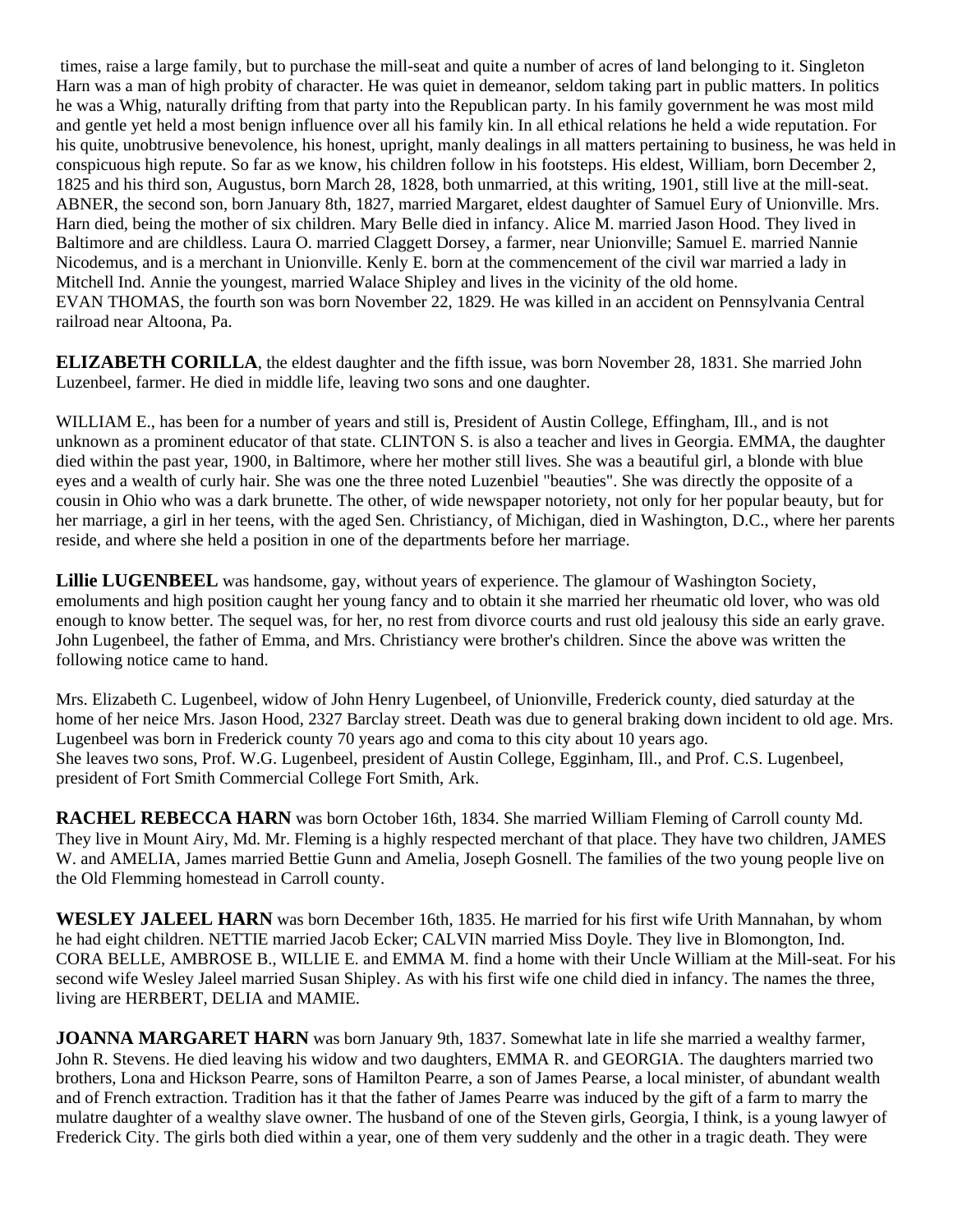times, raise a large family, but to purchase the mill-seat and quite a number of acres of land belonging to it. Singleton Harn was a man of high probity of character. He was quiet in demeanor, seldom taking part in public matters. In politics he was a Whig, naturally drifting from that party into the Republican party. In his family government he was most mild and gentle yet held a most benign influence over all his family kin. In all ethical relations he held a wide reputation. For his quite, unobtrusive benevolence, his honest, upright, manly dealings in all matters pertaining to business, he was held in conspicuous high repute. So far as we know, his children follow in his footsteps. His eldest, William, born December 2, 1825 and his third son, Augustus, born March 28, 1828, both unmarried, at this writing, 1901, still live at the mill-seat. ABNER, the second son, born January 8th, 1827, married Margaret, eldest daughter of Samuel Eury of Unionville. Mrs. Harn died, being the mother of six children. Mary Belle died in infancy. Alice M. married Jason Hood. They lived in Baltimore and are childless. Laura O. married Claggett Dorsey, a farmer, near Unionville; Samuel E. married Nannie Nicodemus, and is a merchant in Unionville. Kenly E. born at the commencement of the civil war married a lady in Mitchell Ind. Annie the youngest, married Walace Shipley and lives in the vicinity of the old home.
EVAN THOMAS, the fourth son was born November 22, 1829. He was killed in an accident on Pennsylvania Central railroad near Altoona, Pa.

**ELIZABETH CORILLA**, the eldest daughter and the fifth issue, was born November 28, 1831. She married John Luzenbeel, farmer. He died in middle life, leaving two sons and one daughter.

WILLIAM E., has been for a number of years and still is, President of Austin College, Effingham, Ill., and is not unknown as a prominent educator of that state. CLINTON S. is also a teacher and lives in Georgia. EMMA, the daughter died within the past year, 1900, in Baltimore, where her mother still lives. She was a beautiful girl, a blonde with blue eyes and a wealth of curly hair. She was one the three noted Luzenbiel "beauties". She was directly the opposite of a cousin in Ohio who was a dark brunette. The other, of wide newspaper notoriety, not only for her popular beauty, but for her marriage, a girl in her teens, with the aged Sen. Christiancy, of Michigan, died in Washington, D.C., where her parents reside, and where she held a position in one of the departments before her marriage.

**Lillie LUGENBEEL** was handsome, gay, without years of experience. The glamour of Washington Society, emoluments and high position caught her young fancy and to obtain it she married her rheumatic old lover, who was old enough to know better. The sequel was, for her, no rest from divorce courts and rust old jealousy this side an early grave. John Lugenbeel, the father of Emma, and Mrs. Christiancy were brother's children. Since the above was written the following notice came to hand.

Mrs. Elizabeth C. Lugenbeel, widow of John Henry Lugenbeel, of Unionville, Frederick county, died saturday at the home of her neice Mrs. Jason Hood, 2327 Barclay street. Death was due to general braking down incident to old age. Mrs. Lugenbeel was born in Frederick county 70 years ago and coma to this city about 10 years ago.
She leaves two sons, Prof. W.G. Lugenbeel, president of Austin College, Egginham, Ill., and Prof. C.S. Lugenbeel, president of Fort Smith Commercial College Fort Smith, Ark.

**RACHEL REBECCA HARN** was born October 16th, 1834. She married William Fleming of Carroll county Md. They live in Mount Airy, Md. Mr. Fleming is a highly respected merchant of that place. They have two children, JAMES W. and AMELIA, James married Bettie Gunn and Amelia, Joseph Gosnell. The families of the two young people live on the Old Flemming homestead in Carroll county.

**WESLEY JALEEL HARN** was born December 16th, 1835. He married for his first wife Urith Mannahan, by whom he had eight children. NETTIE married Jacob Ecker; CALVIN married Miss Doyle. They live in Blomongton, Ind. CORA BELLE, AMBROSE B., WILLIE E. and EMMA M. find a home with their Uncle William at the Mill-seat. For his second wife Wesley Jaleel married Susan Shipley. As with his first wife one child died in infancy. The names the three, living are HERBERT, DELIA and MAMIE.

**JOANNA MARGARET HARN** was born January 9th, 1837. Somewhat late in life she married a wealthy farmer, John R. Stevens. He died leaving his widow and two daughters, EMMA R. and GEORGIA. The daughters married two brothers, Lona and Hickson Pearre, sons of Hamilton Pearre, a son of James Pearse, a local minister, of abundant wealth and of French extraction. Tradition has it that the father of James Pearre was induced by the gift of a farm to marry the mulatre daughter of a wealthy slave owner. The husband of one of the Steven girls, Georgia, I think, is a young lawyer of Frederick City. The girls both died within a year, one of them very suddenly and the other in a tragic death. They were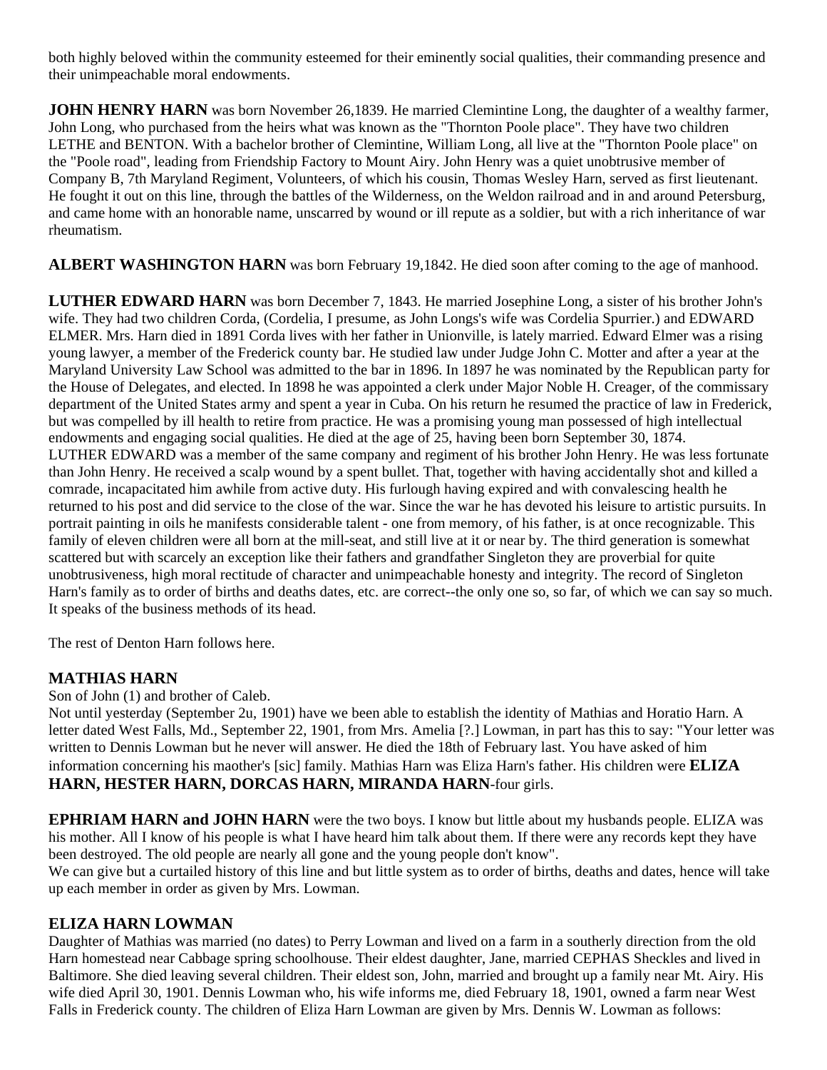both highly beloved within the community esteemed for their eminently social qualities, their commanding presence and their unimpeachable moral endowments.

**JOHN HENRY HARN** was born November 26,1839. He married Clemintine Long, the daughter of a wealthy farmer, John Long, who purchased from the heirs what was known as the "Thornton Poole place". They have two children LETHE and BENTON. With a bachelor brother of Clemintine, William Long, all live at the "Thornton Poole place" on the "Poole road", leading from Friendship Factory to Mount Airy. John Henry was a quiet unobtrusive member of Company B, 7th Maryland Regiment, Volunteers, of which his cousin, Thomas Wesley Harn, served as first lieutenant. He fought it out on this line, through the battles of the Wilderness, on the Weldon railroad and in and around Petersburg, and came home with an honorable name, unscarred by wound or ill repute as a soldier, but with a rich inheritance of war rheumatism.

**ALBERT WASHINGTON HARN** was born February 19,1842. He died soon after coming to the age of manhood.

**LUTHER EDWARD HARN** was born December 7, 1843. He married Josephine Long, a sister of his brother John's wife. They had two children Corda, (Cordelia, I presume, as John Longs's wife was Cordelia Spurrier.) and EDWARD ELMER. Mrs. Harn died in 1891 Corda lives with her father in Unionville, is lately married. Edward Elmer was a rising young lawyer, a member of the Frederick county bar. He studied law under Judge John C. Motter and after a year at the Maryland University Law School was admitted to the bar in 1896. In 1897 he was nominated by the Republican party for the House of Delegates, and elected. In 1898 he was appointed a clerk under Major Noble H. Creager, of the commissary department of the United States army and spent a year in Cuba. On his return he resumed the practice of law in Frederick, but was compelled by ill health to retire from practice. He was a promising young man possessed of high intellectual endowments and engaging social qualities. He died at the age of 25, having been born September 30, 1874.
LUTHER EDWARD was a member of the same company and regiment of his brother John Henry. He was less fortunate than John Henry. He received a scalp wound by a spent bullet. That, together with having accidentally shot and killed a comrade, incapacitated him awhile from active duty. His furlough having expired and with convalescing health he returned to his post and did service to the close of the war. Since the war he has devoted his leisure to artistic pursuits. In portrait painting in oils he manifests considerable talent - one from memory, of his father, is at once recognizable. This family of eleven children were all born at the mill-seat, and still live at it or near by. The third generation is somewhat scattered but with scarcely an exception like their fathers and grandfather Singleton they are proverbial for quite unobtrusiveness, high moral rectitude of character and unimpeachable honesty and integrity. The record of Singleton Harn's family as to order of births and deaths dates, etc. are correct--the only one so, so far, of which we can say so much. It speaks of the business methods of its head.

The rest of Denton Harn follows here.

### MATHIAS HARN

Son of John (1) and brother of Caleb.
Not until yesterday (September 2u, 1901) have we been able to establish the identity of Mathias and Horatio Harn. A letter dated West Falls, Md., September 22, 1901, from Mrs. Amelia [?.] Lowman, in part has this to say: "Your letter was written to Dennis Lowman but he never will answer. He died the 18th of February last. You have asked of him information concerning his maother's [sic] family. Mathias Harn was Eliza Harn's father. His children were **ELIZA HARN, HESTER HARN, DORCAS HARN, MIRANDA HARN**-four girls.

**EPHRIAM HARN and JOHN HARN** were the two boys. I know but little about my husbands people. ELIZA was his mother. All I know of his people is what I have heard him talk about them. If there were any records kept they have been destroyed. The old people are nearly all gone and the young people don't know".
We can give but a curtailed history of this line and but little system as to order of births, deaths and dates, hence will take up each member in order as given by Mrs. Lowman.

### ELIZA HARN LOWMAN

Daughter of Mathias was married (no dates) to Perry Lowman and lived on a farm in a southerly direction from the old Harn homestead near Cabbage spring schoolhouse. Their eldest daughter, Jane, married CEPHAS Sheckles and lived in Baltimore. She died leaving several children. Their eldest son, John, married and brought up a family near Mt. Airy. His wife died April 30, 1901. Dennis Lowman who, his wife informs me, died February 18, 1901, owned a farm near West Falls in Frederick county. The children of Eliza Harn Lowman are given by Mrs. Dennis W. Lowman as follows: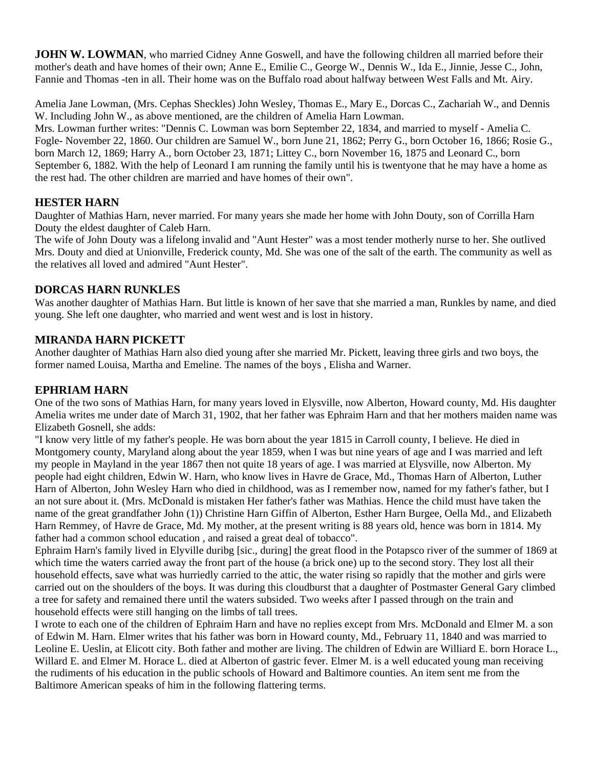**JOHN W. LOWMAN**, who married Cidney Anne Goswell, and have the following children all married before their mother's death and have homes of their own; Anne E., Emilie C., George W., Dennis W., Ida E., Jinnie, Jesse C., John, Fannie and Thomas -ten in all. Their home was on the Buffalo road about halfway between West Falls and Mt. Airy.

Amelia Jane Lowman, (Mrs. Cephas Sheckles) John Wesley, Thomas E., Mary E., Dorcas C., Zachariah W., and Dennis W. Including John W., as above mentioned, are the children of Amelia Harn Lowman.
Mrs. Lowman further writes: "Dennis C. Lowman was born September 22, 1834, and married to myself - Amelia C. Fogle- November 22, 1860. Our children are Samuel W., born June 21, 1862; Perry G., born October 16, 1866; Rosie G., born March 12, 1869; Harry A., born October 23, 1871; Littey C., born November 16, 1875 and Leonard C., born September 6, 1882. With the help of Leonard I am running the family until his is twentyone that he may have a home as the rest had. The other children are married and have homes of their own".

### HESTER HARN

Daughter of Mathias Harn, never married. For many years she made her home with John Douty, son of Corrilla Harn Douty the eldest daughter of Caleb Harn.
The wife of John Douty was a lifelong invalid and "Aunt Hester" was a most tender motherly nurse to her. She outlived Mrs. Douty and died at Unionville, Frederick county, Md. She was one of the salt of the earth. The community as well as the relatives all loved and admired "Aunt Hester".

### DORCAS HARN RUNKLES

Was another daughter of Mathias Harn. But little is known of her save that she married a man, Runkles by name, and died young. She left one daughter, who married and went west and is lost in history.

### MIRANDA HARN PICKETT

Another daughter of Mathias Harn also died young after she married Mr. Pickett, leaving three girls and two boys, the former named Louisa, Martha and Emeline. The names of the boys , Elisha and Warner.

### EPHRIAM HARN

One of the two sons of Mathias Harn, for many years loved in Elysville, now Alberton, Howard county, Md. His daughter Amelia writes me under date of March 31, 1902, that her father was Ephraim Harn and that her mothers maiden name was Elizabeth Gosnell, she adds:
"I know very little of my father's people. He was born about the year 1815 in Carroll county, I believe. He died in Montgomery county, Maryland along about the year 1859, when I was but nine years of age and I was married and left my people in Mayland in the year 1867 then not quite 18 years of age. I was married at Elysville, now Alberton. My people had eight children, Edwin W. Harn, who know lives in Havre de Grace, Md., Thomas Harn of Alberton, Luther Harn of Alberton, John Wesley Harn who died in childhood, was as I remember now, named for my father's father, but I an not sure about it. (Mrs. McDonald is mistaken Her father's father was Mathias. Hence the child must have taken the name of the great grandfather John (1)) Christine Harn Giffin of Alberton, Esther Harn Burgee, Oella Md., and Elizabeth Harn Remmey, of Havre de Grace, Md. My mother, at the present writing is 88 years old, hence was born in 1814. My father had a common school education , and raised a great deal of tobacco".
Ephraim Harn's family lived in Elyville duribg [sic., during] the great flood in the Potapsco river of the summer of 1869 at which time the waters carried away the front part of the house (a brick one) up to the second story. They lost all their household effects, save what was hurriedly carried to the attic, the water rising so rapidly that the mother and girls were carried out on the shoulders of the boys. It was during this cloudburst that a daughter of Postmaster General Gary climbed a tree for safety and remained there until the waters subsided. Two weeks after I passed through on the train and household effects were still hanging on the limbs of tall trees.
I wrote to each one of the children of Ephraim Harn and have no replies except from Mrs. McDonald and Elmer M. a son of Edwin M. Harn. Elmer writes that his father was born in Howard county, Md., February 11, 1840 and was married to Leoline E. Ueslin, at Elicott city. Both father and mother are living. The children of Edwin are Williard E. born Horace L., Willard E. and Elmer M. Horace L. died at Alberton of gastric fever. Elmer M. is a well educated young man receiving the rudiments of his education in the public schools of Howard and Baltimore counties. An item sent me from the Baltimore American speaks of him in the following flattering terms.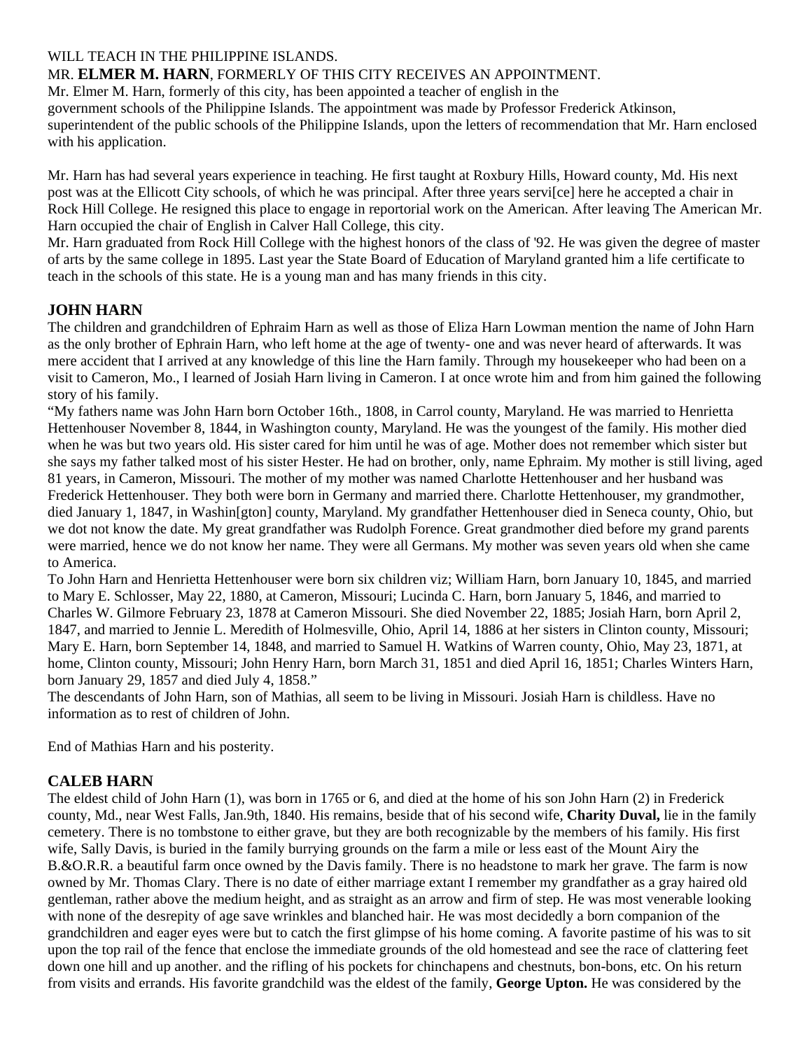WILL TEACH IN THE PHILIPPINE ISLANDS.

MR. **ELMER M. HARN**, FORMERLY OF THIS CITY RECEIVES AN APPOINTMENT.

Mr. Elmer M. Harn, formerly of this city, has been appointed a teacher of english in the government schools of the Philippine Islands. The appointment was made by Professor Frederick Atkinson, superintendent of the public schools of the Philippine Islands, upon the letters of recommendation that Mr. Harn enclosed with his application.

Mr. Harn has had several years experience in teaching. He first taught at Roxbury Hills, Howard county, Md. His next post was at the Ellicott City schools, of which he was principal. After three years servi[ce] here he accepted a chair in Rock Hill College. He resigned this place to engage in reportorial work on the American. After leaving The American Mr. Harn occupied the chair of English in Calver Hall College, this city.

Mr. Harn graduated from Rock Hill College with the highest honors of the class of '92. He was given the degree of master of arts by the same college in 1895. Last year the State Board of Education of Maryland granted him a life certificate to teach in the schools of this state. He is a young man and has many friends in this city.

## JOHN HARN

The children and grandchildren of Ephraim Harn as well as those of Eliza Harn Lowman mention the name of John Harn as the only brother of Ephrain Harn, who left home at the age of twenty- one and was never heard of afterwards. It was mere accident that I arrived at any knowledge of this line the Harn family. Through my housekeeper who had been on a visit to Cameron, Mo., I learned of Josiah Harn living in Cameron. I at once wrote him and from him gained the following story of his family.

"My fathers name was John Harn born October 16th., 1808, in Carrol county, Maryland. He was married to Henrietta Hettenhouser November 8, 1844, in Washington county, Maryland. He was the youngest of the family. His mother died when he was but two years old. His sister cared for him until he was of age. Mother does not remember which sister but she says my father talked most of his sister Hester. He had on brother, only, name Ephraim. My mother is still living, aged 81 years, in Cameron, Missouri. The mother of my mother was named Charlotte Hettenhouser and her husband was Frederick Hettenhouser. They both were born in Germany and married there. Charlotte Hettenhouser, my grandmother, died January 1, 1847, in Washin[gton] county, Maryland. My grandfather Hettenhouser died in Seneca county, Ohio, but we dot not know the date. My great grandfather was Rudolph Forence. Great grandmother died before my grand parents were married, hence we do not know her name. They were all Germans. My mother was seven years old when she came to America.

To John Harn and Henrietta Hettenhouser were born six children viz; William Harn, born January 10, 1845, and married to Mary E. Schlosser, May 22, 1880, at Cameron, Missouri; Lucinda C. Harn, born January 5, 1846, and married to Charles W. Gilmore February 23, 1878 at Cameron Missouri. She died November 22, 1885; Josiah Harn, born April 2, 1847, and married to Jennie L. Meredith of Holmesville, Ohio, April 14, 1886 at her sisters in Clinton county, Missouri; Mary E. Harn, born September 14, 1848, and married to Samuel H. Watkins of Warren county, Ohio, May 23, 1871, at home, Clinton county, Missouri; John Henry Harn, born March 31, 1851 and died April 16, 1851; Charles Winters Harn, born January 29, 1857 and died July 4, 1858."

The descendants of John Harn, son of Mathias, all seem to be living in Missouri. Josiah Harn is childless. Have no information as to rest of children of John.

End of Mathias Harn and his posterity.

## CALEB HARN

The eldest child of John Harn (1), was born in 1765 or 6, and died at the home of his son John Harn (2) in Frederick county, Md., near West Falls, Jan.9th, 1840. His remains, beside that of his second wife, **Charity Duval,** lie in the family cemetery. There is no tombstone to either grave, but they are both recognizable by the members of his family. His first wife, Sally Davis, is buried in the family burrying grounds on the farm a mile or less east of the Mount Airy the B.&O.R.R. a beautiful farm once owned by the Davis family. There is no headstone to mark her grave. The farm is now owned by Mr. Thomas Clary. There is no date of either marriage extant I remember my grandfather as a gray haired old gentleman, rather above the medium height, and as straight as an arrow and firm of step. He was most venerable looking with none of the desrepity of age save wrinkles and blanched hair. He was most decidedly a born companion of the grandchildren and eager eyes were but to catch the first glimpse of his home coming. A favorite pastime of his was to sit upon the top rail of the fence that enclose the immediate grounds of the old homestead and see the race of clattering feet down one hill and up another. and the rifling of his pockets for chinchapens and chestnuts, bon-bons, etc. On his return from visits and errands. His favorite grandchild was the eldest of the family, **George Upton.** He was considered by the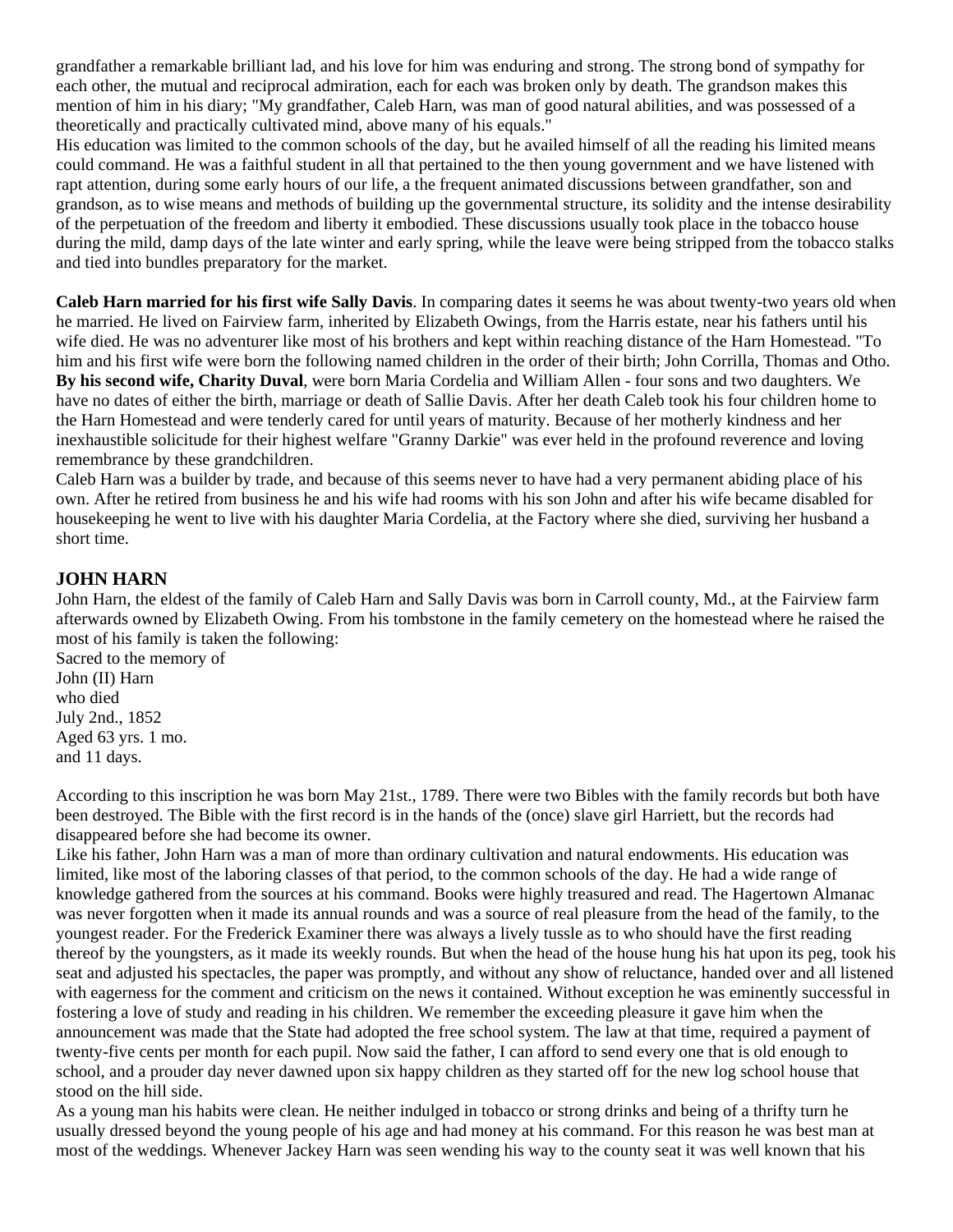grandfather a remarkable brilliant lad, and his love for him was enduring and strong. The strong bond of sympathy for each other, the mutual and reciprocal admiration, each for each was broken only by death. The grandson makes this mention of him in his diary; "My grandfather, Caleb Harn, was man of good natural abilities, and was possessed of a theoretically and practically cultivated mind, above many of his equals."

His education was limited to the common schools of the day, but he availed himself of all the reading his limited means could command. He was a faithful student in all that pertained to the then young government and we have listened with rapt attention, during some early hours of our life, a the frequent animated discussions between grandfather, son and grandson, as to wise means and methods of building up the governmental structure, its solidity and the intense desirability of the perpetuation of the freedom and liberty it embodied. These discussions usually took place in the tobacco house during the mild, damp days of the late winter and early spring, while the leave were being stripped from the tobacco stalks and tied into bundles preparatory for the market.

**Caleb Harn married for his first wife Sally Davis**. In comparing dates it seems he was about twenty-two years old when he married. He lived on Fairview farm, inherited by Elizabeth Owings, from the Harris estate, near his fathers until his wife died. He was no adventurer like most of his brothers and kept within reaching distance of the Harn Homestead. "To him and his first wife were born the following named children in the order of their birth; John Corrilla, Thomas and Otho. **By his second wife, Charity Duval**, were born Maria Cordelia and William Allen - four sons and two daughters. We have no dates of either the birth, marriage or death of Sallie Davis. After her death Caleb took his four children home to the Harn Homestead and were tenderly cared for until years of maturity. Because of her motherly kindness and her inexhaustible solicitude for their highest welfare "Granny Darkie" was ever held in the profound reverence and loving remembrance by these grandchildren.

Caleb Harn was a builder by trade, and because of this seems never to have had a very permanent abiding place of his own. After he retired from business he and his wife had rooms with his son John and after his wife became disabled for housekeeping he went to live with his daughter Maria Cordelia, at the Factory where she died, surviving her husband a short time.

## JOHN HARN

John Harn, the eldest of the family of Caleb Harn and Sally Davis was born in Carroll county, Md., at the Fairview farm afterwards owned by Elizabeth Owing. From his tombstone in the family cemetery on the homestead where he raised the most of his family is taken the following:

Sacred to the memory of  
John (II) Harn  
who died  
July 2nd., 1852  
Aged 63 yrs. 1 mo.  
and 11 days.

According to this inscription he was born May 21st., 1789. There were two Bibles with the family records but both have been destroyed. The Bible with the first record is in the hands of the (once) slave girl Harriett, but the records had disappeared before she had become its owner.

Like his father, John Harn was a man of more than ordinary cultivation and natural endowments. His education was limited, like most of the laboring classes of that period, to the common schools of the day. He had a wide range of knowledge gathered from the sources at his command. Books were highly treasured and read. The Hagertown Almanac was never forgotten when it made its annual rounds and was a source of real pleasure from the head of the family, to the youngest reader. For the Frederick Examiner there was always a lively tussle as to who should have the first reading thereof by the youngsters, as it made its weekly rounds. But when the head of the house hung his hat upon its peg, took his seat and adjusted his spectacles, the paper was promptly, and without any show of reluctance, handed over and all listened with eagerness for the comment and criticism on the news it contained. Without exception he was eminently successful in fostering a love of study and reading in his children. We remember the exceeding pleasure it gave him when the announcement was made that the State had adopted the free school system. The law at that time, required a payment of twenty-five cents per month for each pupil. Now said the father, I can afford to send every one that is old enough to school, and a prouder day never dawned upon six happy children as they started off for the new log school house that stood on the hill side.

As a young man his habits were clean. He neither indulged in tobacco or strong drinks and being of a thrifty turn he usually dressed beyond the young people of his age and had money at his command. For this reason he was best man at most of the weddings. Whenever Jackey Harn was seen wending his way to the county seat it was well known that his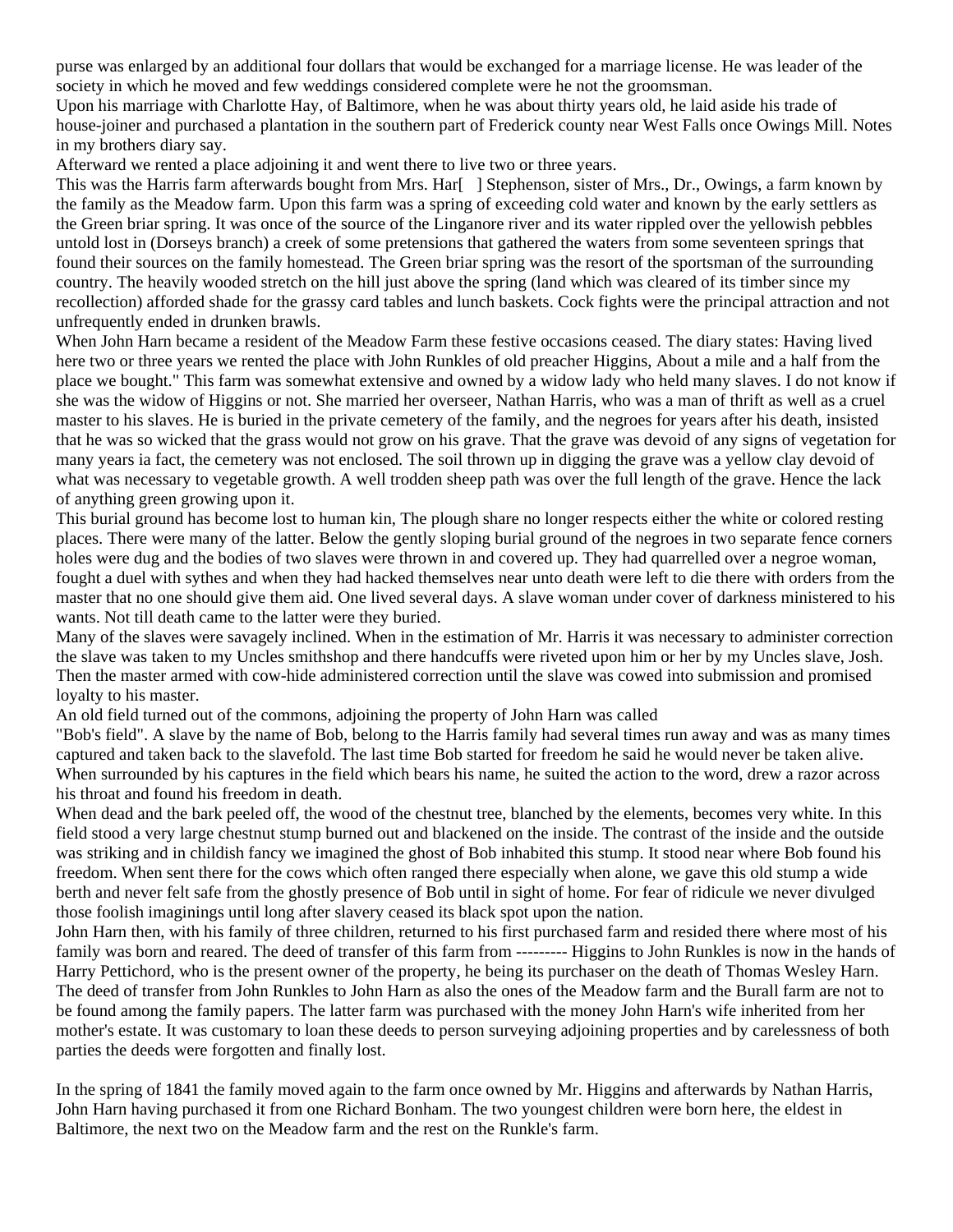purse was enlarged by an additional four dollars that would be exchanged for a marriage license. He was leader of the society in which he moved and few weddings considered complete were he not the groomsman.

Upon his marriage with Charlotte Hay, of Baltimore, when he was about thirty years old, he laid aside his trade of house-joiner and purchased a plantation in the southern part of Frederick county near West Falls once Owings Mill. Notes in my brothers diary say.

Afterward we rented a place adjoining it and went there to live two or three years.

This was the Harris farm afterwards bought from Mrs. Har[ ] Stephenson, sister of Mrs., Dr., Owings, a farm known by the family as the Meadow farm. Upon this farm was a spring of exceeding cold water and known by the early settlers as the Green briar spring. It was once of the source of the Linganore river and its water rippled over the yellowish pebbles untold lost in (Dorseys branch) a creek of some pretensions that gathered the waters from some seventeen springs that found their sources on the family homestead. The Green briar spring was the resort of the sportsman of the surrounding country. The heavily wooded stretch on the hill just above the spring (land which was cleared of its timber since my recollection) afforded shade for the grassy card tables and lunch baskets. Cock fights were the principal attraction and not unfrequently ended in drunken brawls.

When John Harn became a resident of the Meadow Farm these festive occasions ceased. The diary states: Having lived here two or three years we rented the place with John Runkles of old preacher Higgins, About a mile and a half from the place we bought." This farm was somewhat extensive and owned by a widow lady who held many slaves. I do not know if she was the widow of Higgins or not. She married her overseer, Nathan Harris, who was a man of thrift as well as a cruel master to his slaves. He is buried in the private cemetery of the family, and the negroes for years after his death, insisted that he was so wicked that the grass would not grow on his grave. That the grave was devoid of any signs of vegetation for many years ia fact, the cemetery was not enclosed. The soil thrown up in digging the grave was a yellow clay devoid of what was necessary to vegetable growth. A well trodden sheep path was over the full length of the grave. Hence the lack of anything green growing upon it.

This burial ground has become lost to human kin, The plough share no longer respects either the white or colored resting places. There were many of the latter. Below the gently sloping burial ground of the negroes in two separate fence corners holes were dug and the bodies of two slaves were thrown in and covered up. They had quarrelled over a negroe woman, fought a duel with sythes and when they had hacked themselves near unto death were left to die there with orders from the master that no one should give them aid. One lived several days. A slave woman under cover of darkness ministered to his wants. Not till death came to the latter were they buried.

Many of the slaves were savagely inclined. When in the estimation of Mr. Harris it was necessary to administer correction the slave was taken to my Uncles smithshop and there handcuffs were riveted upon him or her by my Uncles slave, Josh. Then the master armed with cow-hide administered correction until the slave was cowed into submission and promised loyalty to his master.

An old field turned out of the commons, adjoining the property of John Harn was called "Bob's field". A slave by the name of Bob, belong to the Harris family had several times run away and was as many times captured and taken back to the slavefold. The last time Bob started for freedom he said he would never be taken alive. When surrounded by his captures in the field which bears his name, he suited the action to the word, drew a razor across his throat and found his freedom in death.

When dead and the bark peeled off, the wood of the chestnut tree, blanched by the elements, becomes very white. In this field stood a very large chestnut stump burned out and blackened on the inside. The contrast of the inside and the outside was striking and in childish fancy we imagined the ghost of Bob inhabited this stump. It stood near where Bob found his freedom. When sent there for the cows which often ranged there especially when alone, we gave this old stump a wide berth and never felt safe from the ghostly presence of Bob until in sight of home. For fear of ridicule we never divulged those foolish imaginings until long after slavery ceased its black spot upon the nation.

John Harn then, with his family of three children, returned to his first purchased farm and resided there where most of his family was born and reared. The deed of transfer of this farm from --------- Higgins to John Runkles is now in the hands of Harry Pettichord, who is the present owner of the property, he being its purchaser on the death of Thomas Wesley Harn. The deed of transfer from John Runkles to John Harn as also the ones of the Meadow farm and the Burall farm are not to be found among the family papers. The latter farm was purchased with the money John Harn's wife inherited from her mother's estate. It was customary to loan these deeds to person surveying adjoining properties and by carelessness of both parties the deeds were forgotten and finally lost.

In the spring of 1841 the family moved again to the farm once owned by Mr. Higgins and afterwards by Nathan Harris, John Harn having purchased it from one Richard Bonham. The two youngest children were born here, the eldest in Baltimore, the next two on the Meadow farm and the rest on the Runkle's farm.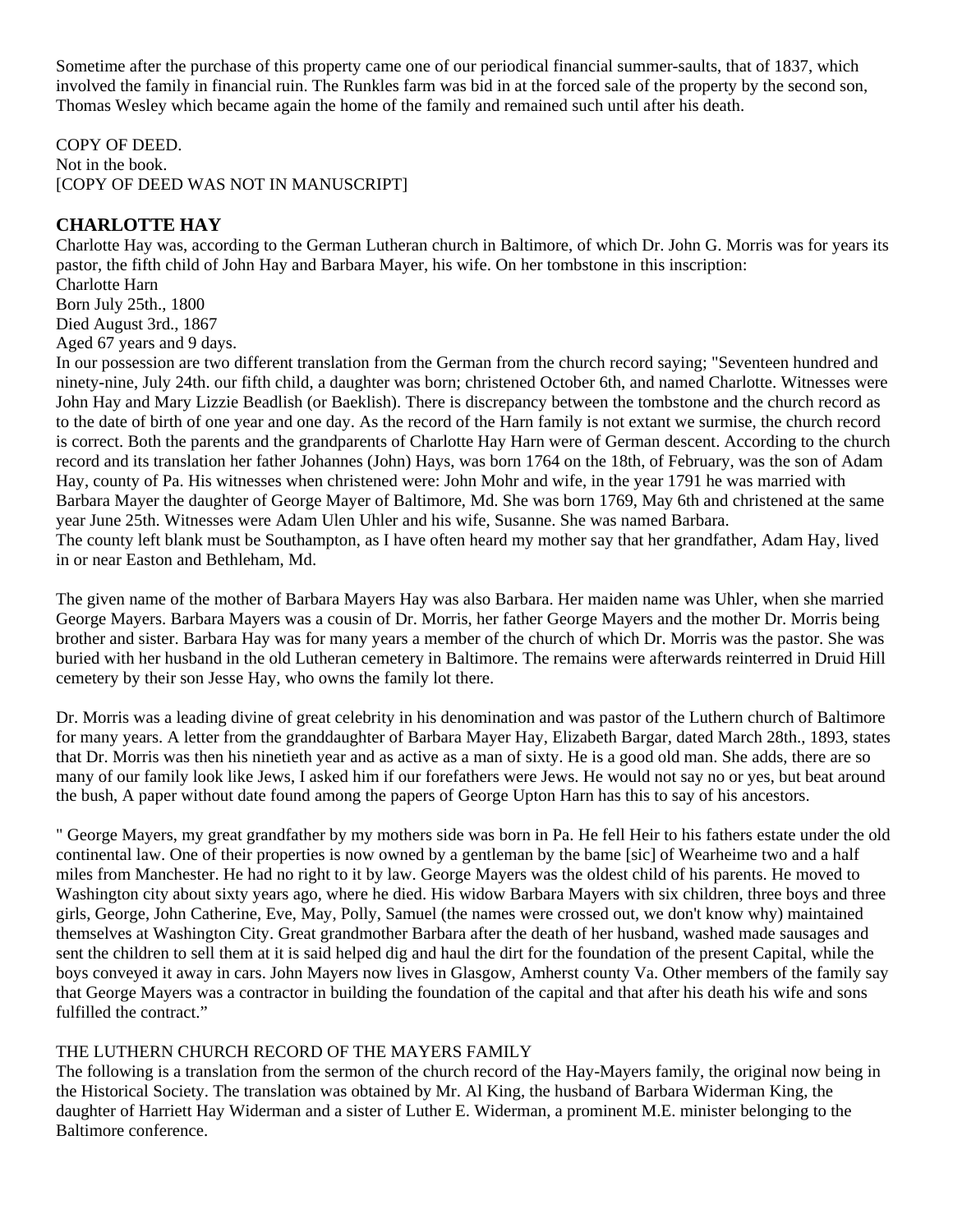Sometime after the purchase of this property came one of our periodical financial summer-saults, that of 1837, which involved the family in financial ruin. The Runkles farm was bid in at the forced sale of the property by the second son, Thomas Wesley which became again the home of the family and remained such until after his death.

COPY OF DEED.
Not in the book.
[COPY OF DEED WAS NOT IN MANUSCRIPT]

### CHARLOTTE HAY

Charlotte Hay was, according to the German Lutheran church in Baltimore, of which Dr. John G. Morris was for years its pastor, the fifth child of John Hay and Barbara Mayer, his wife. On her tombstone in this inscription:
Charlotte Harn
Born July 25th., 1800
Died August 3rd., 1867
Aged 67 years and 9 days.
In our possession are two different translation from the German from the church record saying; "Seventeen hundred and ninety-nine, July 24th. our fifth child, a daughter was born; christened October 6th, and named Charlotte. Witnesses were John Hay and Mary Lizzie Beadlish (or Baeklish). There is discrepancy between the tombstone and the church record as to the date of birth of one year and one day. As the record of the Harn family is not extant we surmise, the church record is correct. Both the parents and the grandparents of Charlotte Hay Harn were of German descent. According to the church record and its translation her father Johannes (John) Hays, was born 1764 on the 18th, of February, was the son of Adam Hay, county of Pa. His witnesses when christened were: John Mohr and wife, in the year 1791 he was married with Barbara Mayer the daughter of George Mayer of Baltimore, Md. She was born 1769, May 6th and christened at the same year June 25th. Witnesses were Adam Ulen Uhler and his wife, Susanne. She was named Barbara.
The county left blank must be Southampton, as I have often heard my mother say that her grandfather, Adam Hay, lived in or near Easton and Bethleham, Md.

The given name of the mother of Barbara Mayers Hay was also Barbara. Her maiden name was Uhler, when she married George Mayers. Barbara Mayers was a cousin of Dr. Morris, her father George Mayers and the mother Dr. Morris being brother and sister. Barbara Hay was for many years a member of the church of which Dr. Morris was the pastor. She was buried with her husband in the old Lutheran cemetery in Baltimore. The remains were afterwards reinterred in Druid Hill cemetery by their son Jesse Hay, who owns the family lot there.

Dr. Morris was a leading divine of great celebrity in his denomination and was pastor of the Luthern church of Baltimore for many years. A letter from the granddaughter of Barbara Mayer Hay, Elizabeth Bargar, dated March 28th., 1893, states that Dr. Morris was then his ninetieth year and as active as a man of sixty. He is a good old man. She adds, there are so many of our family look like Jews, I asked him if our forefathers were Jews. He would not say no or yes, but beat around the bush, A paper without date found among the papers of George Upton Harn has this to say of his ancestors.

" George Mayers, my great grandfather by my mothers side was born in Pa. He fell Heir to his fathers estate under the old continental law. One of their properties is now owned by a gentleman by the bame [sic] of Wearheime two and a half miles from Manchester. He had no right to it by law. George Mayers was the oldest child of his parents. He moved to Washington city about sixty years ago, where he died. His widow Barbara Mayers with six children, three boys and three girls, George, John Catherine, Eve, May, Polly, Samuel (the names were crossed out, we don't know why) maintained themselves at Washington City. Great grandmother Barbara after the death of her husband, washed made sausages and sent the children to sell them at it is said helped dig and haul the dirt for the foundation of the present Capital, while the boys conveyed it away in cars. John Mayers now lives in Glasgow, Amherst county Va. Other members of the family say that George Mayers was a contractor in building the foundation of the capital and that after his death his wife and sons fulfilled the contract."

THE LUTHERN CHURCH RECORD OF THE MAYERS FAMILY
The following is a translation from the sermon of the church record of the Hay-Mayers family, the original now being in the Historical Society. The translation was obtained by Mr. Al King, the husband of Barbara Widerman King, the daughter of Harriett Hay Widerman and a sister of Luther E. Widerman, a prominent M.E. minister belonging to the Baltimore conference.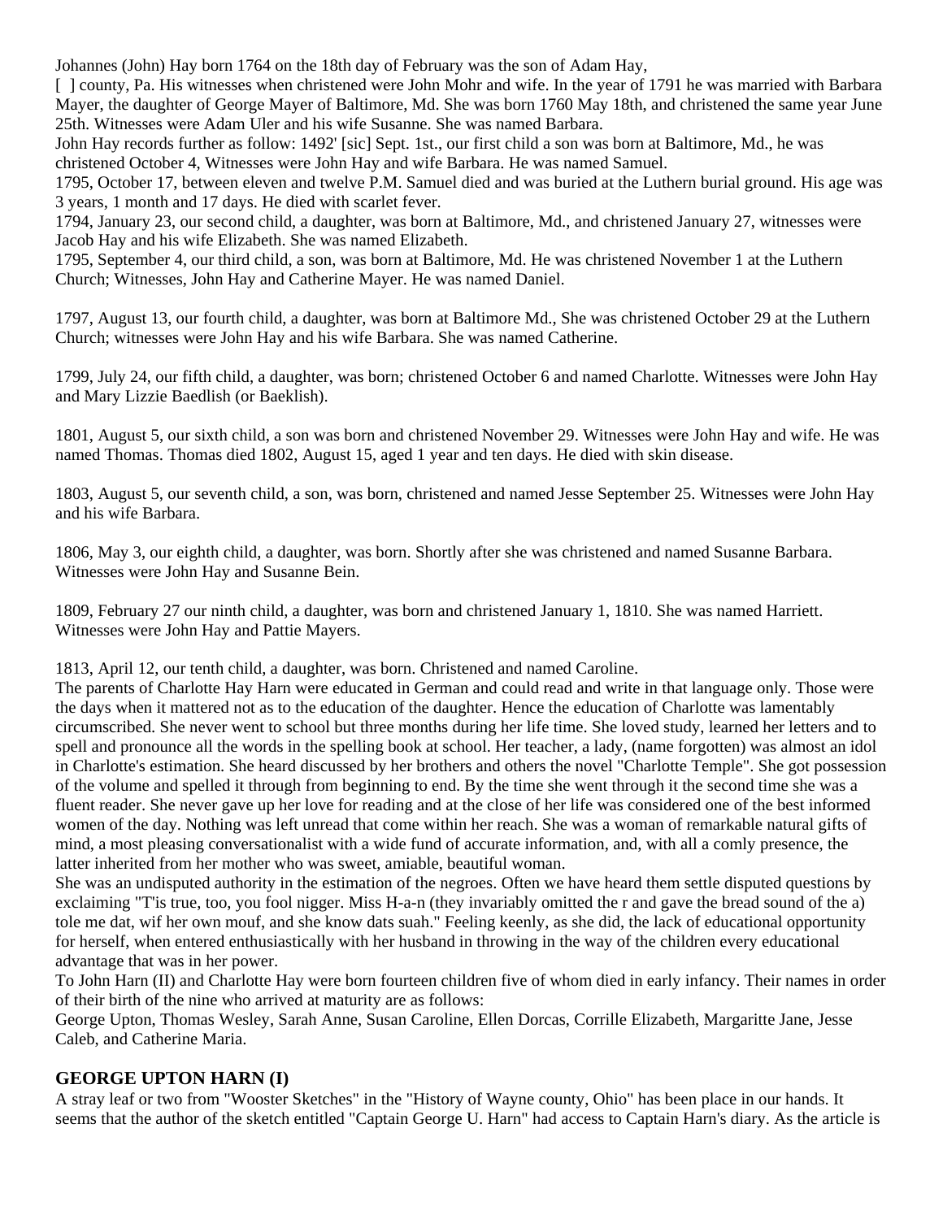Johannes (John) Hay born 1764 on the 18th day of February was the son of Adam Hay,
[ ] county, Pa. His witnesses when christened were John Mohr and wife. In the year of 1791 he was married with Barbara Mayer, the daughter of George Mayer of Baltimore, Md. She was born 1760 May 18th, and christened the same year June 25th. Witnesses were Adam Uler and his wife Susanne. She was named Barbara.
John Hay records further as follow: 1492' [sic] Sept. 1st., our first child a son was born at Baltimore, Md., he was christened October 4, Witnesses were John Hay and wife Barbara. He was named Samuel.
1795, October 17, between eleven and twelve P.M. Samuel died and was buried at the Luthern burial ground. His age was 3 years, 1 month and 17 days. He died with scarlet fever.
1794, January 23, our second child, a daughter, was born at Baltimore, Md., and christened January 27, witnesses were Jacob Hay and his wife Elizabeth. She was named Elizabeth.
1795, September 4, our third child, a son, was born at Baltimore, Md. He was christened November 1 at the Luthern Church; Witnesses, John Hay and Catherine Mayer. He was named Daniel.

1797, August 13, our fourth child, a daughter, was born at Baltimore Md., She was christened October 29 at the Luthern Church; witnesses were John Hay and his wife Barbara. She was named Catherine.

1799, July 24, our fifth child, a daughter, was born; christened October 6 and named Charlotte. Witnesses were John Hay and Mary Lizzie Baedlish (or Baeklish).

1801, August 5, our sixth child, a son was born and christened November 29. Witnesses were John Hay and wife. He was named Thomas. Thomas died 1802, August 15, aged 1 year and ten days. He died with skin disease.

1803, August 5, our seventh child, a son, was born, christened and named Jesse September 25. Witnesses were John Hay and his wife Barbara.

1806, May 3, our eighth child, a daughter, was born. Shortly after she was christened and named Susanne Barbara. Witnesses were John Hay and Susanne Bein.

1809, February 27 our ninth child, a daughter, was born and christened January 1, 1810. She was named Harriett. Witnesses were John Hay and Pattie Mayers.

1813, April 12, our tenth child, a daughter, was born. Christened and named Caroline.
The parents of Charlotte Hay Harn were educated in German and could read and write in that language only. Those were the days when it mattered not as to the education of the daughter. Hence the education of Charlotte was lamentably circumscribed. She never went to school but three months during her life time. She loved study, learned her letters and to spell and pronounce all the words in the spelling book at school. Her teacher, a lady, (name forgotten) was almost an idol in Charlotte's estimation. She heard discussed by her brothers and others the novel "Charlotte Temple". She got possession of the volume and spelled it through from beginning to end. By the time she went through it the second time she was a fluent reader. She never gave up her love for reading and at the close of her life was considered one of the best informed women of the day. Nothing was left unread that come within her reach. She was a woman of remarkable natural gifts of mind, a most pleasing conversationalist with a wide fund of accurate information, and, with all a comly presence, the latter inherited from her mother who was sweet, amiable, beautiful woman.
She was an undisputed authority in the estimation of the negroes. Often we have heard them settle disputed questions by exclaiming "T'is true, too, you fool nigger. Miss H-a-n (they invariably omitted the r and gave the bread sound of the a) tole me dat, wif her own mouf, and she know dats suah." Feeling keenly, as she did, the lack of educational opportunity for herself, when entered enthusiastically with her husband in throwing in the way of the children every educational advantage that was in her power.
To John Harn (II) and Charlotte Hay were born fourteen children five of whom died in early infancy. Their names in order of their birth of the nine who arrived at maturity are as follows:
George Upton, Thomas Wesley, Sarah Anne, Susan Caroline, Ellen Dorcas, Corrille Elizabeth, Margaritte Jane, Jesse Caleb, and Catherine Maria.

## GEORGE UPTON HARN (I)

A stray leaf or two from "Wooster Sketches" in the "History of Wayne county, Ohio" has been place in our hands. It seems that the author of the sketch entitled "Captain George U. Harn" had access to Captain Harn's diary. As the article is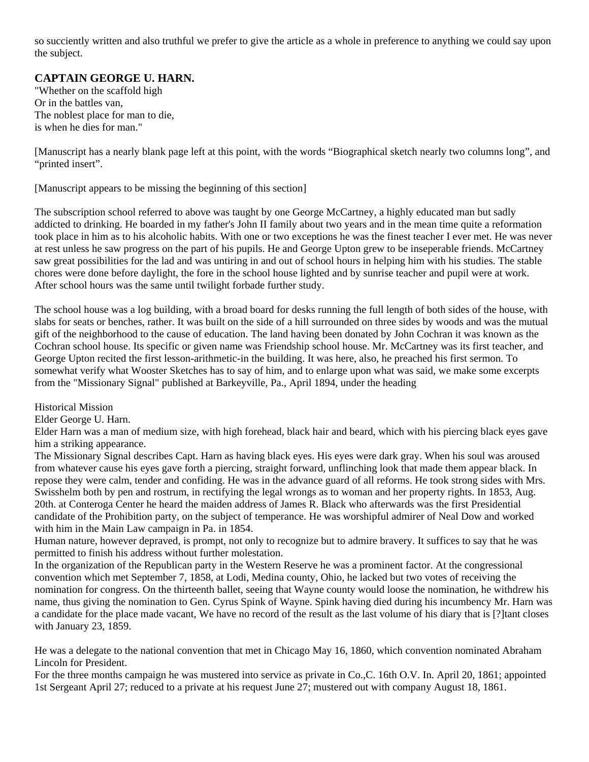so succiently written and also truthful we prefer to give the article as a whole in preference to anything we could say upon the subject.

## CAPTAIN GEORGE U. HARN.

"Whether on the scaffold high
Or in the battles van,
The noblest place for man to die,
is when he dies for man."

[Manuscript has a nearly blank page left at this point, with the words "Biographical sketch nearly two columns long", and "printed insert".

[Manuscript appears to be missing the beginning of this section]

The subscription school referred to above was taught by one George McCartney, a highly educated man but sadly addicted to drinking. He boarded in my father's John II family about two years and in the mean time quite a reformation took place in him as to his alcoholic habits. With one or two exceptions he was the finest teacher I ever met. He was never at rest unless he saw progress on the part of his pupils. He and George Upton grew to be inseperable friends. McCartney saw great possibilities for the lad and was untiring in and out of school hours in helping him with his studies. The stable chores were done before daylight, the fore in the school house lighted and by sunrise teacher and pupil were at work. After school hours was the same until twilight forbade further study.

The school house was a log building, with a broad board for desks running the full length of both sides of the house, with slabs for seats or benches, rather. It was built on the side of a hill surrounded on three sides by woods and was the mutual gift of the neighborhood to the cause of education. The land having been donated by John Cochran it was known as the Cochran school house. Its specific or given name was Friendship school house. Mr. McCartney was its first teacher, and George Upton recited the first lesson-arithmetic-in the building. It was here, also, he preached his first sermon. To somewhat verify what Wooster Sketches has to say of him, and to enlarge upon what was said, we make some excerpts from the "Missionary Signal" published at Barkeyville, Pa., April 1894, under the heading

Historical Mission
Elder George U. Harn.
Elder Harn was a man of medium size, with high forehead, black hair and beard, which with his piercing black eyes gave him a striking appearance.
The Missionary Signal describes Capt. Harn as having black eyes. His eyes were dark gray. When his soul was aroused from whatever cause his eyes gave forth a piercing, straight forward, unflinching look that made them appear black. In repose they were calm, tender and confiding. He was in the advance guard of all reforms. He took strong sides with Mrs. Swisshelm both by pen and rostrum, in rectifying the legal wrongs as to woman and her property rights. In 1853, Aug. 20th. at Conteroga Center he heard the maiden address of James R. Black who afterwards was the first Presidential candidate of the Prohibition party, on the subject of temperance. He was worshipful admirer of Neal Dow and worked with him in the Main Law campaign in Pa. in 1854.
Human nature, however depraved, is prompt, not only to recognize but to admire bravery. It suffices to say that he was permitted to finish his address without further molestation.
In the organization of the Republican party in the Western Reserve he was a prominent factor. At the congressional convention which met September 7, 1858, at Lodi, Medina county, Ohio, he lacked but two votes of receiving the nomination for congress. On the thirteenth ballet, seeing that Wayne county would loose the nomination, he withdrew his name, thus giving the nomination to Gen. Cyrus Spink of Wayne. Spink having died during his incumbency Mr. Harn was a candidate for the place made vacant, We have no record of the result as the last volume of his diary that is [?]tant closes with January 23, 1859.

He was a delegate to the national convention that met in Chicago May 16, 1860, which convention nominated Abraham Lincoln for President.
For the three months campaign he was mustered into service as private in Co.,C. 16th O.V. In. April 20, 1861; appointed 1st Sergeant April 27; reduced to a private at his request June 27; mustered out with company August 18, 1861.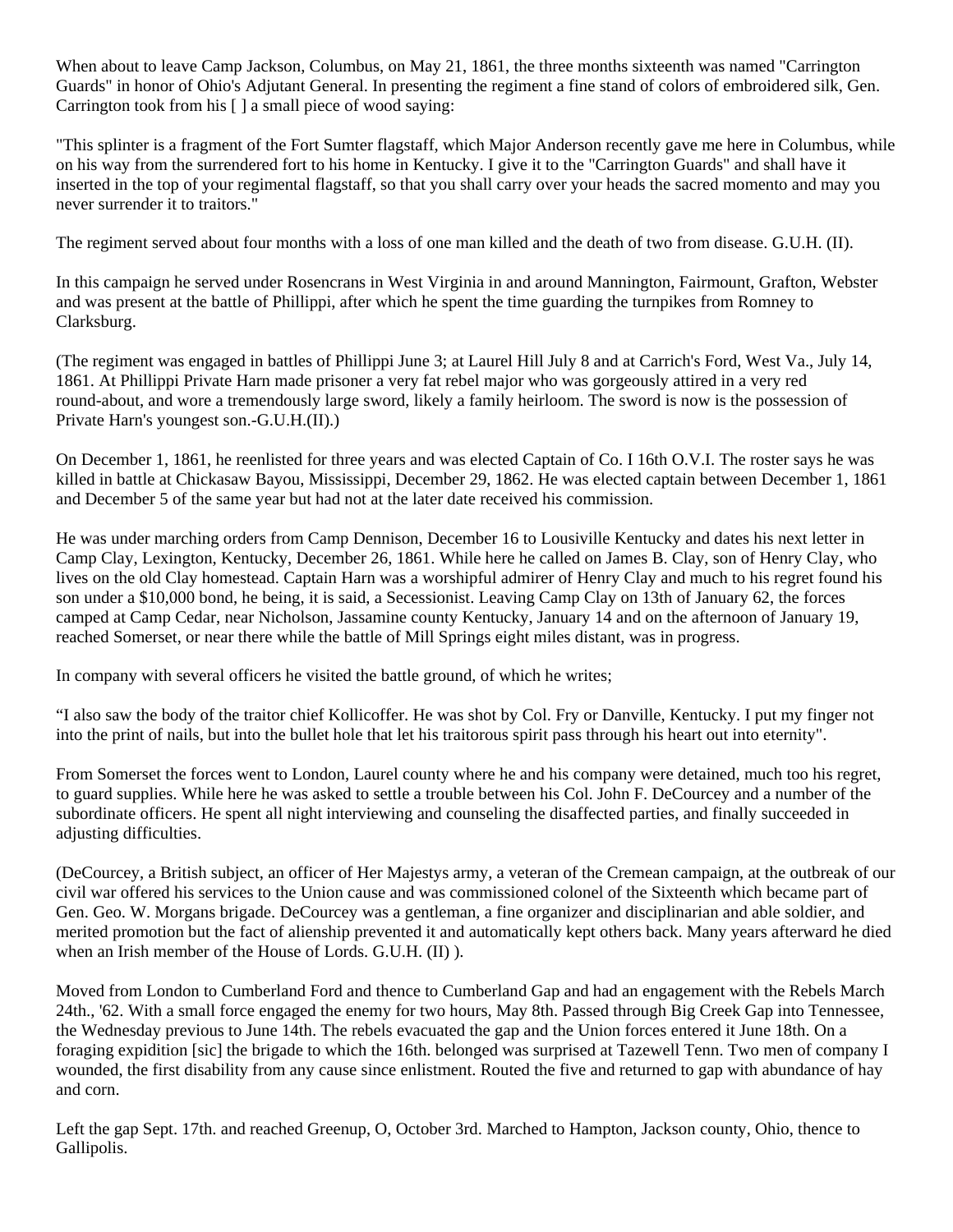When about to leave Camp Jackson, Columbus, on May 21, 1861, the three months sixteenth was named "Carrington Guards" in honor of Ohio's Adjutant General. In presenting the regiment a fine stand of colors of embroidered silk, Gen. Carrington took from his [ ] a small piece of wood saying:

"This splinter is a fragment of the Fort Sumter flagstaff, which Major Anderson recently gave me here in Columbus, while on his way from the surrendered fort to his home in Kentucky. I give it to the "Carrington Guards" and shall have it inserted in the top of your regimental flagstaff, so that you shall carry over your heads the sacred momento and may you never surrender it to traitors."

The regiment served about four months with a loss of one man killed and the death of two from disease. G.U.H. (II).

In this campaign he served under Rosencrans in West Virginia in and around Mannington, Fairmount, Grafton, Webster and was present at the battle of Phillippi, after which he spent the time guarding the turnpikes from Romney to Clarksburg.

(The regiment was engaged in battles of Phillippi June 3; at Laurel Hill July 8 and at Carrich's Ford, West Va., July 14, 1861. At Phillippi Private Harn made prisoner a very fat rebel major who was gorgeously attired in a very red round-about, and wore a tremendously large sword, likely a family heirloom. The sword is now is the possession of Private Harn's youngest son.-G.U.H.(II).)

On December 1, 1861, he reenlisted for three years and was elected Captain of Co. I 16th O.V.I. The roster says he was killed in battle at Chickasaw Bayou, Mississippi, December 29, 1862. He was elected captain between December 1, 1861 and December 5 of the same year but had not at the later date received his commission.

He was under marching orders from Camp Dennison, December 16 to Lousiville Kentucky and dates his next letter in Camp Clay, Lexington, Kentucky, December 26, 1861. While here he called on James B. Clay, son of Henry Clay, who lives on the old Clay homestead. Captain Harn was a worshipful admirer of Henry Clay and much to his regret found his son under a $10,000 bond, he being, it is said, a Secessionist. Leaving Camp Clay on 13th of January 62, the forces camped at Camp Cedar, near Nicholson, Jassamine county Kentucky, January 14 and on the afternoon of January 19, reached Somerset, or near there while the battle of Mill Springs eight miles distant, was in progress.

In company with several officers he visited the battle ground, of which he writes;

"I also saw the body of the traitor chief Kollicoffer. He was shot by Col. Fry or Danville, Kentucky. I put my finger not into the print of nails, but into the bullet hole that let his traitorous spirit pass through his heart out into eternity".

From Somerset the forces went to London, Laurel county where he and his company were detained, much too his regret, to guard supplies. While here he was asked to settle a trouble between his Col. John F. DeCourcey and a number of the subordinate officers. He spent all night interviewing and counseling the disaffected parties, and finally succeeded in adjusting difficulties.

(DeCourcey, a British subject, an officer of Her Majestys army, a veteran of the Cremean campaign, at the outbreak of our civil war offered his services to the Union cause and was commissioned colonel of the Sixteenth which became part of Gen. Geo. W. Morgans brigade. DeCourcey was a gentleman, a fine organizer and disciplinarian and able soldier, and merited promotion but the fact of alienship prevented it and automatically kept others back. Many years afterward he died when an Irish member of the House of Lords. G.U.H. (II) ).

Moved from London to Cumberland Ford and thence to Cumberland Gap and had an engagement with the Rebels March 24th., '62. With a small force engaged the enemy for two hours, May 8th. Passed through Big Creek Gap into Tennessee, the Wednesday previous to June 14th. The rebels evacuated the gap and the Union forces entered it June 18th. On a foraging expidition [sic] the brigade to which the 16th. belonged was surprised at Tazewell Tenn. Two men of company I wounded, the first disability from any cause since enlistment. Routed the five and returned to gap with abundance of hay and corn.

Left the gap Sept. 17th. and reached Greenup, O, October 3rd. Marched to Hampton, Jackson county, Ohio, thence to Gallipolis.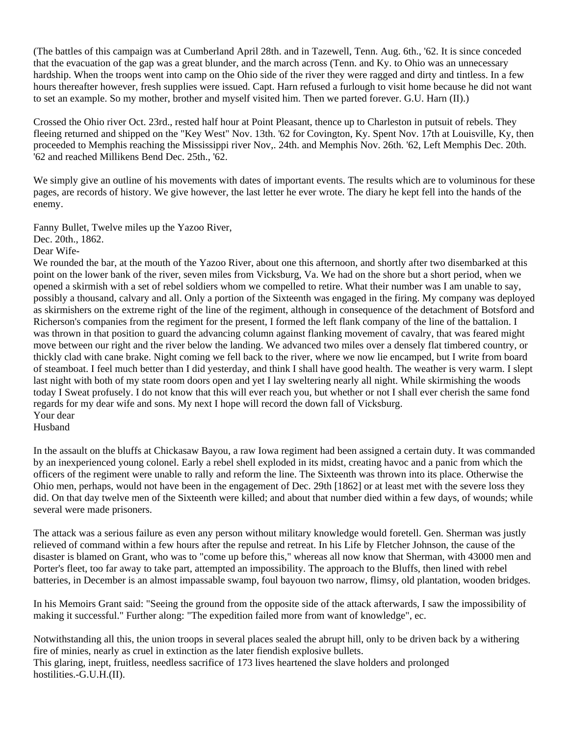(The battles of this campaign was at Cumberland April 28th. and in Tazewell, Tenn. Aug. 6th., '62. It is since conceded that the evacuation of the gap was a great blunder, and the march across (Tenn. and Ky. to Ohio was an unnecessary hardship. When the troops went into camp on the Ohio side of the river they were ragged and dirty and tintless. In a few hours thereafter however, fresh supplies were issued. Capt. Harn refused a furlough to visit home because he did not want to set an example. So my mother, brother and myself visited him. Then we parted forever. G.U. Harn (II).)

Crossed the Ohio river Oct. 23rd., rested half hour at Point Pleasant, thence up to Charleston in putsuit of rebels. They fleeing returned and shipped on the "Key West" Nov. 13th. '62 for Covington, Ky. Spent Nov. 17th at Louisville, Ky, then proceeded to Memphis reaching the Mississippi river Nov,. 24th. and Memphis Nov. 26th. '62, Left Memphis Dec. 20th. '62 and reached Millikens Bend Dec. 25th., '62.

We simply give an outline of his movements with dates of important events. The results which are to voluminous for these pages, are records of history. We give however, the last letter he ever wrote. The diary he kept fell into the hands of the enemy.

Fanny Bullet, Twelve miles up the Yazoo River,
Dec. 20th., 1862.
Dear Wife-
We rounded the bar, at the mouth of the Yazoo River, about one this afternoon, and shortly after two disembarked at this point on the lower bank of the river, seven miles from Vicksburg, Va. We had on the shore but a short period, when we opened a skirmish with a set of rebel soldiers whom we compelled to retire. What their number was I am unable to say, possibly a thousand, calvary and all. Only a portion of the Sixteenth was engaged in the firing. My company was deployed as skirmishers on the extreme right of the line of the regiment, although in consequence of the detachment of Botsford and Richerson's companies from the regiment for the present, I formed the left flank company of the line of the battalion. I was thrown in that position to guard the advancing column against flanking movement of cavalry, that was feared might move between our right and the river below the landing. We advanced two miles over a densely flat timbered country, or thickly clad with cane brake. Night coming we fell back to the river, where we now lie encamped, but I write from board of steamboat. I feel much better than I did yesterday, and think I shall have good health. The weather is very warm. I slept last night with both of my state room doors open and yet I lay sweltering nearly all night. While skirmishing the woods today I Sweat profusely. I do not know that this will ever reach you, but whether or not I shall ever cherish the same fond regards for my dear wife and sons. My next I hope will record the down fall of Vicksburg.
Your dear
Husband

In the assault on the bluffs at Chickasaw Bayou, a raw Iowa regiment had been assigned a certain duty. It was commanded by an inexperienced young colonel. Early a rebel shell exploded in its midst, creating havoc and a panic from which the officers of the regiment were unable to rally and reform the line. The Sixteenth was thrown into its place. Otherwise the Ohio men, perhaps, would not have been in the engagement of Dec. 29th [1862] or at least met with the severe loss they did. On that day twelve men of the Sixteenth were killed; and about that number died within a few days, of wounds; while several were made prisoners.

The attack was a serious failure as even any person without military knowledge would foretell. Gen. Sherman was justly relieved of command within a few hours after the repulse and retreat. In his Life by Fletcher Johnson, the cause of the disaster is blamed on Grant, who was to "come up before this," whereas all now know that Sherman, with 43000 men and Porter's fleet, too far away to take part, attempted an impossibility. The approach to the Bluffs, then lined with rebel batteries, in December is an almost impassable swamp, foul bayouon two narrow, flimsy, old plantation, wooden bridges.

In his Memoirs Grant said: "Seeing the ground from the opposite side of the attack afterwards, I saw the impossibility of making it successful." Further along: "The expedition failed more from want of knowledge", ec.

Notwithstanding all this, the union troops in several places sealed the abrupt hill, only to be driven back by a withering fire of minies, nearly as cruel in extinction as the later fiendish explosive bullets.
This glaring, inept, fruitless, needless sacrifice of 173 lives heartened the slave holders and prolonged hostilities.-G.U.H.(II).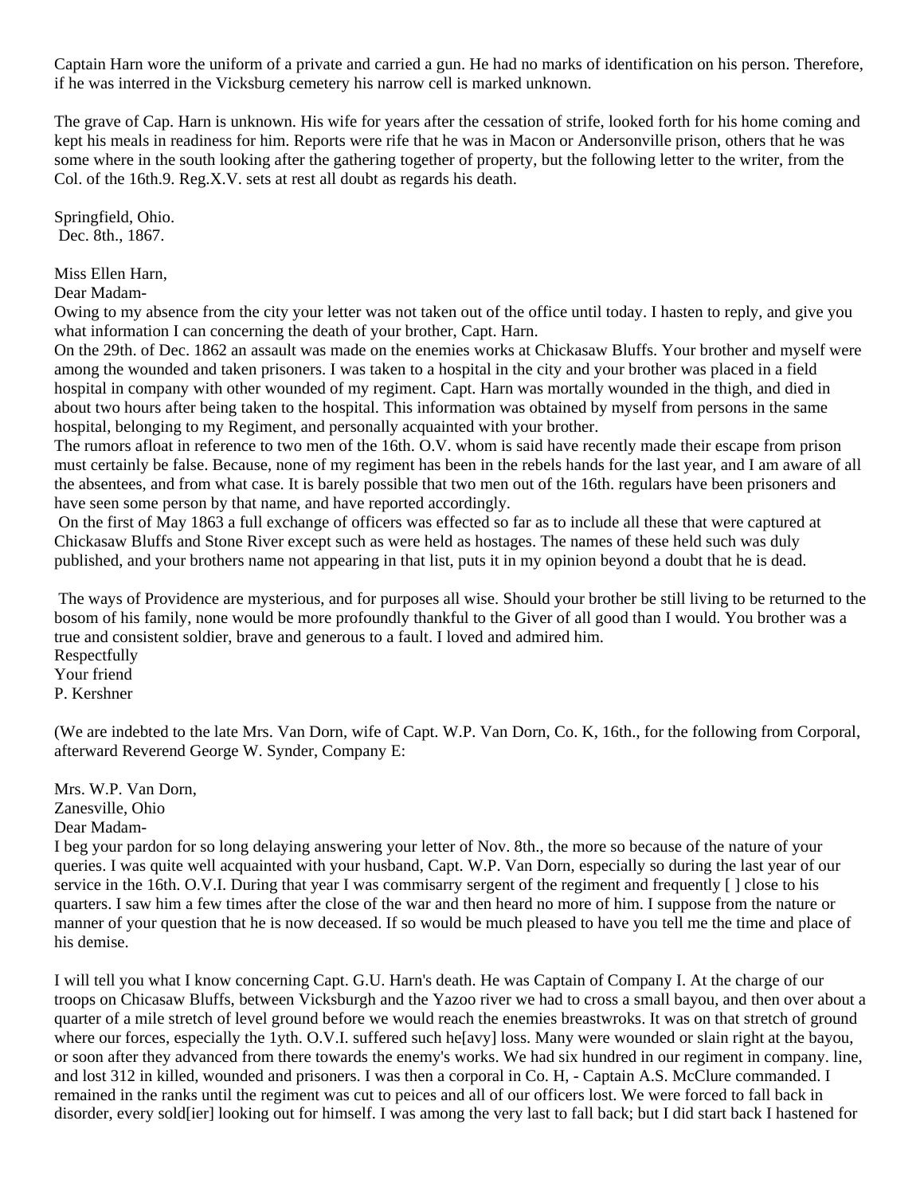Captain Harn wore the uniform of a private and carried a gun. He had no marks of identification on his person. Therefore, if he was interred in the Vicksburg cemetery his narrow cell is marked unknown.

The grave of Cap. Harn is unknown. His wife for years after the cessation of strife, looked forth for his home coming and kept his meals in readiness for him. Reports were rife that he was in Macon or Andersonville prison, others that he was some where in the south looking after the gathering together of property, but the following letter to the writer, from the Col. of the 16th.9. Reg.X.V. sets at rest all doubt as regards his death.

Springfield, Ohio.
Dec. 8th., 1867.

Miss Ellen Harn,
Dear Madam-
Owing to my absence from the city your letter was not taken out of the office until today. I hasten to reply, and give you what information I can concerning the death of your brother, Capt. Harn.
On the 29th. of Dec. 1862 an assault was made on the enemies works at Chickasaw Bluffs. Your brother and myself were among the wounded and taken prisoners. I was taken to a hospital in the city and your brother was placed in a field hospital in company with other wounded of my regiment. Capt. Harn was mortally wounded in the thigh, and died in about two hours after being taken to the hospital. This information was obtained by myself from persons in the same hospital, belonging to my Regiment, and personally acquainted with your brother.
The rumors afloat in reference to two men of the 16th. O.V. whom is said have recently made their escape from prison must certainly be false. Because, none of my regiment has been in the rebels hands for the last year, and I am aware of all the absentees, and from what case. It is barely possible that two men out of the 16th. regulars have been prisoners and have seen some person by that name, and have reported accordingly.
On the first of May 1863 a full exchange of officers was effected so far as to include all these that were captured at Chickasaw Bluffs and Stone River except such as were held as hostages. The names of these held such was duly published, and your brothers name not appearing in that list, puts it in my opinion beyond a doubt that he is dead.

The ways of Providence are mysterious, and for purposes all wise. Should your brother be still living to be returned to the bosom of his family, none would be more profoundly thankful to the Giver of all good than I would. You brother was a true and consistent soldier, brave and generous to a fault. I loved and admired him.
Respectfully
Your friend
P. Kershner

(We are indebted to the late Mrs. Van Dorn, wife of Capt. W.P. Van Dorn, Co. K, 16th., for the following from Corporal, afterward Reverend George W. Synder, Company E:

Mrs. W.P. Van Dorn,
Zanesville, Ohio
Dear Madam-
I beg your pardon for so long delaying answering your letter of Nov. 8th., the more so because of the nature of your queries. I was quite well acquainted with your husband, Capt. W.P. Van Dorn, especially so during the last year of our service in the 16th. O.V.I. During that year I was commisarry sergent of the regiment and frequently [ ] close to his quarters. I saw him a few times after the close of the war and then heard no more of him. I suppose from the nature or manner of your question that he is now deceased. If so would be much pleased to have you tell me the time and place of his demise.

I will tell you what I know concerning Capt. G.U. Harn's death. He was Captain of Company I. At the charge of our troops on Chicasaw Bluffs, between Vicksburgh and the Yazoo river we had to cross a small bayou, and then over about a quarter of a mile stretch of level ground before we would reach the enemies breastwroks. It was on that stretch of ground where our forces, especially the 1yth. O.V.I. suffered such he[avy] loss. Many were wounded or slain right at the bayou, or soon after they advanced from there towards the enemy's works. We had six hundred in our regiment in company. line, and lost 312 in killed, wounded and prisoners. I was then a corporal in Co. H, - Captain A.S. McClure commanded. I remained in the ranks until the regiment was cut to peices and all of our officers lost. We were forced to fall back in disorder, every sold[ier] looking out for himself. I was among the very last to fall back; but I did start back I hastened for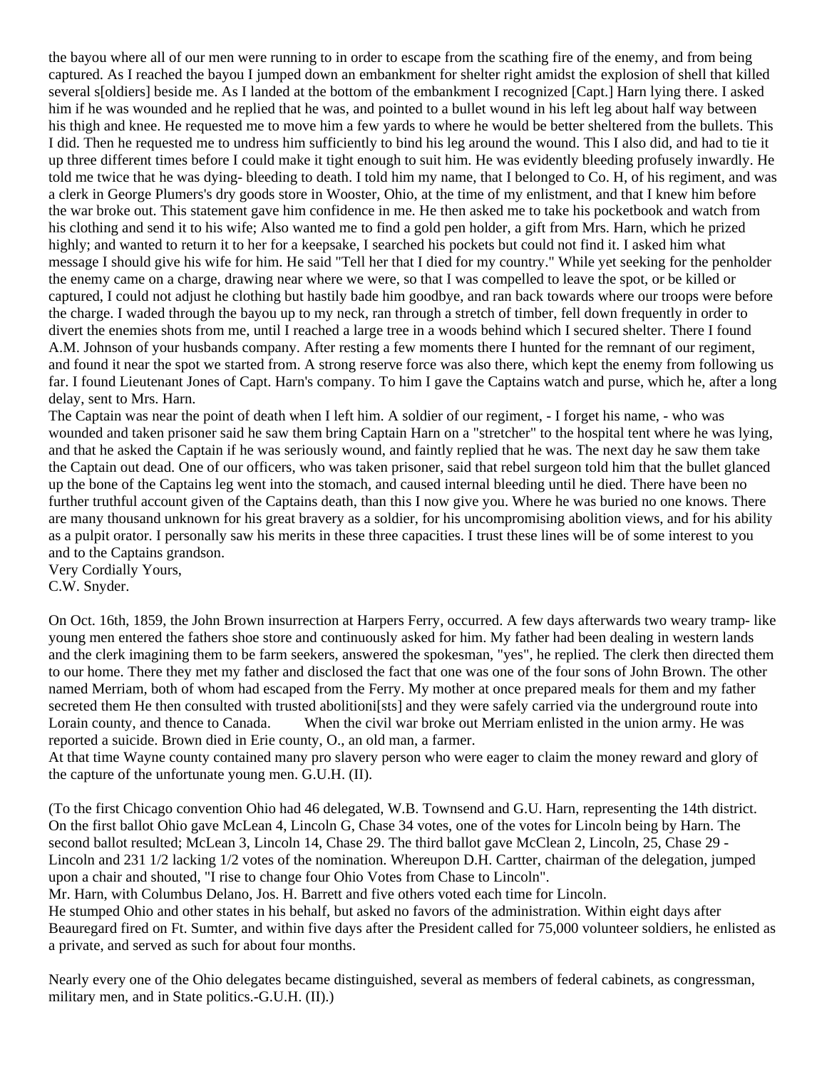the bayou where all of our men were running to in order to escape from the scathing fire of the enemy, and from being captured. As I reached the bayou I jumped down an embankment for shelter right amidst the explosion of shell that killed several s[oldiers] beside me. As I landed at the bottom of the embankment I recognized [Capt.] Harn lying there. I asked him if he was wounded and he replied that he was, and pointed to a bullet wound in his left leg about half way between his thigh and knee. He requested me to move him a few yards to where he would be better sheltered from the bullets. This I did. Then he requested me to undress him sufficiently to bind his leg around the wound. This I also did, and had to tie it up three different times before I could make it tight enough to suit him. He was evidently bleeding profusely inwardly. He told me twice that he was dying- bleeding to death. I told him my name, that I belonged to Co. H, of his regiment, and was a clerk in George Plumers's dry goods store in Wooster, Ohio, at the time of my enlistment, and that I knew him before the war broke out. This statement gave him confidence in me. He then asked me to take his pocketbook and watch from his clothing and send it to his wife; Also wanted me to find a gold pen holder, a gift from Mrs. Harn, which he prized highly; and wanted to return it to her for a keepsake, I searched his pockets but could not find it. I asked him what message I should give his wife for him. He said "Tell her that I died for my country." While yet seeking for the penholder the enemy came on a charge, drawing near where we were, so that I was compelled to leave the spot, or be killed or captured, I could not adjust he clothing but hastily bade him goodbye, and ran back towards where our troops were before the charge. I waded through the bayou up to my neck, ran through a stretch of timber, fell down frequently in order to divert the enemies shots from me, until I reached a large tree in a woods behind which I secured shelter. There I found A.M. Johnson of your husbands company. After resting a few moments there I hunted for the remnant of our regiment, and found it near the spot we started from. A strong reserve force was also there, which kept the enemy from following us far. I found Lieutenant Jones of Capt. Harn's company. To him I gave the Captains watch and purse, which he, after a long delay, sent to Mrs. Harn.

The Captain was near the point of death when I left him. A soldier of our regiment, - I forget his name, - who was wounded and taken prisoner said he saw them bring Captain Harn on a "stretcher" to the hospital tent where he was lying, and that he asked the Captain if he was seriously wound, and faintly replied that he was. The next day he saw them take the Captain out dead. One of our officers, who was taken prisoner, said that rebel surgeon told him that the bullet glanced up the bone of the Captains leg went into the stomach, and caused internal bleeding until he died. There have been no further truthful account given of the Captains death, than this I now give you. Where he was buried no one knows. There are many thousand unknown for his great bravery as a soldier, for his uncompromising abolition views, and for his ability as a pulpit orator. I personally saw his merits in these three capacities. I trust these lines will be of some interest to you and to the Captains grandson.

Very Cordially Yours,
C.W. Snyder.

On Oct. 16th, 1859, the John Brown insurrection at Harpers Ferry, occurred. A few days afterwards two weary tramp- like young men entered the fathers shoe store and continuously asked for him. My father had been dealing in western lands and the clerk imagining them to be farm seekers, answered the spokesman, "yes", he replied. The clerk then directed them to our home. There they met my father and disclosed the fact that one was one of the four sons of John Brown. The other named Merriam, both of whom had escaped from the Ferry. My mother at once prepared meals for them and my father secreted them He then consulted with trusted abolitioni[sts] and they were safely carried via the underground route into Lorain county, and thence to Canada. When the civil war broke out Merriam enlisted in the union army. He was reported a suicide. Brown died in Erie county, O., an old man, a farmer.

At that time Wayne county contained many pro slavery person who were eager to claim the money reward and glory of the capture of the unfortunate young men. G.U.H. (II).

(To the first Chicago convention Ohio had 46 delegated, W.B. Townsend and G.U. Harn, representing the 14th district. On the first ballot Ohio gave McLean 4, Lincoln G, Chase 34 votes, one of the votes for Lincoln being by Harn. The second ballot resulted; McLean 3, Lincoln 14, Chase 29. The third ballot gave McClean 2, Lincoln, 25, Chase 29 - Lincoln and 231 1/2 lacking 1/2 votes of the nomination. Whereupon D.H. Cartter, chairman of the delegation, jumped upon a chair and shouted, "I rise to change four Ohio Votes from Chase to Lincoln".

Mr. Harn, with Columbus Delano, Jos. H. Barrett and five others voted each time for Lincoln.

He stumped Ohio and other states in his behalf, but asked no favors of the administration. Within eight days after Beauregard fired on Ft. Sumter, and within five days after the President called for 75,000 volunteer soldiers, he enlisted as a private, and served as such for about four months.

Nearly every one of the Ohio delegates became distinguished, several as members of federal cabinets, as congressman, military men, and in State politics.-G.U.H. (II).)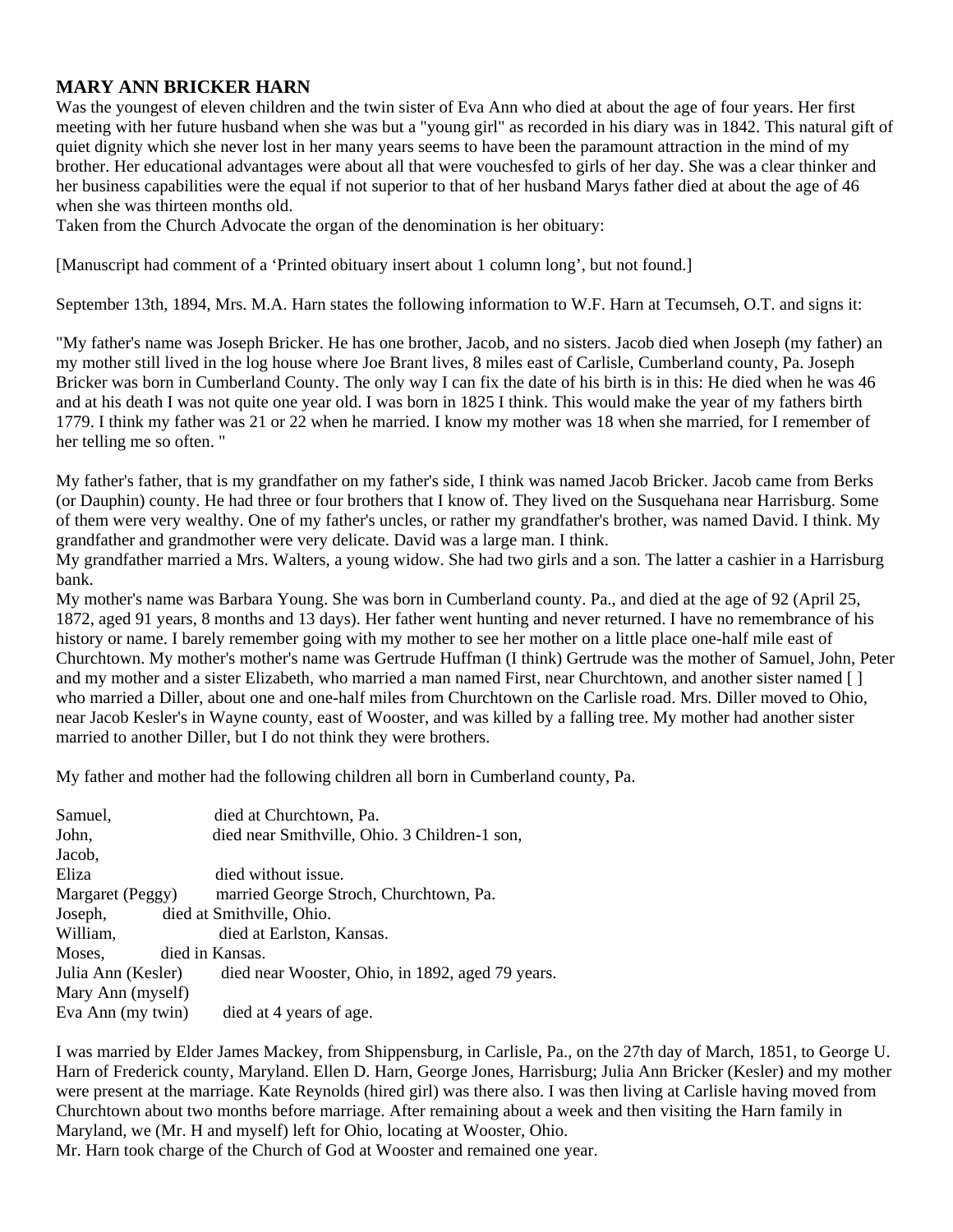### MARY ANN BRICKER HARN

Was the youngest of eleven children and the twin sister of Eva Ann who died at about the age of four years. Her first meeting with her future husband when she was but a "young girl" as recorded in his diary was in 1842. This natural gift of quiet dignity which she never lost in her many years seems to have been the paramount attraction in the mind of my brother. Her educational advantages were about all that were vouchesfed to girls of her day. She was a clear thinker and her business capabilities were the equal if not superior to that of her husband Marys father died at about the age of 46 when she was thirteen months old.

Taken from the Church Advocate the organ of the denomination is her obituary:

[Manuscript had comment of a 'Printed obituary insert about 1 column long', but not found.]

September 13th, 1894, Mrs. M.A. Harn states the following information to W.F. Harn at Tecumseh, O.T. and signs it:

"My father's name was Joseph Bricker. He has one brother, Jacob, and no sisters. Jacob died when Joseph (my father) an my mother still lived in the log house where Joe Brant lives, 8 miles east of Carlisle, Cumberland county, Pa. Joseph Bricker was born in Cumberland County. The only way I can fix the date of his birth is in this: He died when he was 46 and at his death I was not quite one year old. I was born in 1825 I think. This would make the year of my fathers birth 1779. I think my father was 21 or 22 when he married. I know my mother was 18 when she married, for I remember of her telling me so often. "

My father's father, that is my grandfather on my father's side, I think was named Jacob Bricker. Jacob came from Berks (or Dauphin) county. He had three or four brothers that I know of. They lived on the Susquehana near Harrisburg. Some of them were very wealthy. One of my father's uncles, or rather my grandfather's brother, was named David. I think. My grandfather and grandmother were very delicate. David was a large man. I think.

My grandfather married a Mrs. Walters, a young widow. She had two girls and a son. The latter a cashier in a Harrisburg bank.

My mother's name was Barbara Young. She was born in Cumberland county. Pa., and died at the age of 92 (April 25, 1872, aged 91 years, 8 months and 13 days). Her father went hunting and never returned. I have no remembrance of his history or name. I barely remember going with my mother to see her mother on a little place one-half mile east of Churchtown. My mother's mother's name was Gertrude Huffman (I think) Gertrude was the mother of Samuel, John, Peter and my mother and a sister Elizabeth, who married a man named First, near Churchtown, and another sister named [ ] who married a Diller, about one and one-half miles from Churchtown on the Carlisle road. Mrs. Diller moved to Ohio, near Jacob Kesler's in Wayne county, east of Wooster, and was killed by a falling tree. My mother had another sister married to another Diller, but I do not think they were brothers.

My father and mother had the following children all born in Cumberland county, Pa.

Samuel, died at Churchtown, Pa.
John, died near Smithville, Ohio. 3 Children-1 son,
Jacob,
Eliza died without issue.
Margaret (Peggy) married George Stroch, Churchtown, Pa.
Joseph, died at Smithville, Ohio.
William, died at Earlston, Kansas.
Moses, died in Kansas.
Julia Ann (Kesler) died near Wooster, Ohio, in 1892, aged 79 years.
Mary Ann (myself)
Eva Ann (my twin) died at 4 years of age.

I was married by Elder James Mackey, from Shippensburg, in Carlisle, Pa., on the 27th day of March, 1851, to George U. Harn of Frederick county, Maryland. Ellen D. Harn, George Jones, Harrisburg; Julia Ann Bricker (Kesler) and my mother were present at the marriage. Kate Reynolds (hired girl) was there also. I was then living at Carlisle having moved from Churchtown about two months before marriage. After remaining about a week and then visiting the Harn family in Maryland, we (Mr. H and myself) left for Ohio, locating at Wooster, Ohio.

Mr. Harn took charge of the Church of God at Wooster and remained one year.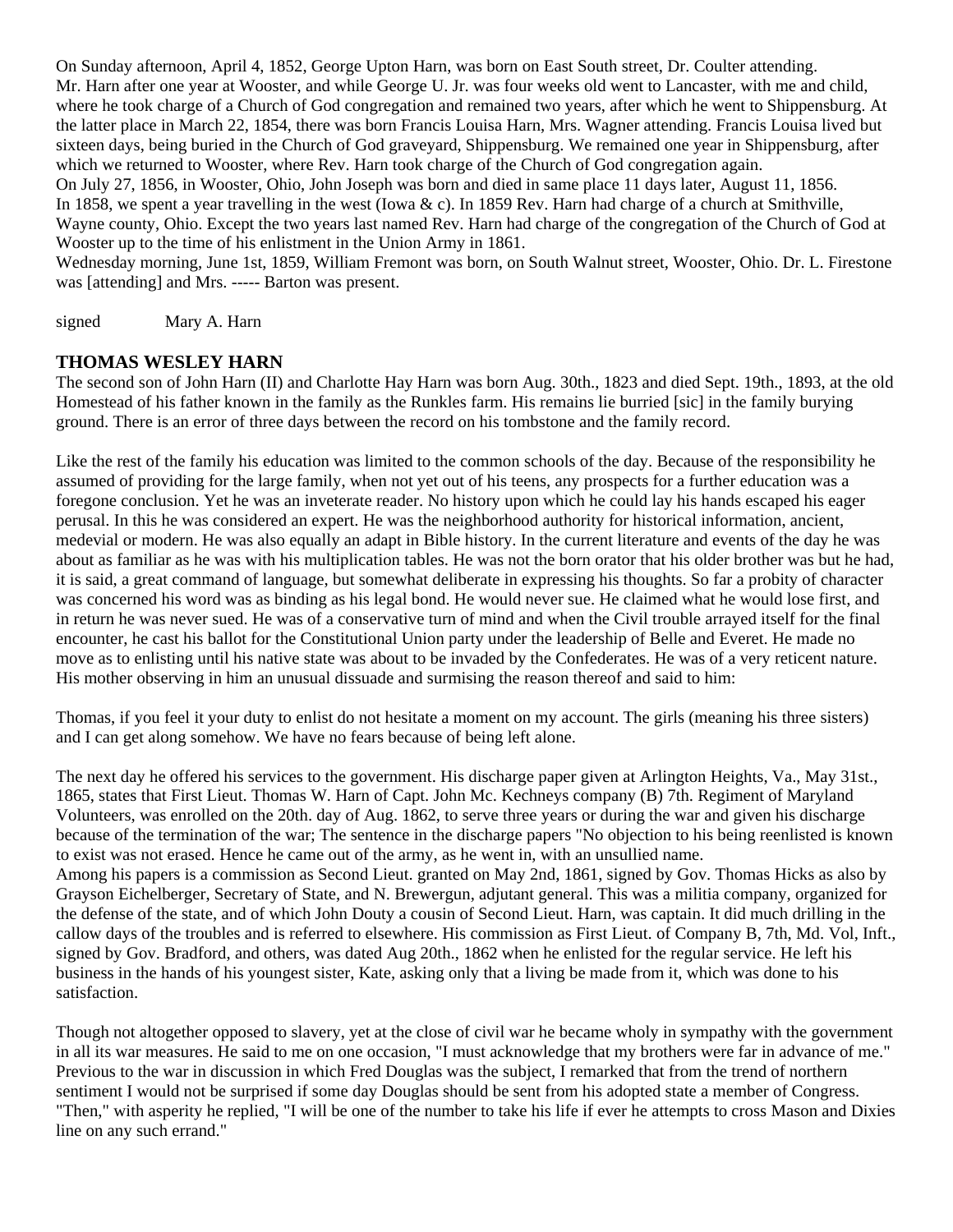On Sunday afternoon, April 4, 1852, George Upton Harn, was born on East South street, Dr. Coulter attending.
Mr. Harn after one year at Wooster, and while George U. Jr. was four weeks old went to Lancaster, with me and child, where he took charge of a Church of God congregation and remained two years, after which he went to Shippensburg. At the latter place in March 22, 1854, there was born Francis Louisa Harn, Mrs. Wagner attending. Francis Louisa lived but sixteen days, being buried in the Church of God graveyard, Shippensburg. We remained one year in Shippensburg, after which we returned to Wooster, where Rev. Harn took charge of the Church of God congregation again.
On July 27, 1856, in Wooster, Ohio, John Joseph was born and died in same place 11 days later, August 11, 1856.
In 1858, we spent a year travelling in the west (Iowa & c). In 1859 Rev. Harn had charge of a church at Smithville, Wayne county, Ohio. Except the two years last named Rev. Harn had charge of the congregation of the Church of God at Wooster up to the time of his enlistment in the Union Army in 1861.
Wednesday morning, June 1st, 1859, William Fremont was born, on South Walnut street, Wooster, Ohio. Dr. L. Firestone was [attending] and Mrs. ----- Barton was present.

signed Mary A. Harn

## THOMAS WESLEY HARN

The second son of John Harn (II) and Charlotte Hay Harn was born Aug. 30th., 1823 and died Sept. 19th., 1893, at the old Homestead of his father known in the family as the Runkles farm. His remains lie burried [sic] in the family burying ground. There is an error of three days between the record on his tombstone and the family record.

Like the rest of the family his education was limited to the common schools of the day. Because of the responsibility he assumed of providing for the large family, when not yet out of his teens, any prospects for a further education was a foregone conclusion. Yet he was an inveterate reader. No history upon which he could lay his hands escaped his eager perusal. In this he was considered an expert. He was the neighborhood authority for historical information, ancient, medevial or modern. He was also equally an adapt in Bible history. In the current literature and events of the day he was about as familiar as he was with his multiplication tables. He was not the born orator that his older brother was but he had, it is said, a great command of language, but somewhat deliberate in expressing his thoughts. So far a probity of character was concerned his word was as binding as his legal bond. He would never sue. He claimed what he would lose first, and in return he was never sued. He was of a conservative turn of mind and when the Civil trouble arrayed itself for the final encounter, he cast his ballot for the Constitutional Union party under the leadership of Belle and Everet. He made no move as to enlisting until his native state was about to be invaded by the Confederates. He was of a very reticent nature. His mother observing in him an unusual dissuade and surmising the reason thereof and said to him:

Thomas, if you feel it your duty to enlist do not hesitate a moment on my account. The girls (meaning his three sisters) and I can get along somehow. We have no fears because of being left alone.

The next day he offered his services to the government. His discharge paper given at Arlington Heights, Va., May 31st., 1865, states that First Lieut. Thomas W. Harn of Capt. John Mc. Kechneys company (B) 7th. Regiment of Maryland Volunteers, was enrolled on the 20th. day of Aug. 1862, to serve three years or during the war and given his discharge because of the termination of the war; The sentence in the discharge papers "No objection to his being reenlisted is known to exist was not erased. Hence he came out of the army, as he went in, with an unsullied name.
Among his papers is a commission as Second Lieut. granted on May 2nd, 1861, signed by Gov. Thomas Hicks as also by Grayson Eichelberger, Secretary of State, and N. Brewergun, adjutant general. This was a militia company, organized for the defense of the state, and of which John Douty a cousin of Second Lieut. Harn, was captain. It did much drilling in the callow days of the troubles and is referred to elsewhere. His commission as First Lieut. of Company B, 7th, Md. Vol, Inft., signed by Gov. Bradford, and others, was dated Aug 20th., 1862 when he enlisted for the regular service. He left his business in the hands of his youngest sister, Kate, asking only that a living be made from it, which was done to his satisfaction.

Though not altogether opposed to slavery, yet at the close of civil war he became wholy in sympathy with the government in all its war measures. He said to me on one occasion, "I must acknowledge that my brothers were far in advance of me." Previous to the war in discussion in which Fred Douglas was the subject, I remarked that from the trend of northern sentiment I would not be surprised if some day Douglas should be sent from his adopted state a member of Congress. "Then," with asperity he replied, "I will be one of the number to take his life if ever he attempts to cross Mason and Dixies line on any such errand."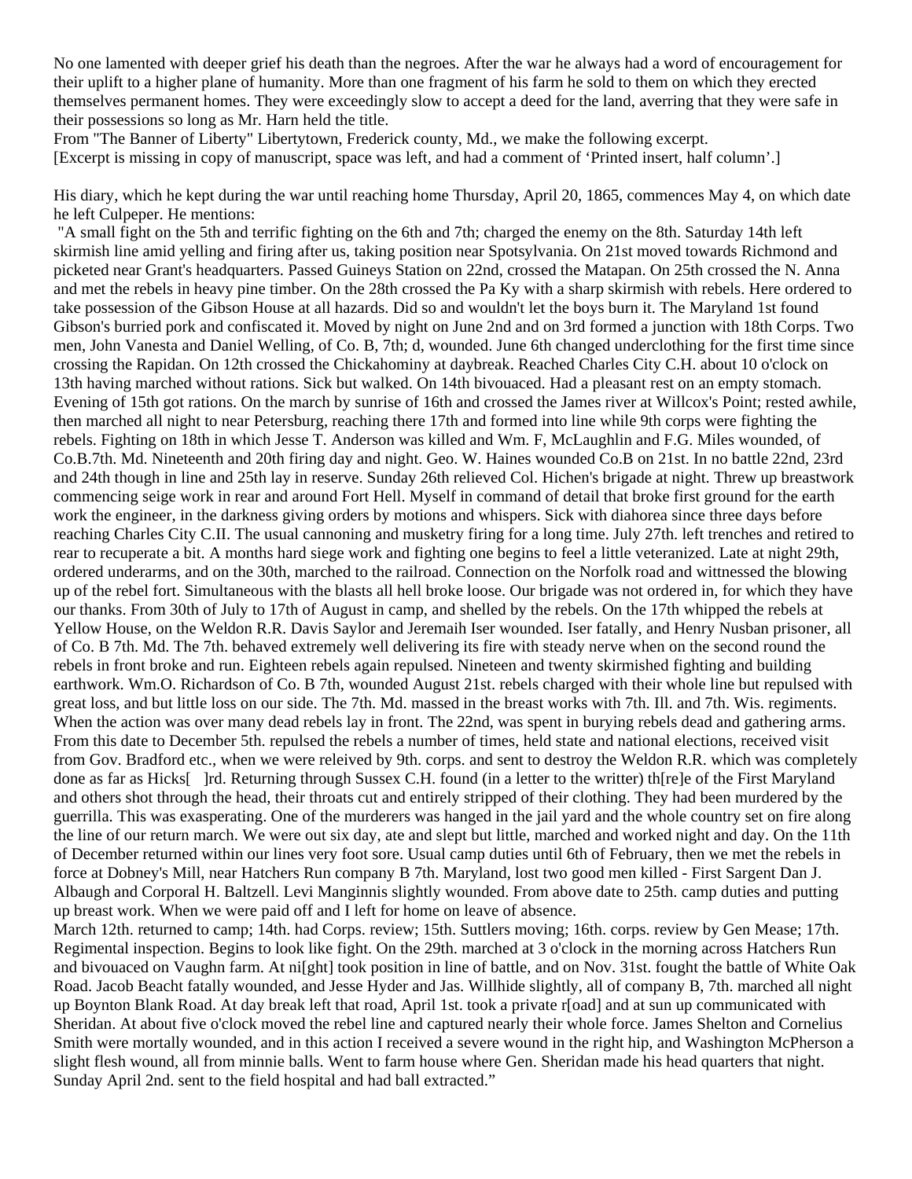No one lamented with deeper grief his death than the negroes. After the war he always had a word of encouragement for their uplift to a higher plane of humanity. More than one fragment of his farm he sold to them on which they erected themselves permanent homes. They were exceedingly slow to accept a deed for the land, averring that they were safe in their possessions so long as Mr. Harn held the title.

From "The Banner of Liberty" Libertytown, Frederick county, Md., we make the following excerpt.

[Excerpt is missing in copy of manuscript, space was left, and had a comment of 'Printed insert, half column'.]

His diary, which he kept during the war until reaching home Thursday, April 20, 1865, commences May 4, on which date he left Culpeper. He mentions:

"A small fight on the 5th and terrific fighting on the 6th and 7th; charged the enemy on the 8th. Saturday 14th left skirmish line amid yelling and firing after us, taking position near Spotsylvania. On 21st moved towards Richmond and picketed near Grant's headquarters. Passed Guineys Station on 22nd, crossed the Matapan. On 25th crossed the N. Anna and met the rebels in heavy pine timber. On the 28th crossed the Pa Ky with a sharp skirmish with rebels. Here ordered to take possession of the Gibson House at all hazards. Did so and wouldn't let the boys burn it. The Maryland 1st found Gibson's burried pork and confiscated it. Moved by night on June 2nd and on 3rd formed a junction with 18th Corps. Two men, John Vanesta and Daniel Welling, of Co. B, 7th; d, wounded. June 6th changed underclothing for the first time since crossing the Rapidan. On 12th crossed the Chickahominy at daybreak. Reached Charles City C.H. about 10 o'clock on 13th having marched without rations. Sick but walked. On 14th bivouaced. Had a pleasant rest on an empty stomach. Evening of 15th got rations. On the march by sunrise of 16th and crossed the James river at Willcox's Point; rested awhile, then marched all night to near Petersburg, reaching there 17th and formed into line while 9th corps were fighting the rebels. Fighting on 18th in which Jesse T. Anderson was killed and Wm. F, McLaughlin and F.G. Miles wounded, of Co.B.7th. Md. Nineteenth and 20th firing day and night. Geo. W. Haines wounded Co.B on 21st. In no battle 22nd, 23rd and 24th though in line and 25th lay in reserve. Sunday 26th relieved Col. Hichen's brigade at night. Threw up breastwork commencing seige work in rear and around Fort Hell. Myself in command of detail that broke first ground for the earth work the engineer, in the darkness giving orders by motions and whispers. Sick with diahorea since three days before reaching Charles City C.II. The usual cannoning and musketry firing for a long time. July 27th. left trenches and retired to rear to recuperate a bit. A months hard siege work and fighting one begins to feel a little veteranized. Late at night 29th, ordered underarms, and on the 30th, marched to the railroad. Connection on the Norfolk road and wittnessed the blowing up of the rebel fort. Simultaneous with the blasts all hell broke loose. Our brigade was not ordered in, for which they have our thanks. From 30th of July to 17th of August in camp, and shelled by the rebels. On the 17th whipped the rebels at Yellow House, on the Weldon R.R. Davis Saylor and Jeremaih Iser wounded. Iser fatally, and Henry Nusban prisoner, all of Co. B 7th. Md. The 7th. behaved extremely well delivering its fire with steady nerve when on the second round the rebels in front broke and run. Eighteen rebels again repulsed. Nineteen and twenty skirmished fighting and building earthwork. Wm.O. Richardson of Co. B 7th, wounded August 21st. rebels charged with their whole line but repulsed with great loss, and but little loss on our side. The 7th. Md. massed in the breast works with 7th. Ill. and 7th. Wis. regiments. When the action was over many dead rebels lay in front. The 22nd, was spent in burying rebels dead and gathering arms. From this date to December 5th. repulsed the rebels a number of times, held state and national elections, received visit from Gov. Bradford etc., when we were releived by 9th. corps. and sent to destroy the Weldon R.R. which was completely done as far as Hicks[ ]rd. Returning through Sussex C.H. found (in a letter to the writter) th[re]e of the First Maryland and others shot through the head, their throats cut and entirely stripped of their clothing. They had been murdered by the guerrilla. This was exasperating. One of the murderers was hanged in the jail yard and the whole country set on fire along the line of our return march. We were out six day, ate and slept but little, marched and worked night and day. On the 11th of December returned within our lines very foot sore. Usual camp duties until 6th of February, then we met the rebels in force at Dobney's Mill, near Hatchers Run company B 7th. Maryland, lost two good men killed - First Sargent Dan J. Albaugh and Corporal H. Baltzell. Levi Manginnis slightly wounded. From above date to 25th. camp duties and putting up breast work. When we were paid off and I left for home on leave of absence.

March 12th. returned to camp; 14th. had Corps. review; 15th. Suttlers moving; 16th. corps. review by Gen Mease; 17th. Regimental inspection. Begins to look like fight. On the 29th. marched at 3 o'clock in the morning across Hatchers Run and bivouaced on Vaughn farm. At ni[ght] took position in line of battle, and on Nov. 31st. fought the battle of White Oak Road. Jacob Beacht fatally wounded, and Jesse Hyder and Jas. Willhide slightly, all of company B, 7th. marched all night up Boynton Blank Road. At day break left that road, April 1st. took a private r[oad] and at sun up communicated with Sheridan. At about five o'clock moved the rebel line and captured nearly their whole force. James Shelton and Cornelius Smith were mortally wounded, and in this action I received a severe wound in the right hip, and Washington McPherson a slight flesh wound, all from minnie balls. Went to farm house where Gen. Sheridan made his head quarters that night. Sunday April 2nd. sent to the field hospital and had ball extracted."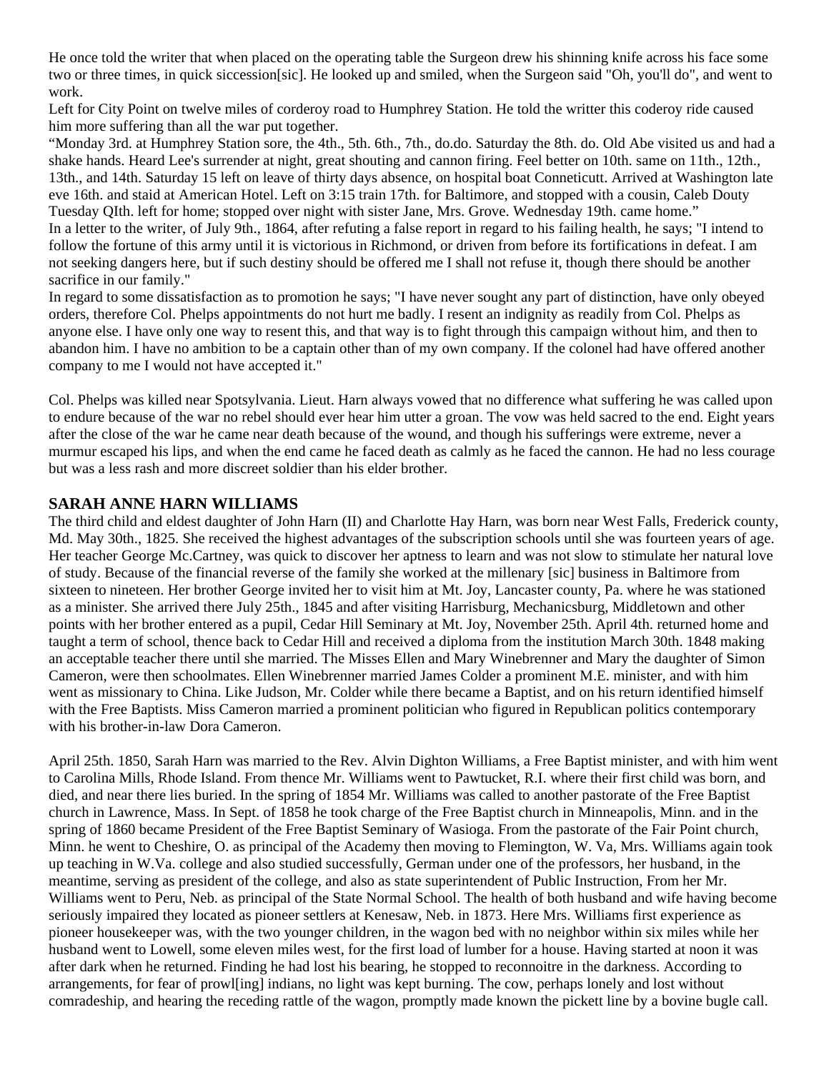He once told the writer that when placed on the operating table the Surgeon drew his shinning knife across his face some two or three times, in quick siccession[sic]. He looked up and smiled, when the Surgeon said "Oh, you'll do", and went to work.

Left for City Point on twelve miles of corderoy road to Humphrey Station. He told the writter this coderoy ride caused him more suffering than all the war put together.

“Monday 3rd. at Humphrey Station sore, the 4th., 5th. 6th., 7th., do.do. Saturday the 8th. do. Old Abe visited us and had a shake hands. Heard Lee's surrender at night, great shouting and cannon firing. Feel better on 10th. same on 11th., 12th., 13th., and 14th. Saturday 15 left on leave of thirty days absence, on hospital boat Conneticutt. Arrived at Washington late eve 16th. and staid at American Hotel. Left on 3:15 train 17th. for Baltimore, and stopped with a cousin, Caleb Douty Tuesday QIth. left for home; stopped over night with sister Jane, Mrs. Grove. Wednesday 19th. came home.”

In a letter to the writer, of July 9th., 1864, after refuting a false report in regard to his failing health, he says; "I intend to follow the fortune of this army until it is victorious in Richmond, or driven from before its fortifications in defeat. I am not seeking dangers here, but if such destiny should be offered me I shall not refuse it, though there should be another sacrifice in our family."

In regard to some dissatisfaction as to promotion he says; "I have never sought any part of distinction, have only obeyed orders, therefore Col. Phelps appointments do not hurt me badly. I resent an indignity as readily from Col. Phelps as anyone else. I have only one way to resent this, and that way is to fight through this campaign without him, and then to abandon him. I have no ambition to be a captain other than of my own company. If the colonel had have offered another company to me I would not have accepted it."

Col. Phelps was killed near Spotsylvania. Lieut. Harn always vowed that no difference what suffering he was called upon to endure because of the war no rebel should ever hear him utter a groan. The vow was held sacred to the end. Eight years after the close of the war he came near death because of the wound, and though his sufferings were extreme, never a murmur escaped his lips, and when the end came he faced death as calmly as he faced the cannon. He had no less courage but was a less rash and more discreet soldier than his elder brother.

### SARAH ANNE HARN WILLIAMS

The third child and eldest daughter of John Harn (II) and Charlotte Hay Harn, was born near West Falls, Frederick county, Md. May 30th., 1825. She received the highest advantages of the subscription schools until she was fourteen years of age. Her teacher George Mc.Cartney, was quick to discover her aptness to learn and was not slow to stimulate her natural love of study. Because of the financial reverse of the family she worked at the millenary [sic] business in Baltimore from sixteen to nineteen. Her brother George invited her to visit him at Mt. Joy, Lancaster county, Pa. where he was stationed as a minister. She arrived there July 25th., 1845 and after visiting Harrisburg, Mechanicsburg, Middletown and other points with her brother entered as a pupil, Cedar Hill Seminary at Mt. Joy, November 25th. April 4th. returned home and taught a term of school, thence back to Cedar Hill and received a diploma from the institution March 30th. 1848 making an acceptable teacher there until she married. The Misses Ellen and Mary Winebrenner and Mary the daughter of Simon Cameron, were then schoolmates. Ellen Winebrenner married James Colder a prominent M.E. minister, and with him went as missionary to China. Like Judson, Mr. Colder while there became a Baptist, and on his return identified himself with the Free Baptists. Miss Cameron married a prominent politician who figured in Republican politics contemporary with his brother-in-law Dora Cameron.

April 25th. 1850, Sarah Harn was married to the Rev. Alvin Dighton Williams, a Free Baptist minister, and with him went to Carolina Mills, Rhode Island. From thence Mr. Williams went to Pawtucket, R.I. where their first child was born, and died, and near there lies buried. In the spring of 1854 Mr. Williams was called to another pastorate of the Free Baptist church in Lawrence, Mass. In Sept. of 1858 he took charge of the Free Baptist church in Minneapolis, Minn. and in the spring of 1860 became President of the Free Baptist Seminary of Wasioga. From the pastorate of the Fair Point church, Minn. he went to Cheshire, O. as principal of the Academy then moving to Flemington, W. Va, Mrs. Williams again took up teaching in W.Va. college and also studied successfully, German under one of the professors, her husband, in the meantime, serving as president of the college, and also as state superintendent of Public Instruction, From her Mr. Williams went to Peru, Neb. as principal of the State Normal School. The health of both husband and wife having become seriously impaired they located as pioneer settlers at Kenesaw, Neb. in 1873. Here Mrs. Williams first experience as pioneer housekeeper was, with the two younger children, in the wagon bed with no neighbor within six miles while her husband went to Lowell, some eleven miles west, for the first load of lumber for a house. Having started at noon it was after dark when he returned. Finding he had lost his bearing, he stopped to reconnoitre in the darkness. According to arrangements, for fear of prowl[ing] indians, no light was kept burning. The cow, perhaps lonely and lost without comradeship, and hearing the receding rattle of the wagon, promptly made known the pickett line by a bovine bugle call.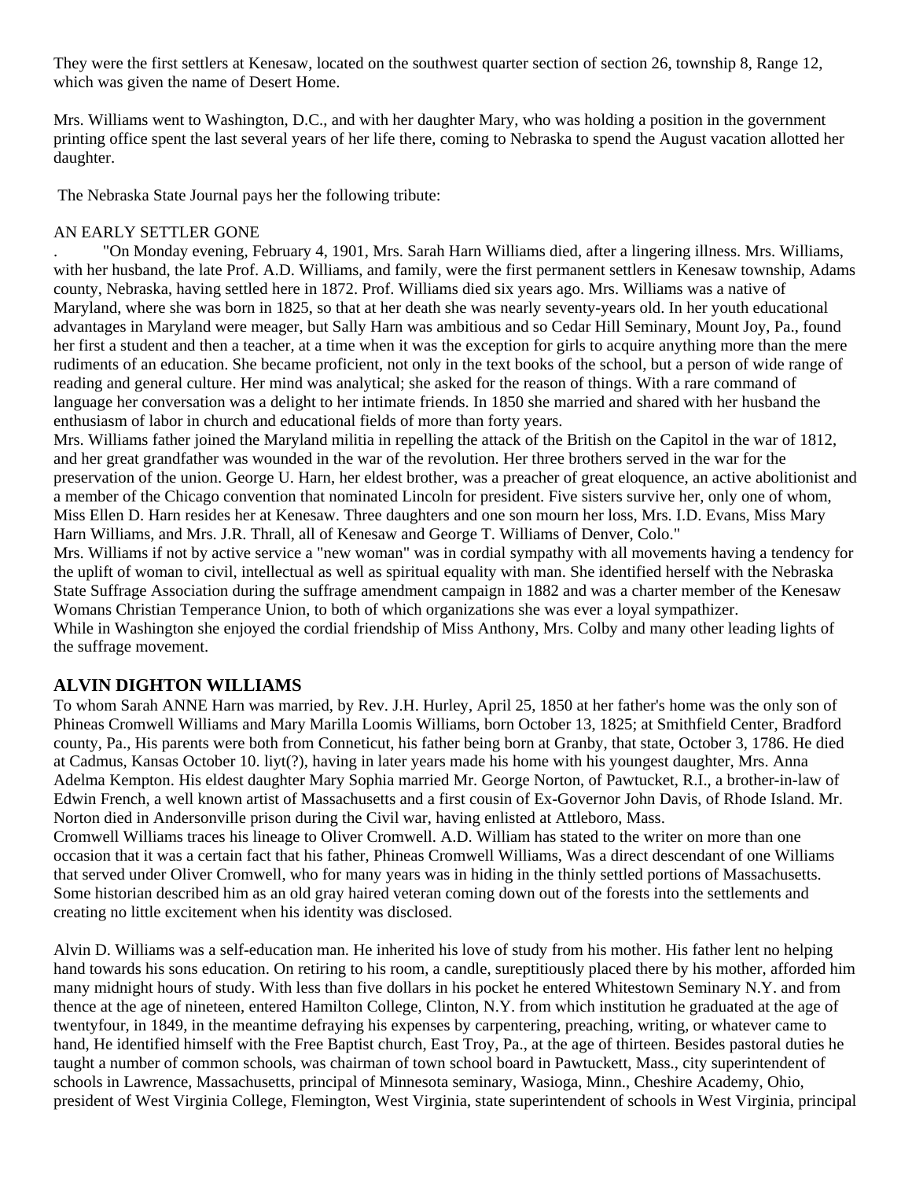They were the first settlers at Kenesaw, located on the southwest quarter section of section 26, township 8, Range 12, which was given the name of Desert Home.

Mrs. Williams went to Washington, D.C., and with her daughter Mary, who was holding a position in the government printing office spent the last several years of her life there, coming to Nebraska to spend the August vacation allotted her daughter.

The Nebraska State Journal pays her the following tribute:

AN EARLY SETTLER GONE

. "On Monday evening, February 4, 1901, Mrs. Sarah Harn Williams died, after a lingering illness. Mrs. Williams, with her husband, the late Prof. A.D. Williams, and family, were the first permanent settlers in Kenesaw township, Adams county, Nebraska, having settled here in 1872. Prof. Williams died six years ago. Mrs. Williams was a native of Maryland, where she was born in 1825, so that at her death she was nearly seventy-years old. In her youth educational advantages in Maryland were meager, but Sally Harn was ambitious and so Cedar Hill Seminary, Mount Joy, Pa., found her first a student and then a teacher, at a time when it was the exception for girls to acquire anything more than the mere rudiments of an education. She became proficient, not only in the text books of the school, but a person of wide range of reading and general culture. Her mind was analytical; she asked for the reason of things. With a rare command of language her conversation was a delight to her intimate friends. In 1850 she married and shared with her husband the enthusiasm of labor in church and educational fields of more than forty years.
Mrs. Williams father joined the Maryland militia in repelling the attack of the British on the Capitol in the war of 1812, and her great grandfather was wounded in the war of the revolution. Her three brothers served in the war for the preservation of the union. George U. Harn, her eldest brother, was a preacher of great eloquence, an active abolitionist and a member of the Chicago convention that nominated Lincoln for president. Five sisters survive her, only one of whom, Miss Ellen D. Harn resides her at Kenesaw. Three daughters and one son mourn her loss, Mrs. I.D. Evans, Miss Mary Harn Williams, and Mrs. J.R. Thrall, all of Kenesaw and George T. Williams of Denver, Colo."
Mrs. Williams if not by active service a "new woman" was in cordial sympathy with all movements having a tendency for the uplift of woman to civil, intellectual as well as spiritual equality with man. She identified herself with the Nebraska State Suffrage Association during the suffrage amendment campaign in 1882 and was a charter member of the Kenesaw Womans Christian Temperance Union, to both of which organizations she was ever a loyal sympathizer.
While in Washington she enjoyed the cordial friendship of Miss Anthony, Mrs. Colby and many other leading lights of the suffrage movement.

## ALVIN DIGHTON WILLIAMS

To whom Sarah ANNE Harn was married, by Rev. J.H. Hurley, April 25, 1850 at her father's home was the only son of Phineas Cromwell Williams and Mary Marilla Loomis Williams, born October 13, 1825; at Smithfield Center, Bradford county, Pa., His parents were both from Conneticut, his father being born at Granby, that state, October 3, 1786. He died at Cadmus, Kansas October 10. liyt(?), having in later years made his home with his youngest daughter, Mrs. Anna Adelma Kempton. His eldest daughter Mary Sophia married Mr. George Norton, of Pawtucket, R.I., a brother-in-law of Edwin French, a well known artist of Massachusetts and a first cousin of Ex-Governor John Davis, of Rhode Island. Mr. Norton died in Andersonville prison during the Civil war, having enlisted at Attleboro, Mass.
Cromwell Williams traces his lineage to Oliver Cromwell. A.D. William has stated to the writer on more than one occasion that it was a certain fact that his father, Phineas Cromwell Williams, Was a direct descendant of one Williams that served under Oliver Cromwell, who for many years was in hiding in the thinly settled portions of Massachusetts. Some historian described him as an old gray haired veteran coming down out of the forests into the settlements and creating no little excitement when his identity was disclosed.

Alvin D. Williams was a self-education man. He inherited his love of study from his mother. His father lent no helping hand towards his sons education. On retiring to his room, a candle, sureptitiously placed there by his mother, afforded him many midnight hours of study. With less than five dollars in his pocket he entered Whitestown Seminary N.Y. and from thence at the age of nineteen, entered Hamilton College, Clinton, N.Y. from which institution he graduated at the age of twentyfour, in 1849, in the meantime defraying his expenses by carpentering, preaching, writing, or whatever came to hand, He identified himself with the Free Baptist church, East Troy, Pa., at the age of thirteen. Besides pastoral duties he taught a number of common schools, was chairman of town school board in Pawtuckett, Mass., city superintendent of schools in Lawrence, Massachusetts, principal of Minnesota seminary, Wasioga, Minn., Cheshire Academy, Ohio, president of West Virginia College, Flemington, West Virginia, state superintendent of schools in West Virginia, principal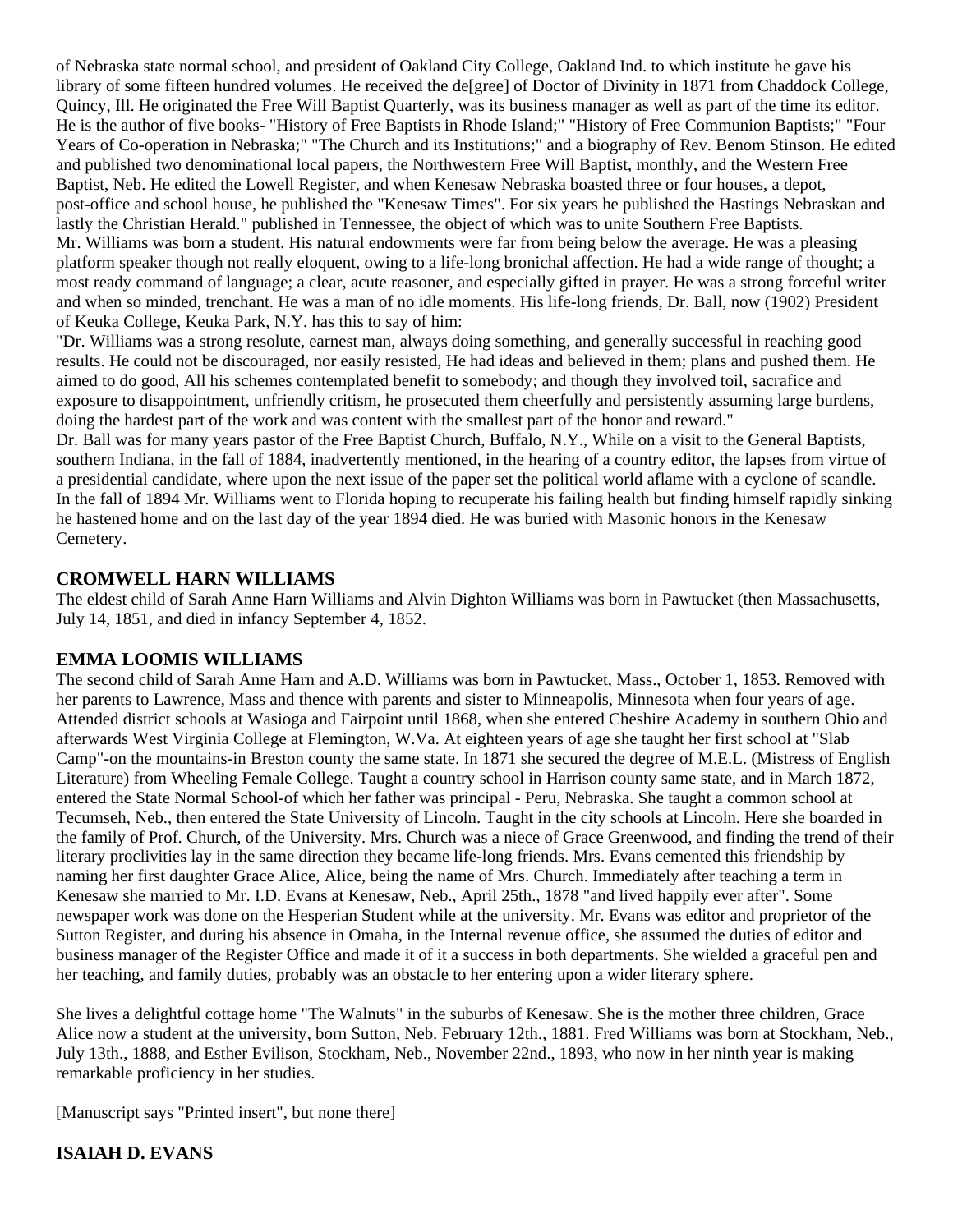of Nebraska state normal school, and president of Oakland City College, Oakland Ind. to which institute he gave his library of some fifteen hundred volumes. He received the de[gree] of Doctor of Divinity in 1871 from Chaddock College, Quincy, Ill. He originated the Free Will Baptist Quarterly, was its business manager as well as part of the time its editor. He is the author of five books- "History of Free Baptists in Rhode Island;" "History of Free Communion Baptists;" "Four Years of Co-operation in Nebraska;" "The Church and its Institutions;" and a biography of Rev. Benom Stinson. He edited and published two denominational local papers, the Northwestern Free Will Baptist, monthly, and the Western Free Baptist, Neb. He edited the Lowell Register, and when Kenesaw Nebraska boasted three or four houses, a depot, post-office and school house, he published the "Kenesaw Times". For six years he published the Hastings Nebraskan and lastly the Christian Herald." published in Tennessee, the object of which was to unite Southern Free Baptists.
Mr. Williams was born a student. His natural endowments were far from being below the average. He was a pleasing platform speaker though not really eloquent, owing to a life-long bronichal affection. He had a wide range of thought; a most ready command of language; a clear, acute reasoner, and especially gifted in prayer. He was a strong forceful writer and when so minded, trenchant. He was a man of no idle moments. His life-long friends, Dr. Ball, now (1902) President of Keuka College, Keuka Park, N.Y. has this to say of him:
"Dr. Williams was a strong resolute, earnest man, always doing something, and generally successful in reaching good results. He could not be discouraged, nor easily resisted, He had ideas and believed in them; plans and pushed them. He aimed to do good, All his schemes contemplated benefit to somebody; and though they involved toil, sacrafice and exposure to disappointment, unfriendly critism, he prosecuted them cheerfully and persistently assuming large burdens, doing the hardest part of the work and was content with the smallest part of the honor and reward."
Dr. Ball was for many years pastor of the Free Baptist Church, Buffalo, N.Y., While on a visit to the General Baptists, southern Indiana, in the fall of 1884, inadvertently mentioned, in the hearing of a country editor, the lapses from virtue of a presidential candidate, where upon the next issue of the paper set the political world aflame with a cyclone of scandle.
In the fall of 1894 Mr. Williams went to Florida hoping to recuperate his failing health but finding himself rapidly sinking he hastened home and on the last day of the year 1894 died. He was buried with Masonic honors in the Kenesaw Cemetery.

## CROMWELL HARN WILLIAMS

The eldest child of Sarah Anne Harn Williams and Alvin Dighton Williams was born in Pawtucket (then Massachusetts, July 14, 1851, and died in infancy September 4, 1852.

## EMMA LOOMIS WILLIAMS

The second child of Sarah Anne Harn and A.D. Williams was born in Pawtucket, Mass., October 1, 1853. Removed with her parents to Lawrence, Mass and thence with parents and sister to Minneapolis, Minnesota when four years of age. Attended district schools at Wasioga and Fairpoint until 1868, when she entered Cheshire Academy in southern Ohio and afterwards West Virginia College at Flemington, W.Va. At eighteen years of age she taught her first school at "Slab Camp"-on the mountains-in Breston county the same state. In 1871 she secured the degree of M.E.L. (Mistress of English Literature) from Wheeling Female College. Taught a country school in Harrison county same state, and in March 1872, entered the State Normal School-of which her father was principal - Peru, Nebraska. She taught a common school at Tecumseh, Neb., then entered the State University of Lincoln. Taught in the city schools at Lincoln. Here she boarded in the family of Prof. Church, of the University. Mrs. Church was a niece of Grace Greenwood, and finding the trend of their literary proclivities lay in the same direction they became life-long friends. Mrs. Evans cemented this friendship by naming her first daughter Grace Alice, Alice, being the name of Mrs. Church. Immediately after teaching a term in Kenesaw she married to Mr. I.D. Evans at Kenesaw, Neb., April 25th., 1878 "and lived happily ever after". Some newspaper work was done on the Hesperian Student while at the university. Mr. Evans was editor and proprietor of the Sutton Register, and during his absence in Omaha, in the Internal revenue office, she assumed the duties of editor and business manager of the Register Office and made it of it a success in both departments. She wielded a graceful pen and her teaching, and family duties, probably was an obstacle to her entering upon a wider literary sphere.

She lives a delightful cottage home "The Walnuts" in the suburbs of Kenesaw. She is the mother three children, Grace Alice now a student at the university, born Sutton, Neb. February 12th., 1881. Fred Williams was born at Stockham, Neb., July 13th., 1888, and Esther Evilison, Stockham, Neb., November 22nd., 1893, who now in her ninth year is making remarkable proficiency in her studies.

[Manuscript says "Printed insert", but none there]

## ISAIAH D. EVANS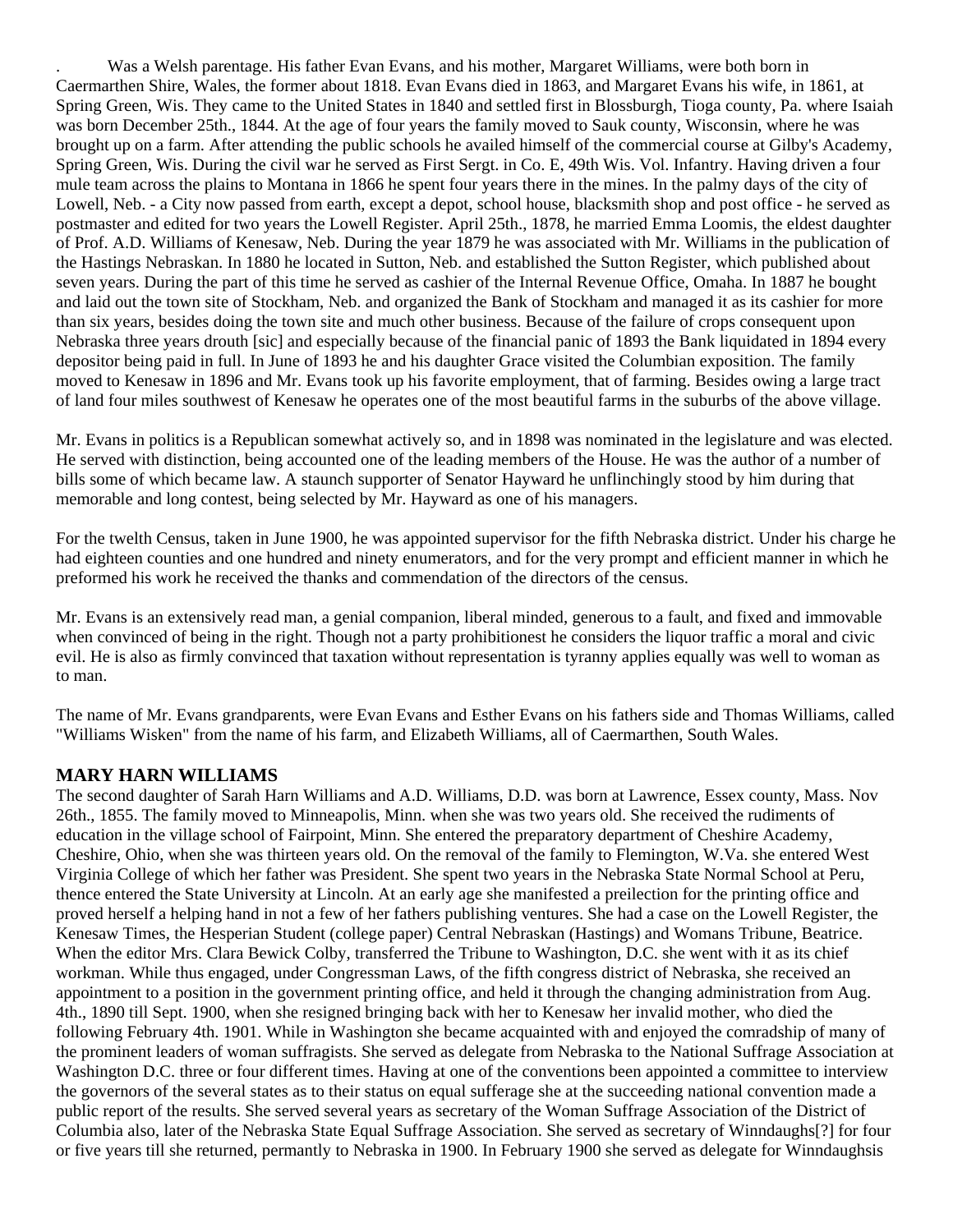. Was a Welsh parentage. His father Evan Evans, and his mother, Margaret Williams, were both born in Caermarthen Shire, Wales, the former about 1818. Evan Evans died in 1863, and Margaret Evans his wife, in 1861, at Spring Green, Wis. They came to the United States in 1840 and settled first in Blossburgh, Tioga county, Pa. where Isaiah was born December 25th., 1844. At the age of four years the family moved to Sauk county, Wisconsin, where he was brought up on a farm. After attending the public schools he availed himself of the commercial course at Gilby's Academy, Spring Green, Wis. During the civil war he served as First Sergt. in Co. E, 49th Wis. Vol. Infantry. Having driven a four mule team across the plains to Montana in 1866 he spent four years there in the mines. In the palmy days of the city of Lowell, Neb. - a City now passed from earth, except a depot, school house, blacksmith shop and post office - he served as postmaster and edited for two years the Lowell Register. April 25th., 1878, he married Emma Loomis, the eldest daughter of Prof. A.D. Williams of Kenesaw, Neb. During the year 1879 he was associated with Mr. Williams in the publication of the Hastings Nebraskan. In 1880 he located in Sutton, Neb. and established the Sutton Register, which published about seven years. During the part of this time he served as cashier of the Internal Revenue Office, Omaha. In 1887 he bought and laid out the town site of Stockham, Neb. and organized the Bank of Stockham and managed it as its cashier for more than six years, besides doing the town site and much other business. Because of the failure of crops consequent upon Nebraska three years drouth [sic] and especially because of the financial panic of 1893 the Bank liquidated in 1894 every depositor being paid in full. In June of 1893 he and his daughter Grace visited the Columbian exposition. The family moved to Kenesaw in 1896 and Mr. Evans took up his favorite employment, that of farming. Besides owing a large tract of land four miles southwest of Kenesaw he operates one of the most beautiful farms in the suburbs of the above village.

Mr. Evans in politics is a Republican somewhat actively so, and in 1898 was nominated in the legislature and was elected. He served with distinction, being accounted one of the leading members of the House. He was the author of a number of bills some of which became law. A staunch supporter of Senator Hayward he unflinchingly stood by him during that memorable and long contest, being selected by Mr. Hayward as one of his managers.

For the twelth Census, taken in June 1900, he was appointed supervisor for the fifth Nebraska district. Under his charge he had eighteen counties and one hundred and ninety enumerators, and for the very prompt and efficient manner in which he preformed his work he received the thanks and commendation of the directors of the census.

Mr. Evans is an extensively read man, a genial companion, liberal minded, generous to a fault, and fixed and immovable when convinced of being in the right. Though not a party prohibitionest he considers the liquor traffic a moral and civic evil. He is also as firmly convinced that taxation without representation is tyranny applies equally was well to woman as to man.

The name of Mr. Evans grandparents, were Evan Evans and Esther Evans on his fathers side and Thomas Williams, called "Williams Wisken" from the name of his farm, and Elizabeth Williams, all of Caermarthen, South Wales.

### MARY HARN WILLIAMS

The second daughter of Sarah Harn Williams and A.D. Williams, D.D. was born at Lawrence, Essex county, Mass. Nov 26th., 1855. The family moved to Minneapolis, Minn. when she was two years old. She received the rudiments of education in the village school of Fairpoint, Minn. She entered the preparatory department of Cheshire Academy, Cheshire, Ohio, when she was thirteen years old. On the removal of the family to Flemington, W.Va. she entered West Virginia College of which her father was President. She spent two years in the Nebraska State Normal School at Peru, thence entered the State University at Lincoln. At an early age she manifested a preilection for the printing office and proved herself a helping hand in not a few of her fathers publishing ventures. She had a case on the Lowell Register, the Kenesaw Times, the Hesperian Student (college paper) Central Nebraskan (Hastings) and Womans Tribune, Beatrice. When the editor Mrs. Clara Bewick Colby, transferred the Tribune to Washington, D.C. she went with it as its chief workman. While thus engaged, under Congressman Laws, of the fifth congress district of Nebraska, she received an appointment to a position in the government printing office, and held it through the changing administration from Aug. 4th., 1890 till Sept. 1900, when she resigned bringing back with her to Kenesaw her invalid mother, who died the following February 4th. 1901. While in Washington she became acquainted with and enjoyed the comradship of many of the prominent leaders of woman suffragists. She served as delegate from Nebraska to the National Suffrage Association at Washington D.C. three or four different times. Having at one of the conventions been appointed a committee to interview the governors of the several states as to their status on equal sufferage she at the succeeding national convention made a public report of the results. She served several years as secretary of the Woman Suffrage Association of the District of Columbia also, later of the Nebraska State Equal Suffrage Association. She served as secretary of Winndaughs[?] for four or five years till she returned, permantly to Nebraska in 1900. In February 1900 she served as delegate for Winndaughsis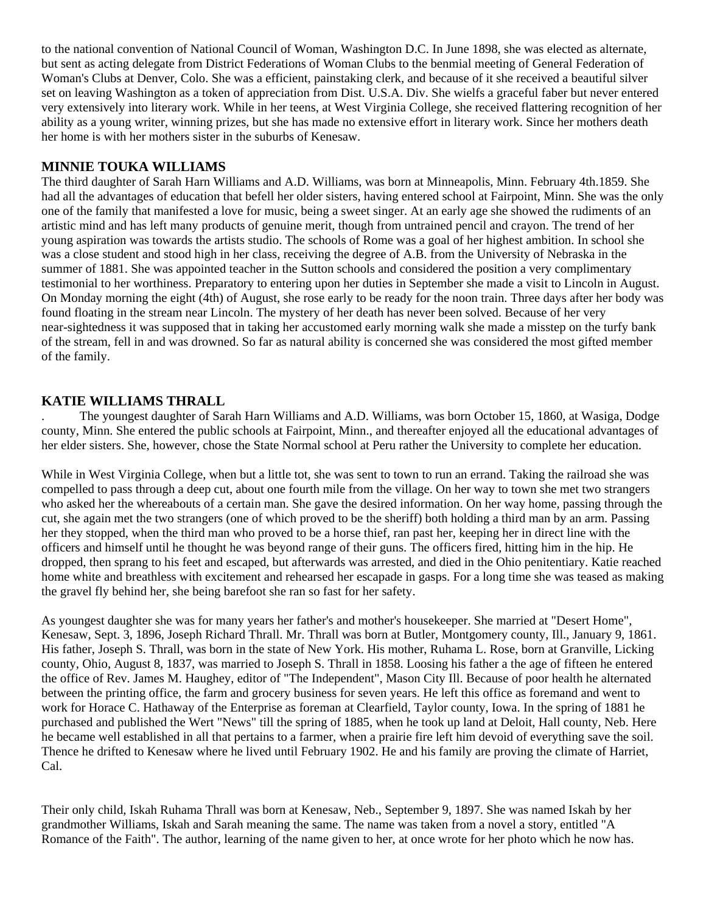to the national convention of National Council of Woman, Washington D.C. In June 1898, she was elected as alternate, but sent as acting delegate from District Federations of Woman Clubs to the benmial meeting of General Federation of Woman's Clubs at Denver, Colo. She was a efficient, painstaking clerk, and because of it she received a beautiful silver set on leaving Washington as a token of appreciation from Dist. U.S.A. Div. She wielfs a graceful faber but never entered very extensively into literary work. While in her teens, at West Virginia College, she received flattering recognition of her ability as a young writer, winning prizes, but she has made no extensive effort in literary work. Since her mothers death her home is with her mothers sister in the suburbs of Kenesaw.

### MINNIE TOUKA WILLIAMS

The third daughter of Sarah Harn Williams and A.D. Williams, was born at Minneapolis, Minn. February 4th.1859. She had all the advantages of education that befell her older sisters, having entered school at Fairpoint, Minn. She was the only one of the family that manifested a love for music, being a sweet singer. At an early age she showed the rudiments of an artistic mind and has left many products of genuine merit, though from untrained pencil and crayon. The trend of her young aspiration was towards the artists studio. The schools of Rome was a goal of her highest ambition. In school she was a close student and stood high in her class, receiving the degree of A.B. from the University of Nebraska in the summer of 1881. She was appointed teacher in the Sutton schools and considered the position a very complimentary testimonial to her worthiness. Preparatory to entering upon her duties in September she made a visit to Lincoln in August. On Monday morning the eight (4th) of August, she rose early to be ready for the noon train. Three days after her body was found floating in the stream near Lincoln. The mystery of her death has never been solved. Because of her very near-sightedness it was supposed that in taking her accustomed early morning walk she made a misstep on the turfy bank of the stream, fell in and was drowned. So far as natural ability is concerned she was considered the most gifted member of the family.

### KATIE WILLIAMS THRALL

. The youngest daughter of Sarah Harn Williams and A.D. Williams, was born October 15, 1860, at Wasiga, Dodge county, Minn. She entered the public schools at Fairpoint, Minn., and thereafter enjoyed all the educational advantages of her elder sisters. She, however, chose the State Normal school at Peru rather the University to complete her education.

While in West Virginia College, when but a little tot, she was sent to town to run an errand. Taking the railroad she was compelled to pass through a deep cut, about one fourth mile from the village. On her way to town she met two strangers who asked her the whereabouts of a certain man. She gave the desired information. On her way home, passing through the cut, she again met the two strangers (one of which proved to be the sheriff) both holding a third man by an arm. Passing her they stopped, when the third man who proved to be a horse thief, ran past her, keeping her in direct line with the officers and himself until he thought he was beyond range of their guns. The officers fired, hitting him in the hip. He dropped, then sprang to his feet and escaped, but afterwards was arrested, and died in the Ohio penitentiary. Katie reached home white and breathless with excitement and rehearsed her escapade in gasps. For a long time she was teased as making the gravel fly behind her, she being barefoot she ran so fast for her safety.

As youngest daughter she was for many years her father's and mother's housekeeper. She married at "Desert Home", Kenesaw, Sept. 3, 1896, Joseph Richard Thrall. Mr. Thrall was born at Butler, Montgomery county, Ill., January 9, 1861. His father, Joseph S. Thrall, was born in the state of New York. His mother, Ruhama L. Rose, born at Granville, Licking county, Ohio, August 8, 1837, was married to Joseph S. Thrall in 1858. Loosing his father a the age of fifteen he entered the office of Rev. James M. Haughey, editor of "The Independent", Mason City Ill. Because of poor health he alternated between the printing office, the farm and grocery business for seven years. He left this office as foremand and went to work for Horace C. Hathaway of the Enterprise as foreman at Clearfield, Taylor county, Iowa. In the spring of 1881 he purchased and published the Wert "News" till the spring of 1885, when he took up land at Deloit, Hall county, Neb. Here he became well established in all that pertains to a farmer, when a prairie fire left him devoid of everything save the soil. Thence he drifted to Kenesaw where he lived until February 1902. He and his family are proving the climate of Harriet, Cal.

Their only child, Iskah Ruhama Thrall was born at Kenesaw, Neb., September 9, 1897. She was named Iskah by her grandmother Williams, Iskah and Sarah meaning the same. The name was taken from a novel a story, entitled "A Romance of the Faith". The author, learning of the name given to her, at once wrote for her photo which he now has.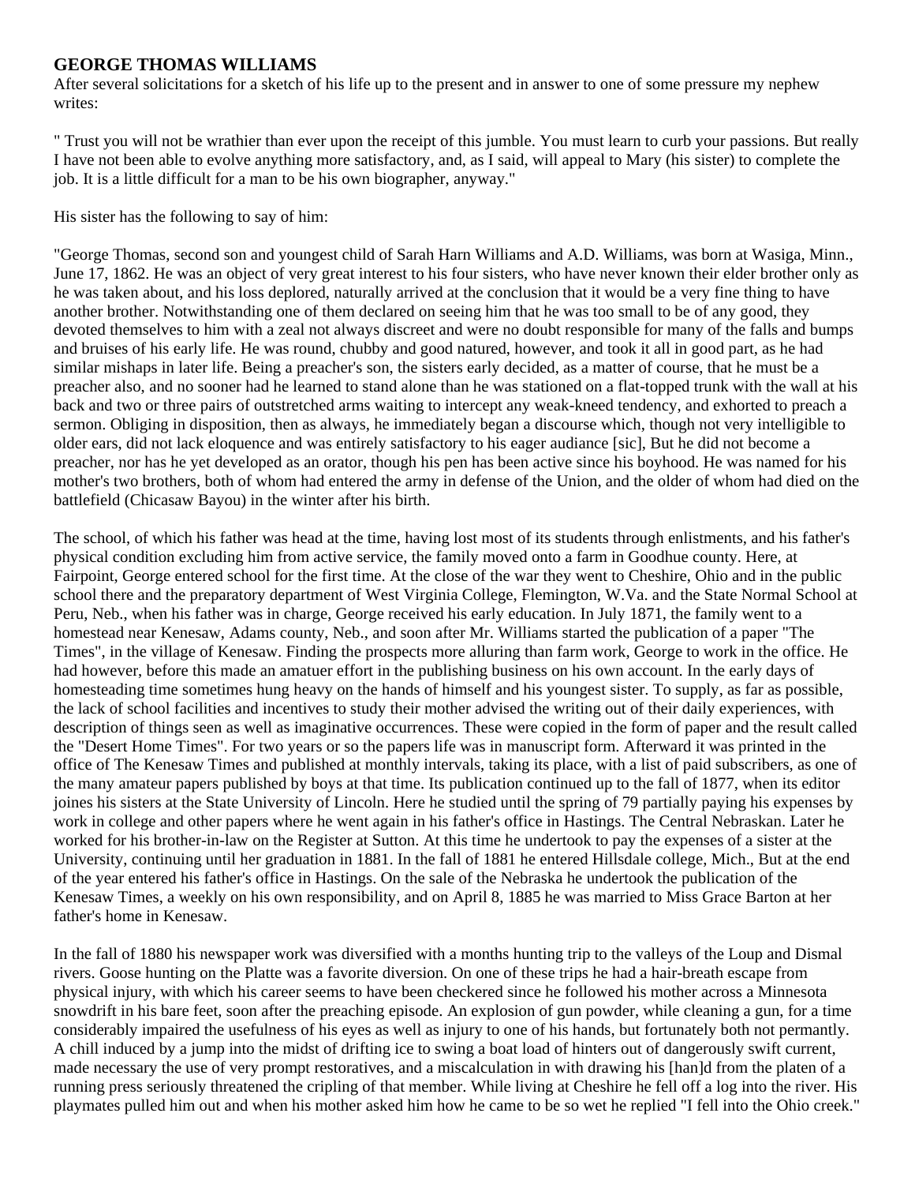## GEORGE THOMAS WILLIAMS

After several solicitations for a sketch of his life up to the present and in answer to one of some pressure my nephew writes:

" Trust you will not be wrathier than ever upon the receipt of this jumble. You must learn to curb your passions. But really I have not been able to evolve anything more satisfactory, and, as I said, will appeal to Mary (his sister) to complete the job. It is a little difficult for a man to be his own biographer, anyway."

His sister has the following to say of him:

"George Thomas, second son and youngest child of Sarah Harn Williams and A.D. Williams, was born at Wasiga, Minn., June 17, 1862. He was an object of very great interest to his four sisters, who have never known their elder brother only as he was taken about, and his loss deplored, naturally arrived at the conclusion that it would be a very fine thing to have another brother. Notwithstanding one of them declared on seeing him that he was too small to be of any good, they devoted themselves to him with a zeal not always discreet and were no doubt responsible for many of the falls and bumps and bruises of his early life. He was round, chubby and good natured, however, and took it all in good part, as he had similar mishaps in later life. Being a preacher's son, the sisters early decided, as a matter of course, that he must be a preacher also, and no sooner had he learned to stand alone than he was stationed on a flat-topped trunk with the wall at his back and two or three pairs of outstretched arms waiting to intercept any weak-kneed tendency, and exhorted to preach a sermon. Obliging in disposition, then as always, he immediately began a discourse which, though not very intelligible to older ears, did not lack eloquence and was entirely satisfactory to his eager audiance [sic], But he did not become a preacher, nor has he yet developed as an orator, though his pen has been active since his boyhood. He was named for his mother's two brothers, both of whom had entered the army in defense of the Union, and the older of whom had died on the battlefield (Chicasaw Bayou) in the winter after his birth.

The school, of which his father was head at the time, having lost most of its students through enlistments, and his father's physical condition excluding him from active service, the family moved onto a farm in Goodhue county. Here, at Fairpoint, George entered school for the first time. At the close of the war they went to Cheshire, Ohio and in the public school there and the preparatory department of West Virginia College, Flemington, W.Va. and the State Normal School at Peru, Neb., when his father was in charge, George received his early education. In July 1871, the family went to a homestead near Kenesaw, Adams county, Neb., and soon after Mr. Williams started the publication of a paper "The Times", in the village of Kenesaw. Finding the prospects more alluring than farm work, George to work in the office. He had however, before this made an amatuer effort in the publishing business on his own account. In the early days of homesteading time sometimes hung heavy on the hands of himself and his youngest sister. To supply, as far as possible, the lack of school facilities and incentives to study their mother advised the writing out of their daily experiences, with description of things seen as well as imaginative occurrences. These were copied in the form of paper and the result called the "Desert Home Times". For two years or so the papers life was in manuscript form. Afterward it was printed in the office of The Kenesaw Times and published at monthly intervals, taking its place, with a list of paid subscribers, as one of the many amateur papers published by boys at that time. Its publication continued up to the fall of 1877, when its editor joines his sisters at the State University of Lincoln. Here he studied until the spring of 79 partially paying his expenses by work in college and other papers where he went again in his father's office in Hastings. The Central Nebraskan. Later he worked for his brother-in-law on the Register at Sutton. At this time he undertook to pay the expenses of a sister at the University, continuing until her graduation in 1881. In the fall of 1881 he entered Hillsdale college, Mich., But at the end of the year entered his father's office in Hastings. On the sale of the Nebraska he undertook the publication of the Kenesaw Times, a weekly on his own responsibility, and on April 8, 1885 he was married to Miss Grace Barton at her father's home in Kenesaw.

In the fall of 1880 his newspaper work was diversified with a months hunting trip to the valleys of the Loup and Dismal rivers. Goose hunting on the Platte was a favorite diversion. On one of these trips he had a hair-breath escape from physical injury, with which his career seems to have been checkered since he followed his mother across a Minnesota snowdrift in his bare feet, soon after the preaching episode. An explosion of gun powder, while cleaning a gun, for a time considerably impaired the usefulness of his eyes as well as injury to one of his hands, but fortunately both not permantly. A chill induced by a jump into the midst of drifting ice to swing a boat load of hinters out of dangerously swift current, made necessary the use of very prompt restoratives, and a miscalculation in with drawing his [han]d from the platen of a running press seriously threatened the cripling of that member. While living at Cheshire he fell off a log into the river. His playmates pulled him out and when his mother asked him how he came to be so wet he replied "I fell into the Ohio creek."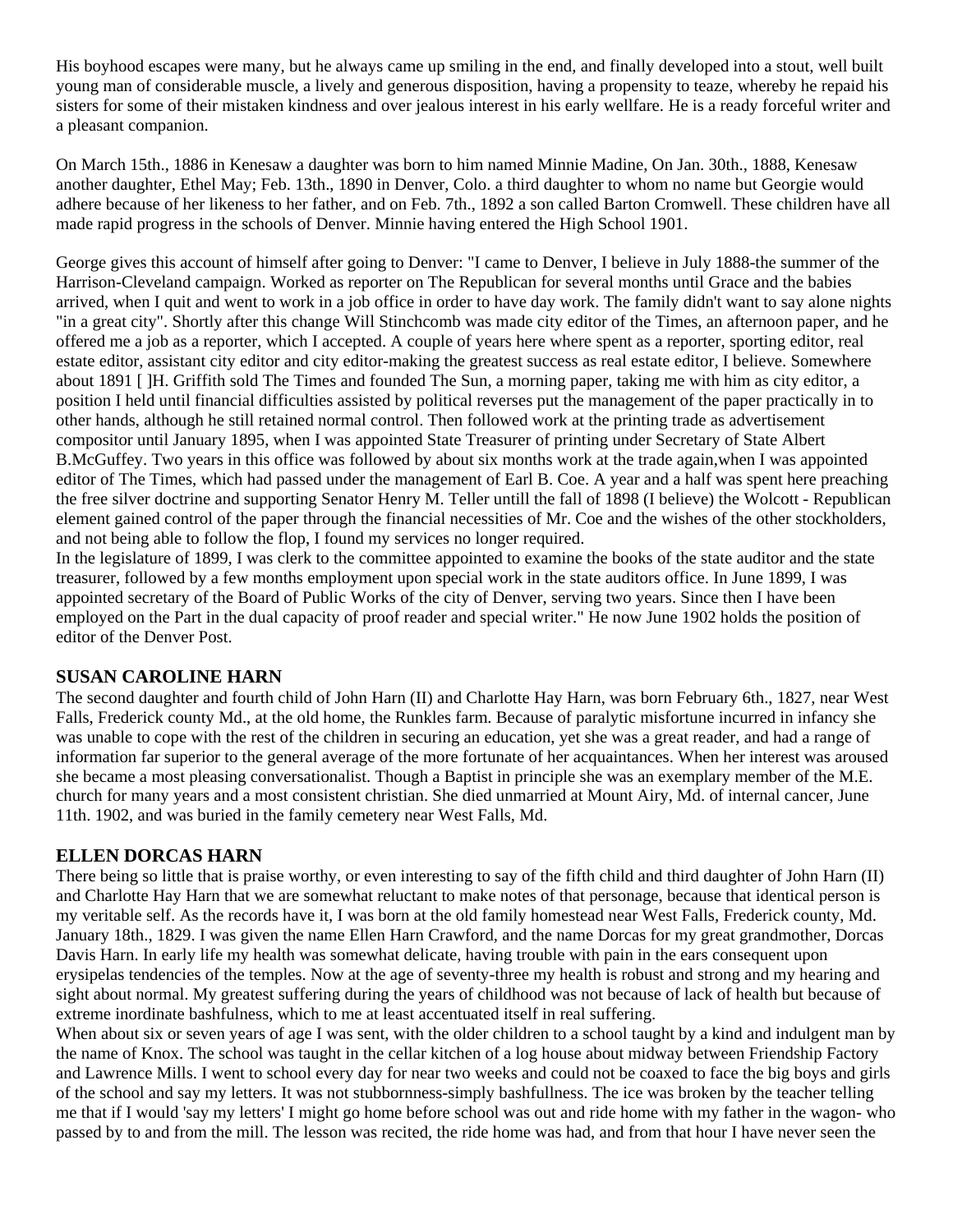His boyhood escapes were many, but he always came up smiling in the end, and finally developed into a stout, well built young man of considerable muscle, a lively and generous disposition, having a propensity to teaze, whereby he repaid his sisters for some of their mistaken kindness and over jealous interest in his early wellfare. He is a ready forceful writer and a pleasant companion.

On March 15th., 1886 in Kenesaw a daughter was born to him named Minnie Madine, On Jan. 30th., 1888, Kenesaw another daughter, Ethel May; Feb. 13th., 1890 in Denver, Colo. a third daughter to whom no name but Georgie would adhere because of her likeness to her father, and on Feb. 7th., 1892 a son called Barton Cromwell. These children have all made rapid progress in the schools of Denver. Minnie having entered the High School 1901.

George gives this account of himself after going to Denver: "I came to Denver, I believe in July 1888-the summer of the Harrison-Cleveland campaign. Worked as reporter on The Republican for several months until Grace and the babies arrived, when I quit and went to work in a job office in order to have day work. The family didn't want to say alone nights "in a great city". Shortly after this change Will Stinchcomb was made city editor of the Times, an afternoon paper, and he offered me a job as a reporter, which I accepted. A couple of years here where spent as a reporter, sporting editor, real estate editor, assistant city editor and city editor-making the greatest success as real estate editor, I believe. Somewhere about 1891 [ ]H. Griffith sold The Times and founded The Sun, a morning paper, taking me with him as city editor, a position I held until financial difficulties assisted by political reverses put the management of the paper practically in to other hands, although he still retained normal control. Then followed work at the printing trade as advertisement compositor until January 1895, when I was appointed State Treasurer of printing under Secretary of State Albert B.McGuffey. Two years in this office was followed by about six months work at the trade again,when I was appointed editor of The Times, which had passed under the management of Earl B. Coe. A year and a half was spent here preaching the free silver doctrine and supporting Senator Henry M. Teller untill the fall of 1898 (I believe) the Wolcott - Republican element gained control of the paper through the financial necessities of Mr. Coe and the wishes of the other stockholders, and not being able to follow the flop, I found my services no longer required.
In the legislature of 1899, I was clerk to the committee appointed to examine the books of the state auditor and the state treasurer, followed by a few months employment upon special work in the state auditors office. In June 1899, I was appointed secretary of the Board of Public Works of the city of Denver, serving two years. Since then I have been employed on the Part in the dual capacity of proof reader and special writer." He now June 1902 holds the position of editor of the Denver Post.

## SUSAN CAROLINE HARN

The second daughter and fourth child of John Harn (II) and Charlotte Hay Harn, was born February 6th., 1827, near West Falls, Frederick county Md., at the old home, the Runkles farm. Because of paralytic misfortune incurred in infancy she was unable to cope with the rest of the children in securing an education, yet she was a great reader, and had a range of information far superior to the general average of the more fortunate of her acquaintances. When her interest was aroused she became a most pleasing conversationalist. Though a Baptist in principle she was an exemplary member of the M.E. church for many years and a most consistent christian. She died unmarried at Mount Airy, Md. of internal cancer, June 11th. 1902, and was buried in the family cemetery near West Falls, Md.

## ELLEN DORCAS HARN

There being so little that is praise worthy, or even interesting to say of the fifth child and third daughter of John Harn (II) and Charlotte Hay Harn that we are somewhat reluctant to make notes of that personage, because that identical person is my veritable self. As the records have it, I was born at the old family homestead near West Falls, Frederick county, Md. January 18th., 1829. I was given the name Ellen Harn Crawford, and the name Dorcas for my great grandmother, Dorcas Davis Harn. In early life my health was somewhat delicate, having trouble with pain in the ears consequent upon erysipelas tendencies of the temples. Now at the age of seventy-three my health is robust and strong and my hearing and sight about normal. My greatest suffering during the years of childhood was not because of lack of health but because of extreme inordinate bashfulness, which to me at least accentuated itself in real suffering.
When about six or seven years of age I was sent, with the older children to a school taught by a kind and indulgent man by the name of Knox. The school was taught in the cellar kitchen of a log house about midway between Friendship Factory and Lawrence Mills. I went to school every day for near two weeks and could not be coaxed to face the big boys and girls of the school and say my letters. It was not stubbornness-simply bashfullness. The ice was broken by the teacher telling me that if I would 'say my letters' I might go home before school was out and ride home with my father in the wagon- who passed by to and from the mill. The lesson was recited, the ride home was had, and from that hour I have never seen the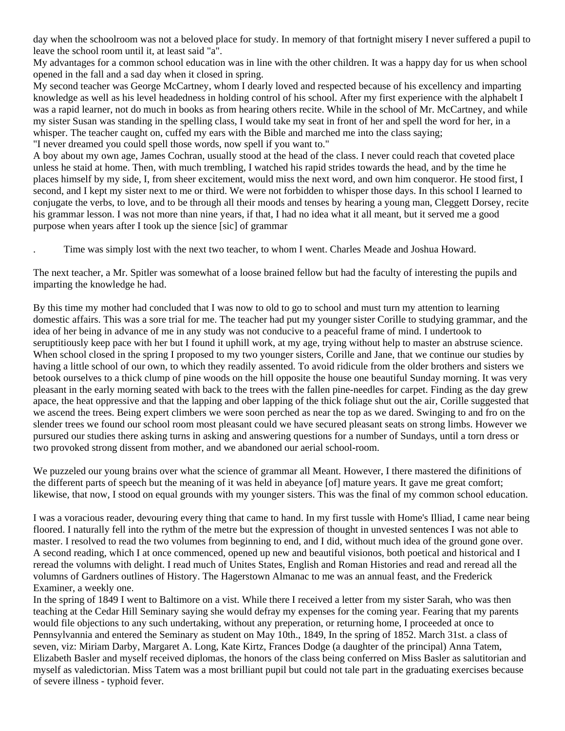day when the schoolroom was not a beloved place for study. In memory of that fortnight misery I never suffered a pupil to leave the school room until it, at least said "a".

My advantages for a common school education was in line with the other children. It was a happy day for us when school opened in the fall and a sad day when it closed in spring.

My second teacher was George McCartney, whom I dearly loved and respected because of his excellency and imparting knowledge as well as his level headedness in holding control of his school. After my first experience with the alphabelt I was a rapid learner, not do much in books as from hearing others recite. While in the school of Mr. McCartney, and while my sister Susan was standing in the spelling class, I would take my seat in front of her and spell the word for her, in a whisper. The teacher caught on, cuffed my ears with the Bible and marched me into the class saying;

"I never dreamed you could spell those words, now spell if you want to."

A boy about my own age, James Cochran, usually stood at the head of the class. I never could reach that coveted place unless he staid at home. Then, with much trembling, I watched his rapid strides towards the head, and by the time he places himself by my side, I, from sheer excitement, would miss the next word, and own him conqueror. He stood first, I second, and I kept my sister next to me or third. We were not forbidden to whisper those days. In this school I learned to conjugate the verbs, to love, and to be through all their moods and tenses by hearing a young man, Cleggett Dorsey, recite his grammar lesson. I was not more than nine years, if that, I had no idea what it all meant, but it served me a good purpose when years after I took up the sience [sic] of grammar

. Time was simply lost with the next two teacher, to whom I went. Charles Meade and Joshua Howard.

The next teacher, a Mr. Spitler was somewhat of a loose brained fellow but had the faculty of interesting the pupils and imparting the knowledge he had.

By this time my mother had concluded that I was now to old to go to school and must turn my attention to learning domestic affairs. This was a sore trial for me. The teacher had put my younger sister Corille to studying grammar, and the idea of her being in advance of me in any study was not conducive to a peaceful frame of mind. I undertook to seruptitiously keep pace with her but I found it uphill work, at my age, trying without help to master an abstruse science. When school closed in the spring I proposed to my two younger sisters, Corille and Jane, that we continue our studies by having a little school of our own, to which they readily assented. To avoid ridicule from the older brothers and sisters we betook ourselves to a thick clump of pine woods on the hill opposite the house one beautiful Sunday morning. It was very pleasant in the early morning seated with back to the trees with the fallen pine-needles for carpet. Finding as the day grew apace, the heat oppressive and that the lapping and ober lapping of the thick foliage shut out the air, Corille suggested that we ascend the trees. Being expert climbers we were soon perched as near the top as we dared. Swinging to and fro on the slender trees we found our school room most pleasant could we have secured pleasant seats on strong limbs. However we pursured our studies there asking turns in asking and answering questions for a number of Sundays, until a torn dress or two provoked strong dissent from mother, and we abandoned our aerial school-room.

We puzzeled our young brains over what the science of grammar all Meant. However, I there mastered the difinitions of the different parts of speech but the meaning of it was held in abeyance [of] mature years. It gave me great comfort; likewise, that now, I stood on equal grounds with my younger sisters. This was the final of my common school education.

I was a voracious reader, devouring every thing that came to hand. In my first tussle with Home's Illiad, I came near being floored. I naturally fell into the rythm of the metre but the expression of thought in unvested sentences I was not able to master. I resolved to read the two volumes from beginning to end, and I did, without much idea of the ground gone over. A second reading, which I at once commenced, opened up new and beautiful visionos, both poetical and historical and I reread the volumns with delight. I read much of Unites States, English and Roman Histories and read and reread all the volumns of Gardners outlines of History. The Hagerstown Almanac to me was an annual feast, and the Frederick Examiner, a weekly one.

In the spring of 1849 I went to Baltimore on a vist. While there I received a letter from my sister Sarah, who was then teaching at the Cedar Hill Seminary saying she would defray my expenses for the coming year. Fearing that my parents would file objections to any such undertaking, without any preperation, or returning home, I proceeded at once to Pennsylvannia and entered the Seminary as student on May 10th., 1849, In the spring of 1852. March 31st. a class of seven, viz: Miriam Darby, Margaret A. Long, Kate Kirtz, Frances Dodge (a daughter of the principal) Anna Tatem, Elizabeth Basler and myself received diplomas, the honors of the class being conferred on Miss Basler as salutitorian and myself as valedictorian. Miss Tatem was a most brilliant pupil but could not tale part in the graduating exercises because of severe illness - typhoid fever.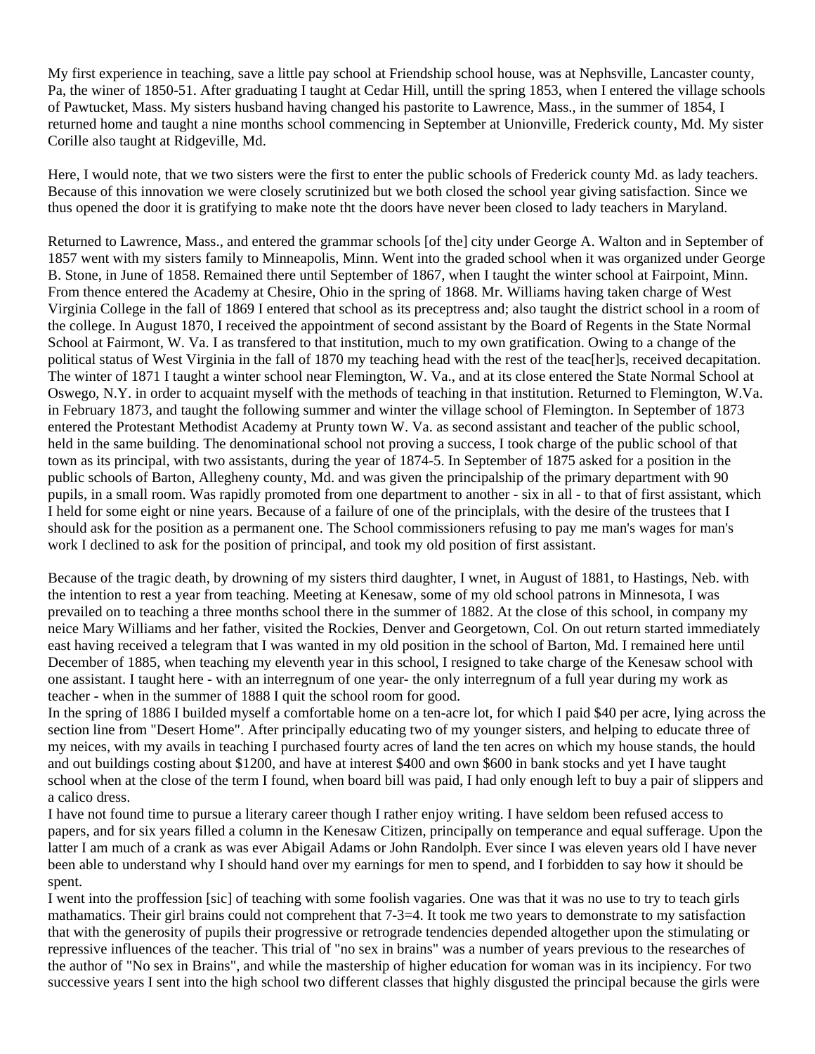My first experience in teaching, save a little pay school at Friendship school house, was at Nephsville, Lancaster county, Pa, the winer of 1850-51. After graduating I taught at Cedar Hill, untill the spring 1853, when I entered the village schools of Pawtucket, Mass. My sisters husband having changed his pastorite to Lawrence, Mass., in the summer of 1854, I returned home and taught a nine months school commencing in September at Unionville, Frederick county, Md. My sister Corille also taught at Ridgeville, Md.

Here, I would note, that we two sisters were the first to enter the public schools of Frederick county Md. as lady teachers. Because of this innovation we were closely scrutinized but we both closed the school year giving satisfaction. Since we thus opened the door it is gratifying to make note tht the doors have never been closed to lady teachers in Maryland.

Returned to Lawrence, Mass., and entered the grammar schools [of the] city under George A. Walton and in September of 1857 went with my sisters family to Minneapolis, Minn. Went into the graded school when it was organized under George B. Stone, in June of 1858. Remained there until September of 1867, when I taught the winter school at Fairpoint, Minn. From thence entered the Academy at Chesire, Ohio in the spring of 1868. Mr. Williams having taken charge of West Virginia College in the fall of 1869 I entered that school as its preceptress and; also taught the district school in a room of the college. In August 1870, I received the appointment of second assistant by the Board of Regents in the State Normal School at Fairmont, W. Va. I as transfered to that institution, much to my own gratification. Owing to a change of the political status of West Virginia in the fall of 1870 my teaching head with the rest of the teac[her]s, received decapitation. The winter of 1871 I taught a winter school near Flemington, W. Va., and at its close entered the State Normal School at Oswego, N.Y. in order to acquaint myself with the methods of teaching in that institution. Returned to Flemington, W.Va. in February 1873, and taught the following summer and winter the village school of Flemington. In September of 1873 entered the Protestant Methodist Academy at Prunty town W. Va. as second assistant and teacher of the public school, held in the same building. The denominational school not proving a success, I took charge of the public school of that town as its principal, with two assistants, during the year of 1874-5. In September of 1875 asked for a position in the public schools of Barton, Allegheny county, Md. and was given the principalship of the primary department with 90 pupils, in a small room. Was rapidly promoted from one department to another - six in all - to that of first assistant, which I held for some eight or nine years. Because of a failure of one of the principlals, with the desire of the trustees that I should ask for the position as a permanent one. The School commissioners refusing to pay me man's wages for man's work I declined to ask for the position of principal, and took my old position of first assistant.

Because of the tragic death, by drowning of my sisters third daughter, I wnet, in August of 1881, to Hastings, Neb. with the intention to rest a year from teaching. Meeting at Kenesaw, some of my old school patrons in Minnesota, I was prevailed on to teaching a three months school there in the summer of 1882. At the close of this school, in company my neice Mary Williams and her father, visited the Rockies, Denver and Georgetown, Col. On out return started immediately east having received a telegram that I was wanted in my old position in the school of Barton, Md. I remained here until December of 1885, when teaching my eleventh year in this school, I resigned to take charge of the Kenesaw school with one assistant. I taught here - with an interregnum of one year- the only interregnum of a full year during my work as teacher - when in the summer of 1888 I quit the school room for good.

In the spring of 1886 I builded myself a comfortable home on a ten-acre lot, for which I paid $40 per acre, lying across the section line from "Desert Home". After principally educating two of my younger sisters, and helping to educate three of my neices, with my avails in teaching I purchased fourty acres of land the ten acres on which my house stands, the hould and out buildings costing about $1200, and have at interest $400 and own $600 in bank stocks and yet I have taught school when at the close of the term I found, when board bill was paid, I had only enough left to buy a pair of slippers and a calico dress.

I have not found time to pursue a literary career though I rather enjoy writing. I have seldom been refused access to papers, and for six years filled a column in the Kenesaw Citizen, principally on temperance and equal sufferage. Upon the latter I am much of a crank as was ever Abigail Adams or John Randolph. Ever since I was eleven years old I have never been able to understand why I should hand over my earnings for men to spend, and I forbidden to say how it should be spent.

I went into the proffession [sic] of teaching with some foolish vagaries. One was that it was no use to try to teach girls mathamatics. Their girl brains could not comprehent that 7-3=4. It took me two years to demonstrate to my satisfaction that with the generosity of pupils their progressive or retrograde tendencies depended altogether upon the stimulating or repressive influences of the teacher. This trial of "no sex in brains" was a number of years previous to the researches of the author of "No sex in Brains", and while the mastership of higher education for woman was in its incipiency. For two successive years I sent into the high school two different classes that highly disgusted the principal because the girls were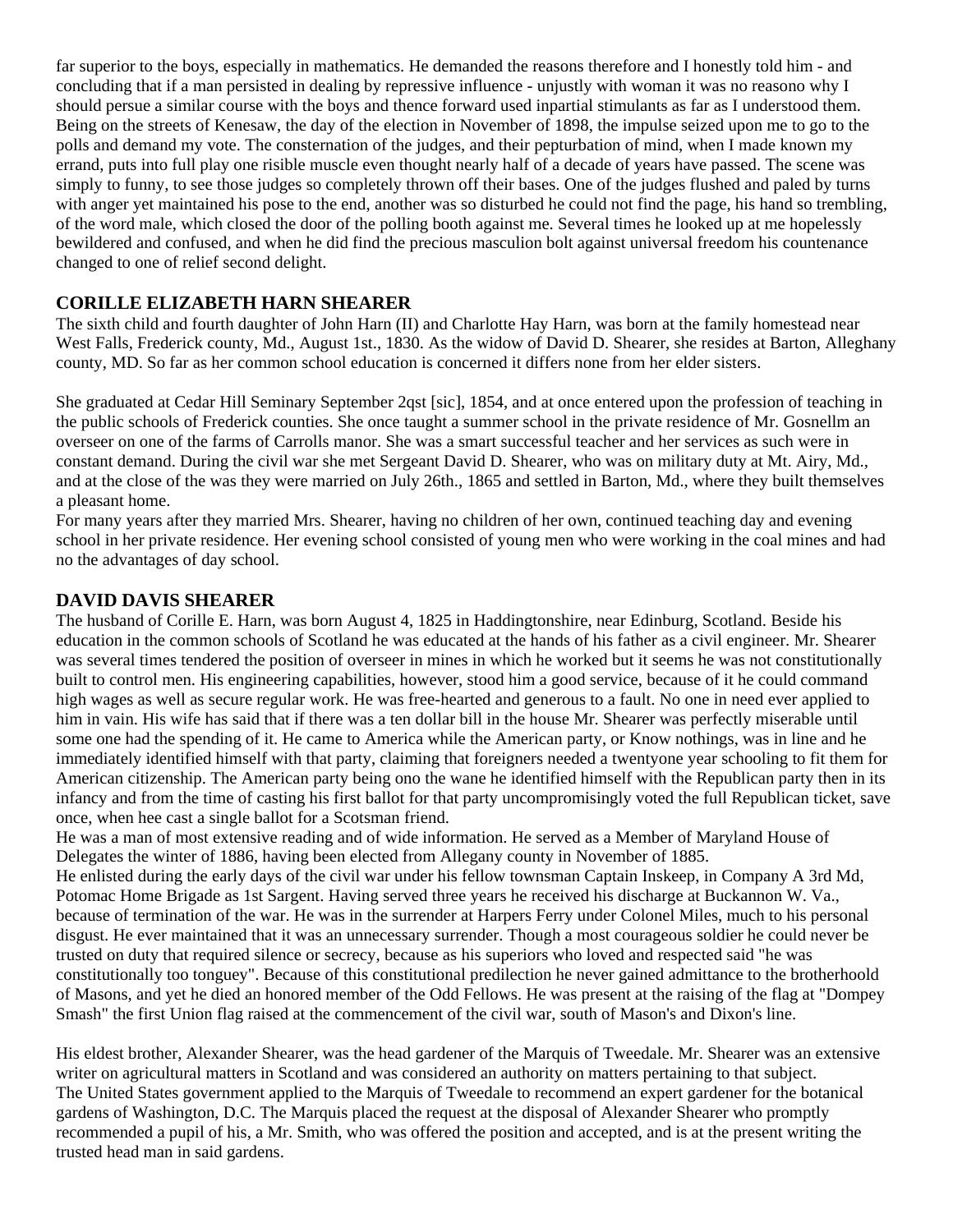far superior to the boys, especially in mathematics. He demanded the reasons therefore and I honestly told him - and concluding that if a man persisted in dealing by repressive influence - unjustly with woman it was no reasono why I should persue a similar course with the boys and thence forward used inpartial stimulants as far as I understood them. Being on the streets of Kenesaw, the day of the election in November of 1898, the impulse seized upon me to go to the polls and demand my vote. The consternation of the judges, and their pepturbation of mind, when I made known my errand, puts into full play one risible muscle even thought nearly half of a decade of years have passed. The scene was simply to funny, to see those judges so completely thrown off their bases. One of the judges flushed and paled by turns with anger yet maintained his pose to the end, another was so disturbed he could not find the page, his hand so trembling, of the word male, which closed the door of the polling booth against me. Several times he looked up at me hopelessly bewildered and confused, and when he did find the precious masculion bolt against universal freedom his countenance changed to one of relief second delight.

### CORILLE ELIZABETH HARN SHEARER

The sixth child and fourth daughter of John Harn (II) and Charlotte Hay Harn, was born at the family homestead near West Falls, Frederick county, Md., August 1st., 1830. As the widow of David D. Shearer, she resides at Barton, Alleghany county, MD. So far as her common school education is concerned it differs none from her elder sisters.

She graduated at Cedar Hill Seminary September 2qst [sic], 1854, and at once entered upon the profession of teaching in the public schools of Frederick counties. She once taught a summer school in the private residence of Mr. Gosnellm an overseer on one of the farms of Carrolls manor. She was a smart successful teacher and her services as such were in constant demand. During the civil war she met Sergeant David D. Shearer, who was on military duty at Mt. Airy, Md., and at the close of the was they were married on July 26th., 1865 and settled in Barton, Md., where they built themselves a pleasant home.

For many years after they married Mrs. Shearer, having no children of her own, continued teaching day and evening school in her private residence. Her evening school consisted of young men who were working in the coal mines and had no the advantages of day school.

### DAVID DAVIS SHEARER

The husband of Corille E. Harn, was born August 4, 1825 in Haddingtonshire, near Edinburg, Scotland. Beside his education in the common schools of Scotland he was educated at the hands of his father as a civil engineer. Mr. Shearer was several times tendered the position of overseer in mines in which he worked but it seems he was not constitutionally built to control men. His engineering capabilities, however, stood him a good service, because of it he could command high wages as well as secure regular work. He was free-hearted and generous to a fault. No one in need ever applied to him in vain. His wife has said that if there was a ten dollar bill in the house Mr. Shearer was perfectly miserable until some one had the spending of it. He came to America while the American party, or Know nothings, was in line and he immediately identified himself with that party, claiming that foreigners needed a twentyone year schooling to fit them for American citizenship. The American party being ono the wane he identified himself with the Republican party then in its infancy and from the time of casting his first ballot for that party uncompromisingly voted the full Republican ticket, save once, when hee cast a single ballot for a Scotsman friend.

He was a man of most extensive reading and of wide information. He served as a Member of Maryland House of Delegates the winter of 1886, having been elected from Allegany county in November of 1885.

He enlisted during the early days of the civil war under his fellow townsman Captain Inskeep, in Company A 3rd Md, Potomac Home Brigade as 1st Sargent. Having served three years he received his discharge at Buckannon W. Va., because of termination of the war. He was in the surrender at Harpers Ferry under Colonel Miles, much to his personal disgust. He ever maintained that it was an unnecessary surrender. Though a most courageous soldier he could never be trusted on duty that required silence or secrecy, because as his superiors who loved and respected said "he was constitutionally too tonguey". Because of this constitutional predilection he never gained admittance to the brotherhoold of Masons, and yet he died an honored member of the Odd Fellows. He was present at the raising of the flag at "Dompey Smash" the first Union flag raised at the commencement of the civil war, south of Mason's and Dixon's line.

His eldest brother, Alexander Shearer, was the head gardener of the Marquis of Tweedale. Mr. Shearer was an extensive writer on agricultural matters in Scotland and was considered an authority on matters pertaining to that subject.

The United States government applied to the Marquis of Tweedale to recommend an expert gardener for the botanical gardens of Washington, D.C. The Marquis placed the request at the disposal of Alexander Shearer who promptly recommended a pupil of his, a Mr. Smith, who was offered the position and accepted, and is at the present writing the trusted head man in said gardens.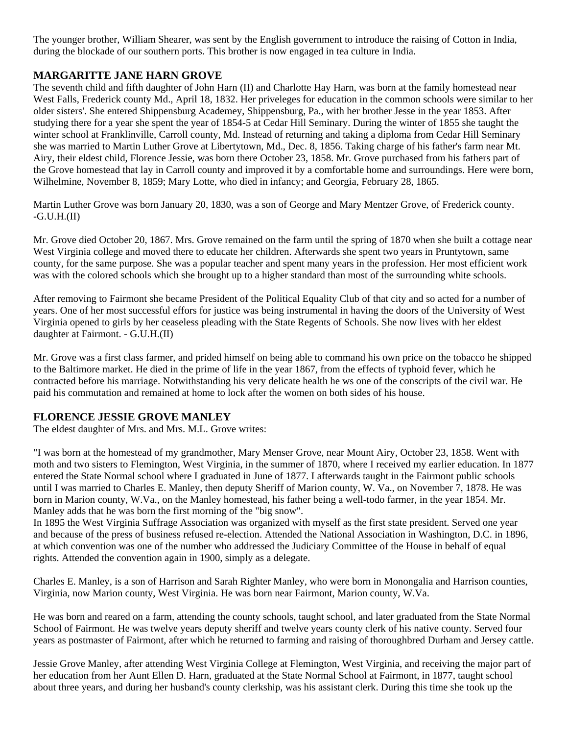The younger brother, William Shearer, was sent by the English government to introduce the raising of Cotton in India, during the blockade of our southern ports. This brother is now engaged in tea culture in India.

## MARGARITTE JANE HARN GROVE

The seventh child and fifth daughter of John Harn (II) and Charlotte Hay Harn, was born at the family homestead near West Falls, Frederick county Md., April 18, 1832. Her priveleges for education in the common schools were similar to her older sisters'. She entered Shippensburg Academey, Shippensburg, Pa., with her brother Jesse in the year 1853. After studying there for a year she spent the year of 1854-5 at Cedar Hill Seminary. During the winter of 1855 she taught the winter school at Franklinville, Carroll county, Md. Instead of returning and taking a diploma from Cedar Hill Seminary she was married to Martin Luther Grove at Libertytown, Md., Dec. 8, 1856. Taking charge of his father's farm near Mt. Airy, their eldest child, Florence Jessie, was born there October 23, 1858. Mr. Grove purchased from his fathers part of the Grove homestead that lay in Carroll county and improved it by a comfortable home and surroundings. Here were born, Wilhelmine, November 8, 1859; Mary Lotte, who died in infancy; and Georgia, February 28, 1865.

Martin Luther Grove was born January 20, 1830, was a son of George and Mary Mentzer Grove, of Frederick county. -G.U.H.(II)

Mr. Grove died October 20, 1867. Mrs. Grove remained on the farm until the spring of 1870 when she built a cottage near West Virginia college and moved there to educate her children. Afterwards she spent two years in Pruntytown, same county, for the same purpose. She was a popular teacher and spent many years in the profession. Her most efficient work was with the colored schools which she brought up to a higher standard than most of the surrounding white schools.

After removing to Fairmont she became President of the Political Equality Club of that city and so acted for a number of years. One of her most successful effors for justice was being instrumental in having the doors of the University of West Virginia opened to girls by her ceaseless pleading with the State Regents of Schools. She now lives with her eldest daughter at Fairmont. - G.U.H.(II)

Mr. Grove was a first class farmer, and prided himself on being able to command his own price on the tobacco he shipped to the Baltimore market. He died in the prime of life in the year 1867, from the effects of typhoid fever, which he contracted before his marriage. Notwithstanding his very delicate health he ws one of the conscripts of the civil war. He paid his commutation and remained at home to lock after the women on both sides of his house.

## FLORENCE JESSIE GROVE MANLEY

The eldest daughter of Mrs. and Mrs. M.L. Grove writes:

"I was born at the homestead of my grandmother, Mary Menser Grove, near Mount Airy, October 23, 1858. Went with moth and two sisters to Flemington, West Virginia, in the summer of 1870, where I received my earlier education. In 1877 entered the State Normal school where I graduated in June of 1877. I afterwards taught in the Fairmont public schools until I was married to Charles E. Manley, then deputy Sheriff of Marion county, W. Va., on November 7, 1878. He was born in Marion county, W.Va., on the Manley homestead, his father being a well-todo farmer, in the year 1854. Mr. Manley adds that he was born the first morning of the "big snow".
In 1895 the West Virginia Suffrage Association was organized with myself as the first state president. Served one year and because of the press of business refused re-election. Attended the National Association in Washington, D.C. in 1896, at which convention was one of the number who addressed the Judiciary Committee of the House in behalf of equal rights. Attended the convention again in 1900, simply as a delegate.

Charles E. Manley, is a son of Harrison and Sarah Righter Manley, who were born in Monongalia and Harrison counties, Virginia, now Marion county, West Virginia. He was born near Fairmont, Marion county, W.Va.

He was born and reared on a farm, attending the county schools, taught school, and later graduated from the State Normal School of Fairmont. He was twelve years deputy sheriff and twelve years county clerk of his native county. Served four years as postmaster of Fairmont, after which he returned to farming and raising of thoroughbred Durham and Jersey cattle.

Jessie Grove Manley, after attending West Virginia College at Flemington, West Virginia, and receiving the major part of her education from her Aunt Ellen D. Harn, graduated at the State Normal School at Fairmont, in 1877, taught school about three years, and during her husband's county clerkship, was his assistant clerk. During this time she took up the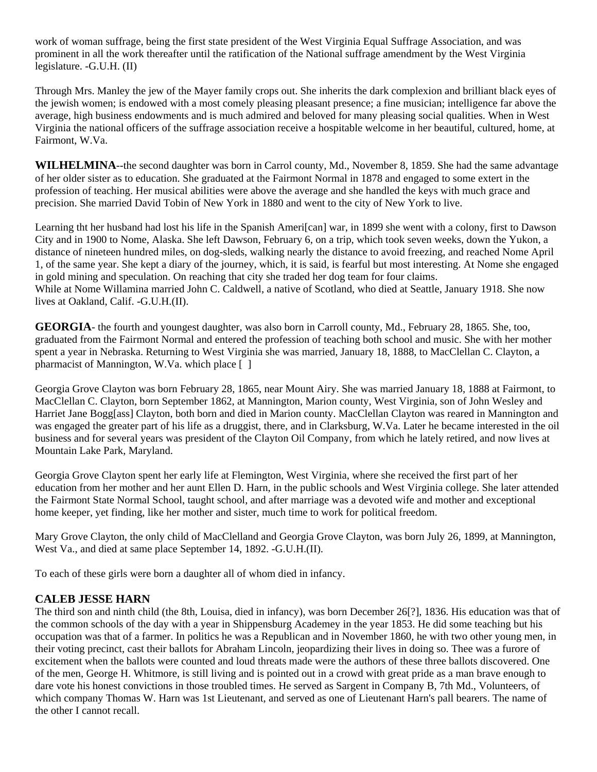work of woman suffrage, being the first state president of the West Virginia Equal Suffrage Association, and was prominent in all the work thereafter until the ratification of the National suffrage amendment by the West Virginia legislature. -G.U.H. (II)

Through Mrs. Manley the jew of the Mayer family crops out. She inherits the dark complexion and brilliant black eyes of the jewish women; is endowed with a most comely pleasing pleasant presence; a fine musician; intelligence far above the average, high business endowments and is much admired and beloved for many pleasing social qualities. When in West Virginia the national officers of the suffrage association receive a hospitable welcome in her beautiful, cultured, home, at Fairmont, W.Va.

**WILHELMINA**--the second daughter was born in Carrol county, Md., November 8, 1859. She had the same advantage of her older sister as to education. She graduated at the Fairmont Normal in 1878 and engaged to some extert in the profession of teaching. Her musical abilities were above the average and she handled the keys with much grace and precision. She married David Tobin of New York in 1880 and went to the city of New York to live.

Learning tht her husband had lost his life in the Spanish Ameri[can] war, in 1899 she went with a colony, first to Dawson City and in 1900 to Nome, Alaska. She left Dawson, February 6, on a trip, which took seven weeks, down the Yukon, a distance of nineteen hundred miles, on dog-sleds, walking nearly the distance to avoid freezing, and reached Nome April 1, of the same year. She kept a diary of the journey, which, it is said, is fearful but most interesting. At Nome she engaged in gold mining and speculation. On reaching that city she traded her dog team for four claims.
While at Nome Willamina married John C. Caldwell, a native of Scotland, who died at Seattle, January 1918. She now lives at Oakland, Calif. -G.U.H.(II).

**GEORGIA**- the fourth and youngest daughter, was also born in Carroll county, Md., February 28, 1865. She, too, graduated from the Fairmont Normal and entered the profession of teaching both school and music. She with her mother spent a year in Nebraska. Returning to West Virginia she was married, January 18, 1888, to MacClellan C. Clayton, a pharmacist of Mannington, W.Va. which place [ ]

Georgia Grove Clayton was born February 28, 1865, near Mount Airy. She was married January 18, 1888 at Fairmont, to MacClellan C. Clayton, born September 1862, at Mannington, Marion county, West Virginia, son of John Wesley and Harriet Jane Bogg[ass] Clayton, both born and died in Marion county. MacClellan Clayton was reared in Mannington and was engaged the greater part of his life as a druggist, there, and in Clarksburg, W.Va. Later he became interested in the oil business and for several years was president of the Clayton Oil Company, from which he lately retired, and now lives at Mountain Lake Park, Maryland.

Georgia Grove Clayton spent her early life at Flemington, West Virginia, where she received the first part of her education from her mother and her aunt Ellen D. Harn, in the public schools and West Virginia college. She later attended the Fairmont State Normal School, taught school, and after marriage was a devoted wife and mother and exceptional home keeper, yet finding, like her mother and sister, much time to work for political freedom.

Mary Grove Clayton, the only child of MacClelland and Georgia Grove Clayton, was born July 26, 1899, at Mannington, West Va., and died at same place September 14, 1892. -G.U.H.(II).

To each of these girls were born a daughter all of whom died in infancy.

## CALEB JESSE HARN

The third son and ninth child (the 8th, Louisa, died in infancy), was born December 26[?], 1836. His education was that of the common schools of the day with a year in Shippensburg Academey in the year 1853. He did some teaching but his occupation was that of a farmer. In politics he was a Republican and in November 1860, he with two other young men, in their voting precinct, cast their ballots for Abraham Lincoln, jeopardizing their lives in doing so. Thee was a furore of excitement when the ballots were counted and loud threats made were the authors of these three ballots discovered. One of the men, George H. Whitmore, is still living and is pointed out in a crowd with great pride as a man brave enough to dare vote his honest convictions in those troubled times. He served as Sargent in Company B, 7th Md., Volunteers, of which company Thomas W. Harn was 1st Lieutenant, and served as one of Lieutenant Harn's pall bearers. The name of the other I cannot recall.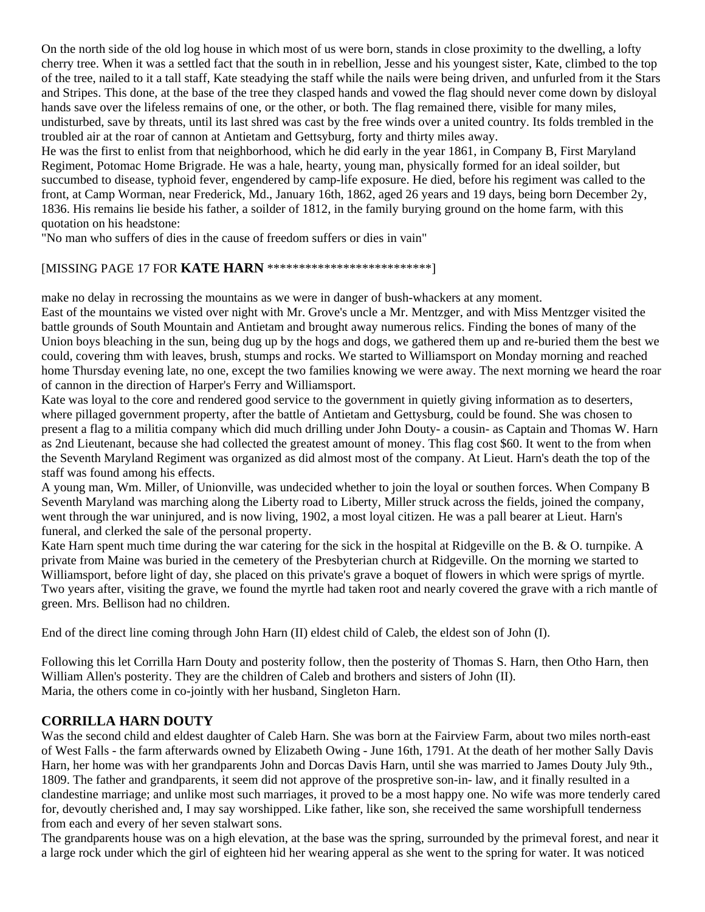On the north side of the old log house in which most of us were born, stands in close proximity to the dwelling, a lofty cherry tree. When it was a settled fact that the south in in rebellion, Jesse and his youngest sister, Kate, climbed to the top of the tree, nailed to it a tall staff, Kate steadying the staff while the nails were being driven, and unfurled from it the Stars and Stripes. This done, at the base of the tree they clasped hands and vowed the flag should never come down by disloyal hands save over the lifeless remains of one, or the other, or both. The flag remained there, visible for many miles, undisturbed, save by threats, until its last shred was cast by the free winds over a united country. Its folds trembled in the troubled air at the roar of cannon at Antietam and Gettsyburg, forty and thirty miles away.
He was the first to enlist from that neighborhood, which he did early in the year 1861, in Company B, First Maryland Regiment, Potomac Home Brigrade. He was a hale, hearty, young man, physically formed for an ideal soilder, but succumbed to disease, typhoid fever, engendered by camp-life exposure. He died, before his regiment was called to the front, at Camp Worman, near Frederick, Md., January 16th, 1862, aged 26 years and 19 days, being born December 2y, 1836. His remains lie beside his father, a soilder of 1812, in the family burying ground on the home farm, with this quotation on his headstone:
"No man who suffers of dies in the cause of freedom suffers or dies in vain"

[MISSING PAGE 17 FOR **KATE HARN** ***************************]

make no delay in recrossing the mountains as we were in danger of bush-whackers at any moment.
East of the mountains we visted over night with Mr. Grove's uncle a Mr. Mentzger, and with Miss Mentzger visited the battle grounds of South Mountain and Antietam and brought away numerous relics. Finding the bones of many of the Union boys bleaching in the sun, being dug up by the hogs and dogs, we gathered them up and re-buried them the best we could, covering thm with leaves, brush, stumps and rocks. We started to Williamsport on Monday morning and reached home Thursday evening late, no one, except the two families knowing we were away. The next morning we heard the roar of cannon in the direction of Harper's Ferry and Williamsport.
Kate was loyal to the core and rendered good service to the government in quietly giving information as to deserters, where pillaged government property, after the battle of Antietam and Gettysburg, could be found. She was chosen to present a flag to a militia company which did much drilling under John Douty- a cousin- as Captain and Thomas W. Harn as 2nd Lieutenant, because she had collected the greatest amount of money. This flag cost $60. It went to the from when the Seventh Maryland Regiment was organized as did almost most of the company. At Lieut. Harn's death the top of the staff was found among his effects.
A young man, Wm. Miller, of Unionville, was undecided whether to join the loyal or southen forces. When Company B Seventh Maryland was marching along the Liberty road to Liberty, Miller struck across the fields, joined the company, went through the war uninjured, and is now living, 1902, a most loyal citizen. He was a pall bearer at Lieut. Harn's funeral, and clerked the sale of the personal property.
Kate Harn spent much time during the war catering for the sick in the hospital at Ridgeville on the B. & O. turnpike. A private from Maine was buried in the cemetery of the Presbyterian church at Ridgeville. On the morning we started to Williamsport, before light of day, she placed on this private's grave a boquet of flowers in which were sprigs of myrtle. Two years after, visiting the grave, we found the myrtle had taken root and nearly covered the grave with a rich mantle of green. Mrs. Bellison had no children.

End of the direct line coming through John Harn (II) eldest child of Caleb, the eldest son of John (I).

Following this let Corrilla Harn Douty and posterity follow, then the posterity of Thomas S. Harn, then Otho Harn, then William Allen's posterity. They are the children of Caleb and brothers and sisters of John (II).
Maria, the others come in co-jointly with her husband, Singleton Harn.

## CORRILLA HARN DOUTY

Was the second child and eldest daughter of Caleb Harn. She was born at the Fairview Farm, about two miles north-east of West Falls - the farm afterwards owned by Elizabeth Owing - June 16th, 1791. At the death of her mother Sally Davis Harn, her home was with her grandparents John and Dorcas Davis Harn, until she was married to James Douty July 9th., 1809. The father and grandparents, it seem did not approve of the prospretive son-in- law, and it finally resulted in a clandestine marriage; and unlike most such marriages, it proved to be a most happy one. No wife was more tenderly cared for, devoutly cherished and, I may say worshipped. Like father, like son, she received the same worshipfull tenderness from each and every of her seven stalwart sons.
The grandparents house was on a high elevation, at the base was the spring, surrounded by the primeval forest, and near it a large rock under which the girl of eighteen hid her wearing apperal as she went to the spring for water. It was noticed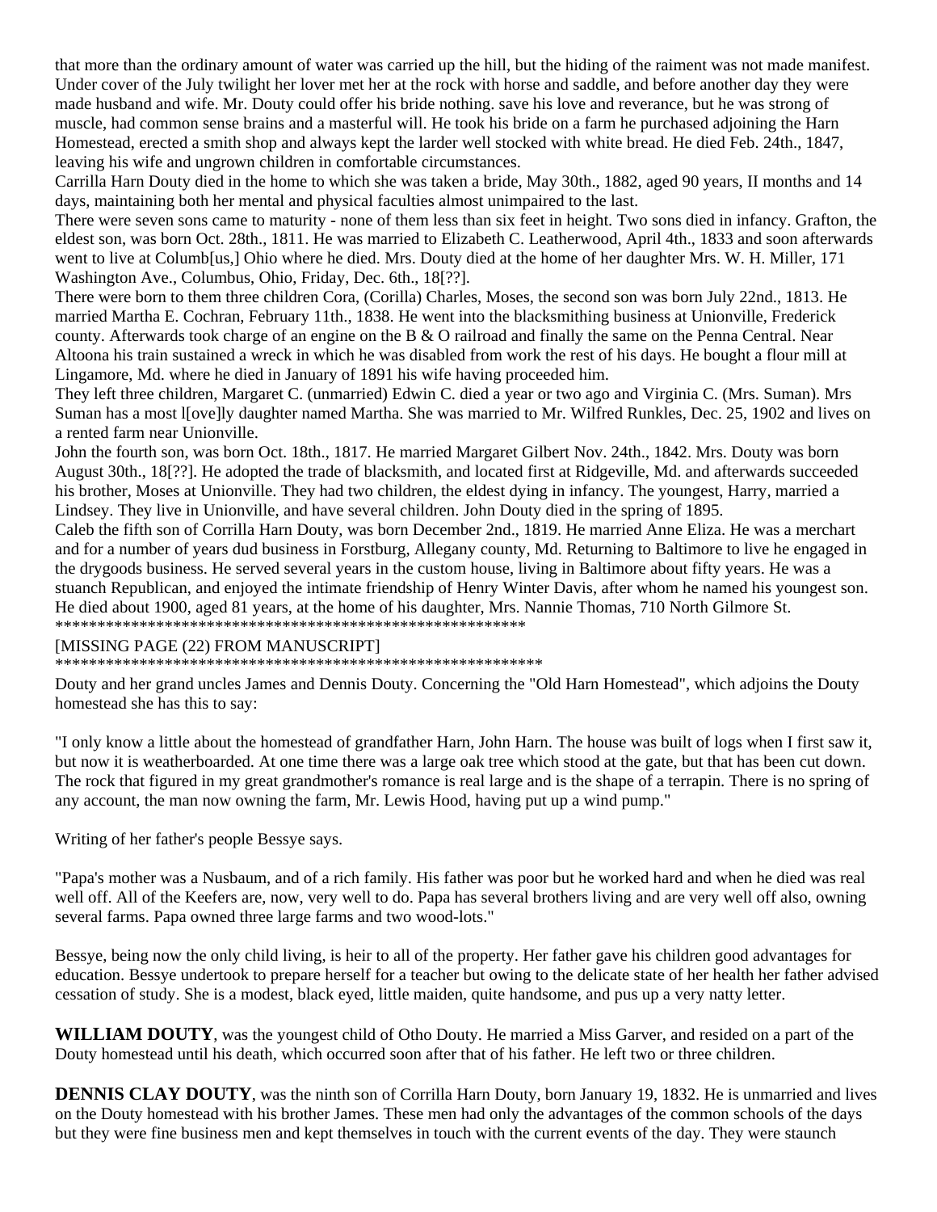that more than the ordinary amount of water was carried up the hill, but the hiding of the raiment was not made manifest. Under cover of the July twilight her lover met her at the rock with horse and saddle, and before another day they were made husband and wife. Mr. Douty could offer his bride nothing. save his love and reverance, but he was strong of muscle, had common sense brains and a masterful will. He took his bride on a farm he purchased adjoining the Harn Homestead, erected a smith shop and always kept the larder well stocked with white bread. He died Feb. 24th., 1847, leaving his wife and ungrown children in comfortable circumstances.

Carrilla Harn Douty died in the home to which she was taken a bride, May 30th., 1882, aged 90 years, II months and 14 days, maintaining both her mental and physical faculties almost unimpaired to the last.

There were seven sons came to maturity - none of them less than six feet in height. Two sons died in infancy. Grafton, the eldest son, was born Oct. 28th., 1811. He was married to Elizabeth C. Leatherwood, April 4th., 1833 and soon afterwards went to live at Columb[us,] Ohio where he died. Mrs. Douty died at the home of her daughter Mrs. W. H. Miller, 171 Washington Ave., Columbus, Ohio, Friday, Dec. 6th., 18[??].

There were born to them three children Cora, (Corilla) Charles, Moses, the second son was born July 22nd., 1813. He married Martha E. Cochran, February 11th., 1838. He went into the blacksmithing business at Unionville, Frederick county. Afterwards took charge of an engine on the B & O railroad and finally the same on the Penna Central. Near Altoona his train sustained a wreck in which he was disabled from work the rest of his days. He bought a flour mill at Lingamore, Md. where he died in January of 1891 his wife having proceeded him.

They left three children, Margaret C. (unmarried) Edwin C. died a year or two ago and Virginia C. (Mrs. Suman). Mrs Suman has a most l[ove]ly daughter named Martha. She was married to Mr. Wilfred Runkles, Dec. 25, 1902 and lives on a rented farm near Unionville.

John the fourth son, was born Oct. 18th., 1817. He married Margaret Gilbert Nov. 24th., 1842. Mrs. Douty was born August 30th., 18[??]. He adopted the trade of blacksmith, and located first at Ridgeville, Md. and afterwards succeeded his brother, Moses at Unionville. They had two children, the eldest dying in infancy. The youngest, Harry, married a Lindsey. They live in Unionville, and have several children. John Douty died in the spring of 1895.

Caleb the fifth son of Corrilla Harn Douty, was born December 2nd., 1819. He married Anne Eliza. He was a merchart and for a number of years dud business in Forstburg, Allegany county, Md. Returning to Baltimore to live he engaged in the drygoods business. He served several years in the custom house, living in Baltimore about fifty years. He was a stuanch Republican, and enjoyed the intimate friendship of Henry Winter Davis, after whom he named his youngest son. He died about 1900, aged 81 years, at the home of his daughter, Mrs. Nannie Thomas, 710 North Gilmore St.

**********************************************************

[MISSING PAGE (22) FROM MANUSCRIPT]

**********************************************************

Douty and her grand uncles James and Dennis Douty. Concerning the "Old Harn Homestead", which adjoins the Douty homestead she has this to say:

"I only know a little about the homestead of grandfather Harn, John Harn. The house was built of logs when I first saw it, but now it is weatherboarded. At one time there was a large oak tree which stood at the gate, but that has been cut down. The rock that figured in my great grandmother's romance is real large and is the shape of a terrapin. There is no spring of any account, the man now owning the farm, Mr. Lewis Hood, having put up a wind pump."

Writing of her father's people Bessye says.

"Papa's mother was a Nusbaum, and of a rich family. His father was poor but he worked hard and when he died was real well off. All of the Keefers are, now, very well to do. Papa has several brothers living and are very well off also, owning several farms. Papa owned three large farms and two wood-lots."

Bessye, being now the only child living, is heir to all of the property. Her father gave his children good advantages for education. Bessye undertook to prepare herself for a teacher but owing to the delicate state of her health her father advised cessation of study. She is a modest, black eyed, little maiden, quite handsome, and pus up a very natty letter.

**WILLIAM DOUTY**, was the youngest child of Otho Douty. He married a Miss Garver, and resided on a part of the Douty homestead until his death, which occurred soon after that of his father. He left two or three children.

**DENNIS CLAY DOUTY**, was the ninth son of Corrilla Harn Douty, born January 19, 1832. He is unmarried and lives on the Douty homestead with his brother James. These men had only the advantages of the common schools of the days but they were fine business men and kept themselves in touch with the current events of the day. They were staunch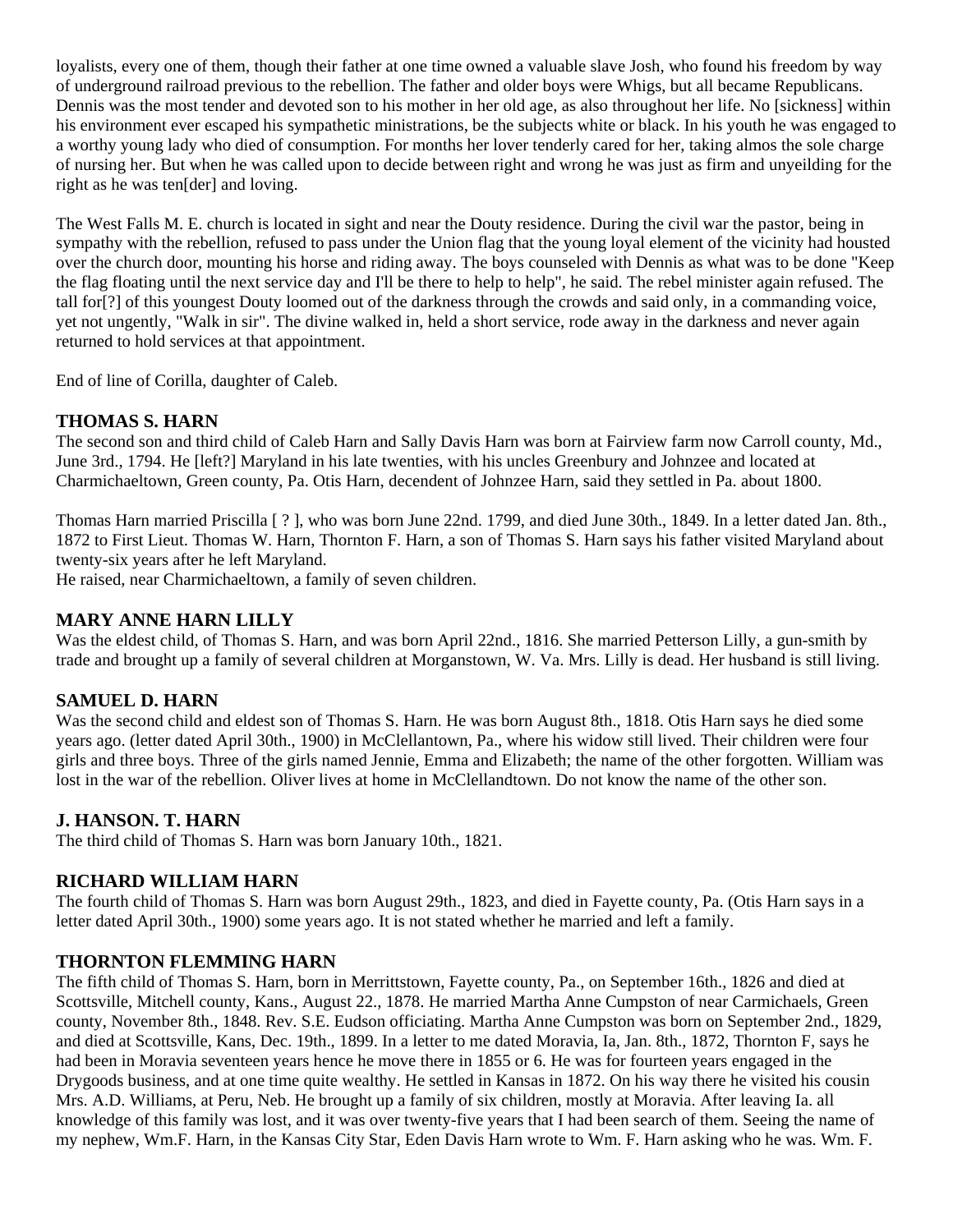loyalists, every one of them, though their father at one time owned a valuable slave Josh, who found his freedom by way of underground railroad previous to the rebellion. The father and older boys were Whigs, but all became Republicans. Dennis was the most tender and devoted son to his mother in her old age, as also throughout her life. No [sickness] within his environment ever escaped his sympathetic ministrations, be the subjects white or black. In his youth he was engaged to a worthy young lady who died of consumption. For months her lover tenderly cared for her, taking almos the sole charge of nursing her. But when he was called upon to decide between right and wrong he was just as firm and unyeilding for the right as he was ten[der] and loving.

The West Falls M. E. church is located in sight and near the Douty residence. During the civil war the pastor, being in sympathy with the rebellion, refused to pass under the Union flag that the young loyal element of the vicinity had housted over the church door, mounting his horse and riding away. The boys counseled with Dennis as what was to be done "Keep the flag floating until the next service day and I'll be there to help to help", he said. The rebel minister again refused. The tall for[?] of this youngest Douty loomed out of the darkness through the crowds and said only, in a commanding voice, yet not ungently, "Walk in sir". The divine walked in, held a short service, rode away in the darkness and never again returned to hold services at that appointment.

End of line of Corilla, daughter of Caleb.

### THOMAS S. HARN

The second son and third child of Caleb Harn and Sally Davis Harn was born at Fairview farm now Carroll county, Md., June 3rd., 1794. He [left?] Maryland in his late twenties, with his uncles Greenbury and Johnzee and located at Charmichaeltown, Green county, Pa. Otis Harn, decendent of Johnzee Harn, said they settled in Pa. about 1800.

Thomas Harn married Priscilla [ ? ], who was born June 22nd. 1799, and died June 30th., 1849. In a letter dated Jan. 8th., 1872 to First Lieut. Thomas W. Harn, Thornton F. Harn, a son of Thomas S. Harn says his father visited Maryland about twenty-six years after he left Maryland.
He raised, near Charmichaeltown, a family of seven children.

### MARY ANNE HARN LILLY

Was the eldest child, of Thomas S. Harn, and was born April 22nd., 1816. She married Petterson Lilly, a gun-smith by trade and brought up a family of several children at Morganstown, W. Va. Mrs. Lilly is dead. Her husband is still living.

### SAMUEL D. HARN

Was the second child and eldest son of Thomas S. Harn. He was born August 8th., 1818. Otis Harn says he died some years ago. (letter dated April 30th., 1900) in McClellantown, Pa., where his widow still lived. Their children were four girls and three boys. Three of the girls named Jennie, Emma and Elizabeth; the name of the other forgotten. William was lost in the war of the rebellion. Oliver lives at home in McClellandtown. Do not know the name of the other son.

### J. HANSON. T. HARN

The third child of Thomas S. Harn was born January 10th., 1821.

### RICHARD WILLIAM HARN

The fourth child of Thomas S. Harn was born August 29th., 1823, and died in Fayette county, Pa. (Otis Harn says in a letter dated April 30th., 1900) some years ago. It is not stated whether he married and left a family.

### THORNTON FLEMMING HARN

The fifth child of Thomas S. Harn, born in Merrittstown, Fayette county, Pa., on September 16th., 1826 and died at Scottsville, Mitchell county, Kans., August 22., 1878. He married Martha Anne Cumpston of near Carmichaels, Green county, November 8th., 1848. Rev. S.E. Eudson officiating. Martha Anne Cumpston was born on September 2nd., 1829, and died at Scottsville, Kans, Dec. 19th., 1899. In a letter to me dated Moravia, Ia, Jan. 8th., 1872, Thornton F, says he had been in Moravia seventeen years hence he move there in 1855 or 6. He was for fourteen years engaged in the Drygoods business, and at one time quite wealthy. He settled in Kansas in 1872. On his way there he visited his cousin Mrs. A.D. Williams, at Peru, Neb. He brought up a family of six children, mostly at Moravia. After leaving Ia. all knowledge of this family was lost, and it was over twenty-five years that I had been search of them. Seeing the name of my nephew, Wm.F. Harn, in the Kansas City Star, Eden Davis Harn wrote to Wm. F. Harn asking who he was. Wm. F.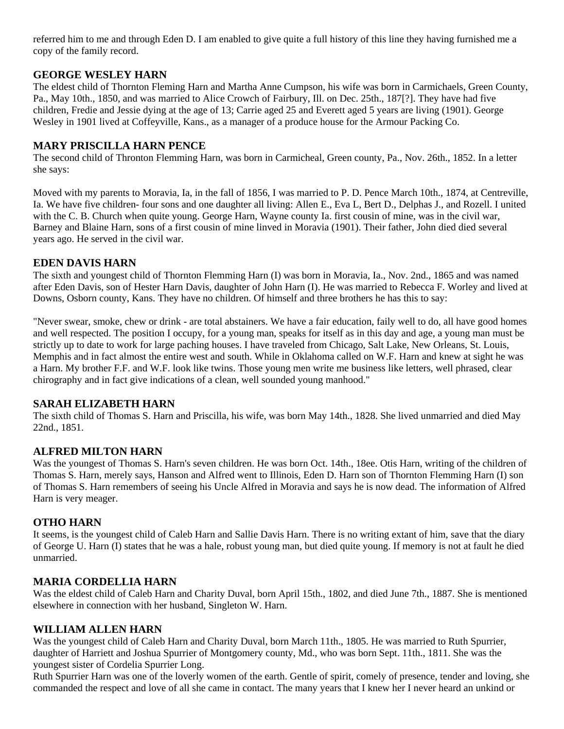referred him to me and through Eden D. I am enabled to give quite a full history of this line they having furnished me a copy of the family record.

### GEORGE WESLEY HARN

The eldest child of Thornton Fleming Harn and Martha Anne Cumpson, his wife was born in Carmichaels, Green County, Pa., May 10th., 1850, and was married to Alice Crowch of Fairbury, Ill. on Dec. 25th., 187[?]. They have had five children, Fredie and Jessie dying at the age of 13; Carrie aged 25 and Everett aged 5 years are living (1901). George Wesley in 1901 lived at Coffeyville, Kans., as a manager of a produce house for the Armour Packing Co.

### MARY PRISCILLA HARN PENCE

The second child of Thronton Flemming Harn, was born in Carmicheal, Green county, Pa., Nov. 26th., 1852. In a letter she says:

Moved with my parents to Moravia, Ia, in the fall of 1856, I was married to P. D. Pence March 10th., 1874, at Centreville, Ia. We have five children- four sons and one daughter all living: Allen E., Eva L, Bert D., Delphas J., and Rozell. I united with the C. B. Church when quite young. George Harn, Wayne county Ia. first cousin of mine, was in the civil war, Barney and Blaine Harn, sons of a first cousin of mine linved in Moravia (1901). Their father, John died died several years ago. He served in the civil war.

### EDEN DAVIS HARN

The sixth and youngest child of Thornton Flemming Harn (I) was born in Moravia, Ia., Nov. 2nd., 1865 and was named after Eden Davis, son of Hester Harn Davis, daughter of John Harn (I). He was married to Rebecca F. Worley and lived at Downs, Osborn county, Kans. They have no children. Of himself and three brothers he has this to say:

"Never swear, smoke, chew or drink - are total abstainers. We have a fair education, faily well to do, all have good homes and well respected. The position I occupy, for a young man, speaks for itself as in this day and age, a young man must be strictly up to date to work for large paching houses. I have traveled from Chicago, Salt Lake, New Orleans, St. Louis, Memphis and in fact almost the entire west and south. While in Oklahoma called on W.F. Harn and knew at sight he was a Harn. My brother F.F. and W.F. look like twins. Those young men write me business like letters, well phrased, clear chirography and in fact give indications of a clean, well sounded young manhood."

### SARAH ELIZABETH HARN

The sixth child of Thomas S. Harn and Priscilla, his wife, was born May 14th., 1828. She lived unmarried and died May 22nd., 1851.

### ALFRED MILTON HARN

Was the youngest of Thomas S. Harn's seven children. He was born Oct. 14th., 18ee. Otis Harn, writing of the children of Thomas S. Harn, merely says, Hanson and Alfred went to Illinois, Eden D. Harn son of Thornton Flemming Harn (I) son of Thomas S. Harn remembers of seeing his Uncle Alfred in Moravia and says he is now dead. The information of Alfred Harn is very meager.

### OTHO HARN

It seems, is the youngest child of Caleb Harn and Sallie Davis Harn. There is no writing extant of him, save that the diary of George U. Harn (I) states that he was a hale, robust young man, but died quite young. If memory is not at fault he died unmarried.

### MARIA CORDELLIA HARN

Was the eldest child of Caleb Harn and Charity Duval, born April 15th., 1802, and died June 7th., 1887. She is mentioned elsewhere in connection with her husband, Singleton W. Harn.

### WILLIAM ALLEN HARN

Was the youngest child of Caleb Harn and Charity Duval, born March 11th., 1805. He was married to Ruth Spurrier, daughter of Harriett and Joshua Spurrier of Montgomery county, Md., who was born Sept. 11th., 1811. She was the youngest sister of Cordelia Spurrier Long.

Ruth Spurrier Harn was one of the loverly women of the earth. Gentle of spirit, comely of presence, tender and loving, she commanded the respect and love of all she came in contact. The many years that I knew her I never heard an unkind or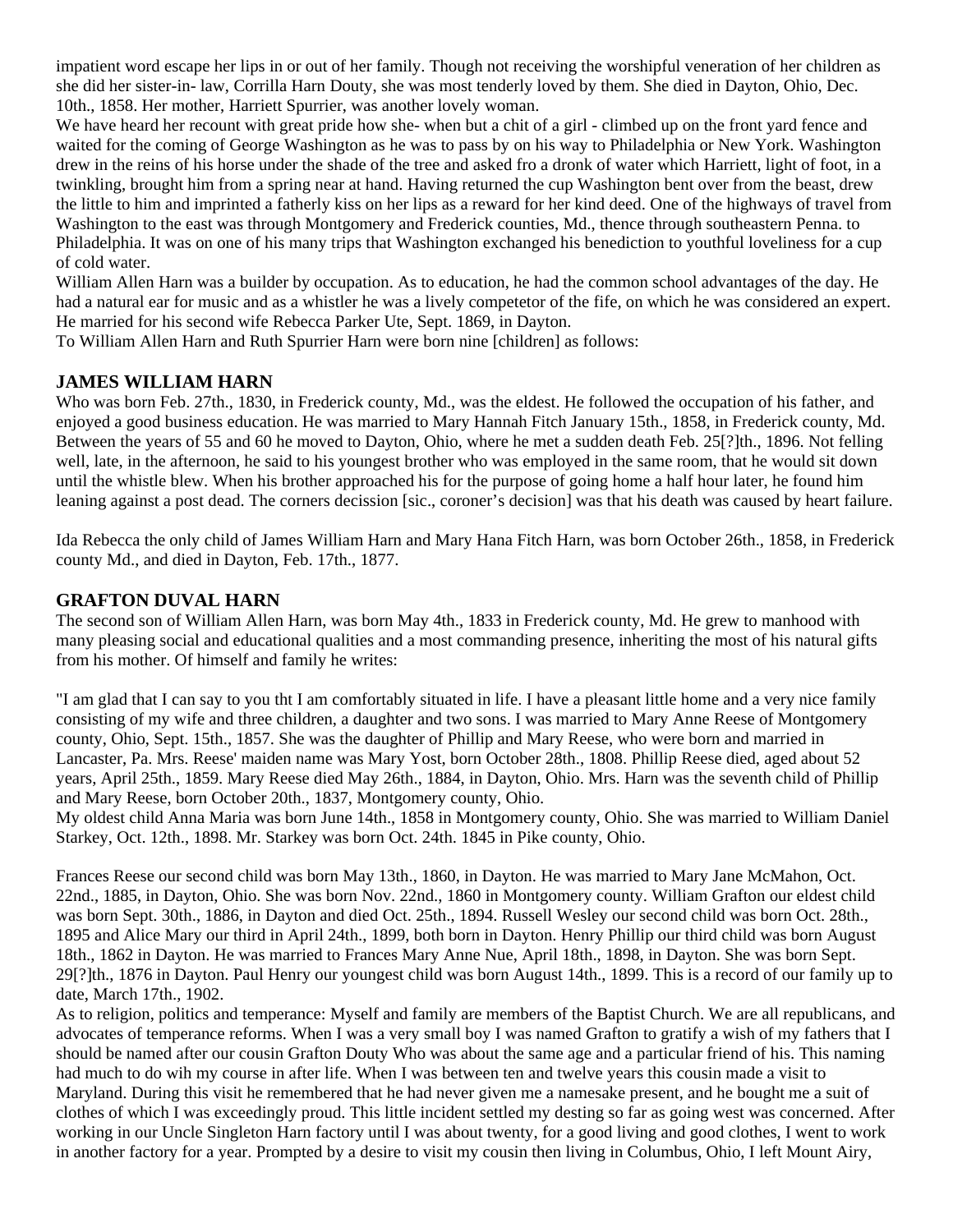impatient word escape her lips in or out of her family. Though not receiving the worshipful veneration of her children as she did her sister-in- law, Corrilla Harn Douty, she was most tenderly loved by them. She died in Dayton, Ohio, Dec. 10th., 1858. Her mother, Harriett Spurrier, was another lovely woman.

We have heard her recount with great pride how she- when but a chit of a girl - climbed up on the front yard fence and waited for the coming of George Washington as he was to pass by on his way to Philadelphia or New York. Washington drew in the reins of his horse under the shade of the tree and asked fro a dronk of water which Harriett, light of foot, in a twinkling, brought him from a spring near at hand. Having returned the cup Washington bent over from the beast, drew the little to him and imprinted a fatherly kiss on her lips as a reward for her kind deed. One of the highways of travel from Washington to the east was through Montgomery and Frederick counties, Md., thence through southeastern Penna. to Philadelphia. It was on one of his many trips that Washington exchanged his benediction to youthful loveliness for a cup of cold water.

William Allen Harn was a builder by occupation. As to education, he had the common school advantages of the day. He had a natural ear for music and as a whistler he was a lively competetor of the fife, on which he was considered an expert. He married for his second wife Rebecca Parker Ute, Sept. 1869, in Dayton.

To William Allen Harn and Ruth Spurrier Harn were born nine [children] as follows:

### JAMES WILLIAM HARN

Who was born Feb. 27th., 1830, in Frederick county, Md., was the eldest. He followed the occupation of his father, and enjoyed a good business education. He was married to Mary Hannah Fitch January 15th., 1858, in Frederick county, Md. Between the years of 55 and 60 he moved to Dayton, Ohio, where he met a sudden death Feb. 25[?]th., 1896. Not felling well, late, in the afternoon, he said to his youngest brother who was employed in the same room, that he would sit down until the whistle blew. When his brother approached his for the purpose of going home a half hour later, he found him leaning against a post dead. The corners decission [sic., coroner's decision] was that his death was caused by heart failure.

Ida Rebecca the only child of James William Harn and Mary Hana Fitch Harn, was born October 26th., 1858, in Frederick county Md., and died in Dayton, Feb. 17th., 1877.

### GRAFTON DUVAL HARN

The second son of William Allen Harn, was born May 4th., 1833 in Frederick county, Md. He grew to manhood with many pleasing social and educational qualities and a most commanding presence, inheriting the most of his natural gifts from his mother. Of himself and family he writes:

"I am glad that I can say to you tht I am comfortably situated in life. I have a pleasant little home and a very nice family consisting of my wife and three children, a daughter and two sons. I was married to Mary Anne Reese of Montgomery county, Ohio, Sept. 15th., 1857. She was the daughter of Phillip and Mary Reese, who were born and married in Lancaster, Pa. Mrs. Reese' maiden name was Mary Yost, born October 28th., 1808. Phillip Reese died, aged about 52 years, April 25th., 1859. Mary Reese died May 26th., 1884, in Dayton, Ohio. Mrs. Harn was the seventh child of Phillip and Mary Reese, born October 20th., 1837, Montgomery county, Ohio.

My oldest child Anna Maria was born June 14th., 1858 in Montgomery county, Ohio. She was married to William Daniel Starkey, Oct. 12th., 1898. Mr. Starkey was born Oct. 24th. 1845 in Pike county, Ohio.

Frances Reese our second child was born May 13th., 1860, in Dayton. He was married to Mary Jane McMahon, Oct. 22nd., 1885, in Dayton, Ohio. She was born Nov. 22nd., 1860 in Montgomery county. William Grafton our eldest child was born Sept. 30th., 1886, in Dayton and died Oct. 25th., 1894. Russell Wesley our second child was born Oct. 28th., 1895 and Alice Mary our third in April 24th., 1899, both born in Dayton. Henry Phillip our third child was born August 18th., 1862 in Dayton. He was married to Frances Mary Anne Nue, April 18th., 1898, in Dayton. She was born Sept. 29[?]th., 1876 in Dayton. Paul Henry our youngest child was born August 14th., 1899. This is a record of our family up to date, March 17th., 1902.

As to religion, politics and temperance: Myself and family are members of the Baptist Church. We are all republicans, and advocates of temperance reforms. When I was a very small boy I was named Grafton to gratify a wish of my fathers that I should be named after our cousin Grafton Douty Who was about the same age and a particular friend of his. This naming had much to do wih my course in after life. When I was between ten and twelve years this cousin made a visit to Maryland. During this visit he remembered that he had never given me a namesake present, and he bought me a suit of clothes of which I was exceedingly proud. This little incident settled my desting so far as going west was concerned. After working in our Uncle Singleton Harn factory until I was about twenty, for a good living and good clothes, I went to work in another factory for a year. Prompted by a desire to visit my cousin then living in Columbus, Ohio, I left Mount Airy,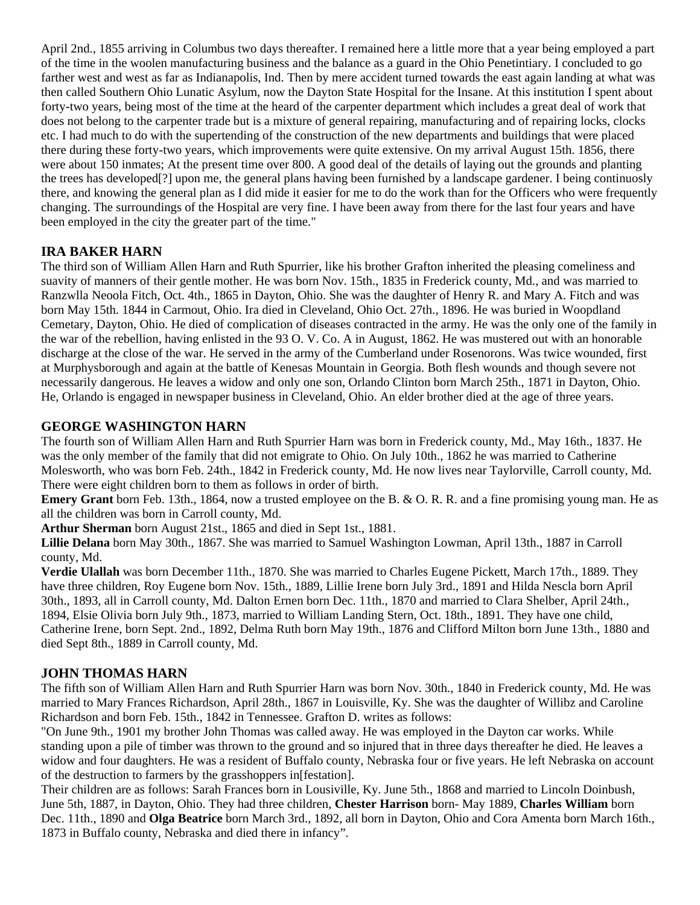April 2nd., 1855 arriving in Columbus two days thereafter. I remained here a little more that a year being employed a part of the time in the woolen manufacturing business and the balance as a guard in the Ohio Penetintiary. I concluded to go farther west and west as far as Indianapolis, Ind. Then by mere accident turned towards the east again landing at what was then called Southern Ohio Lunatic Asylum, now the Dayton State Hospital for the Insane. At this institution I spent about forty-two years, being most of the time at the heard of the carpenter department which includes a great deal of work that does not belong to the carpenter trade but is a mixture of general repairing, manufacturing and of repairing locks, clocks etc. I had much to do with the supertending of the construction of the new departments and buildings that were placed there during these forty-two years, which improvements were quite extensive. On my arrival August 15th. 1856, there were about 150 inmates; At the present time over 800. A good deal of the details of laying out the grounds and planting the trees has developed[?] upon me, the general plans having been furnished by a landscape gardener. I being continuosly there, and knowing the general plan as I did mide it easier for me to do the work than for the Officers who were frequently changing. The surroundings of the Hospital are very fine. I have been away from there for the last four years and have been employed in the city the greater part of the time."

## IRA BAKER HARN

The third son of William Allen Harn and Ruth Spurrier, like his brother Grafton inherited the pleasing comeliness and suavity of manners of their gentle mother. He was born Nov. 15th., 1835 in Frederick county, Md., and was married to Ranzwlla Neoola Fitch, Oct. 4th., 1865 in Dayton, Ohio. She was the daughter of Henry R. and Mary A. Fitch and was born May 15th. 1844 in Carmout, Ohio. Ira died in Cleveland, Ohio Oct. 27th., 1896. He was buried in Woopdland Cemetary, Dayton, Ohio. He died of complication of diseases contracted in the army. He was the only one of the family in the war of the rebellion, having enlisted in the 93 O. V. Co. A in August, 1862. He was mustered out with an honorable discharge at the close of the war. He served in the army of the Cumberland under Rosenorons. Was twice wounded, first at Murphysborough and again at the battle of Kenesas Mountain in Georgia. Both flesh wounds and though severe not necessarily dangerous. He leaves a widow and only one son, Orlando Clinton born March 25th., 1871 in Dayton, Ohio. He, Orlando is engaged in newspaper business in Cleveland, Ohio. An elder brother died at the age of three years.

## GEORGE WASHINGTON HARN

The fourth son of William Allen Harn and Ruth Spurrier Harn was born in Frederick county, Md., May 16th., 1837. He was the only member of the family that did not emigrate to Ohio. On July 10th., 1862 he was married to Catherine Molesworth, who was born Feb. 24th., 1842 in Frederick county, Md. He now lives near Taylorville, Carroll county, Md. There were eight children born to them as follows in order of birth.

**Emery Grant** born Feb. 13th., 1864, now a trusted employee on the B. & O. R. R. and a fine promising young man. He as all the children was born in Carroll county, Md.

**Arthur Sherman** born August 21st., 1865 and died in Sept 1st., 1881.

**Lillie Delana** born May 30th., 1867. She was married to Samuel Washington Lowman, April 13th., 1887 in Carroll county, Md.

**Verdie Ulallah** was born December 11th., 1870. She was married to Charles Eugene Pickett, March 17th., 1889. They have three children, Roy Eugene born Nov. 15th., 1889, Lillie Irene born July 3rd., 1891 and Hilda Nescla born April 30th., 1893, all in Carroll county, Md. Dalton Ernen born Dec. 11th., 1870 and married to Clara Shelber, April 24th., 1894, Elsie Olivia born July 9th., 1873, married to William Landing Stern, Oct. 18th., 1891. They have one child, Catherine Irene, born Sept. 2nd., 1892, Delma Ruth born May 19th., 1876 and Clifford Milton born June 13th., 1880 and died Sept 8th., 1889 in Carroll county, Md.

## JOHN THOMAS HARN

The fifth son of William Allen Harn and Ruth Spurrier Harn was born Nov. 30th., 1840 in Frederick county, Md. He was married to Mary Frances Richardson, April 28th., 1867 in Louisville, Ky. She was the daughter of Willibz and Caroline Richardson and born Feb. 15th., 1842 in Tennessee. Grafton D. writes as follows:

"On June 9th., 1901 my brother John Thomas was called away. He was employed in the Dayton car works. While standing upon a pile of timber was thrown to the ground and so injured that in three days thereafter he died. He leaves a widow and four daughters. He was a resident of Buffalo county, Nebraska four or five years. He left Nebraska on account of the destruction to farmers by the grasshoppers in[festation].

Their children are as follows: Sarah Frances born in Lousiville, Ky. June 5th., 1868 and married to Lincoln Doinbush, June 5th, 1887, in Dayton, Ohio. They had three children, **Chester Harrison** born- May 1889, **Charles William** born Dec. 11th., 1890 and **Olga Beatrice** born March 3rd., 1892, all born in Dayton, Ohio and Cora Amenta born March 16th., 1873 in Buffalo county, Nebraska and died there in infancy".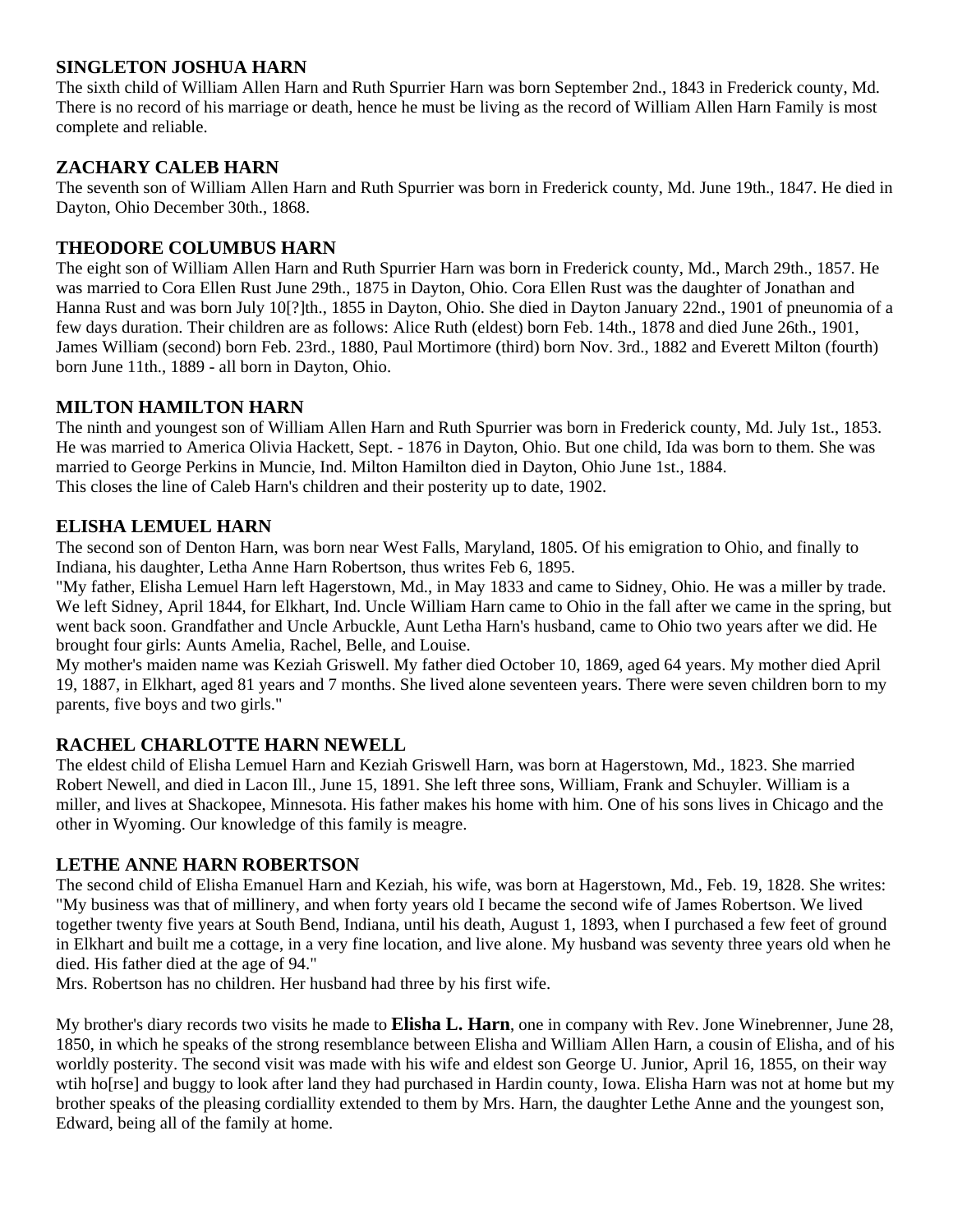## SINGLETON JOSHUA HARN

The sixth child of William Allen Harn and Ruth Spurrier Harn was born September 2nd., 1843 in Frederick county, Md. There is no record of his marriage or death, hence he must be living as the record of William Allen Harn Family is most complete and reliable.

## ZACHARY CALEB HARN

The seventh son of William Allen Harn and Ruth Spurrier was born in Frederick county, Md. June 19th., 1847. He died in Dayton, Ohio December 30th., 1868.

## THEODORE COLUMBUS HARN

The eight son of William Allen Harn and Ruth Spurrier Harn was born in Frederick county, Md., March 29th., 1857. He was married to Cora Ellen Rust June 29th., 1875 in Dayton, Ohio. Cora Ellen Rust was the daughter of Jonathan and Hanna Rust and was born July 10[?]th., 1855 in Dayton, Ohio. She died in Dayton January 22nd., 1901 of pneunomia of a few days duration. Their children are as follows: Alice Ruth (eldest) born Feb. 14th., 1878 and died June 26th., 1901, James William (second) born Feb. 23rd., 1880, Paul Mortimore (third) born Nov. 3rd., 1882 and Everett Milton (fourth) born June 11th., 1889 - all born in Dayton, Ohio.

## MILTON HAMILTON HARN

The ninth and youngest son of William Allen Harn and Ruth Spurrier was born in Frederick county, Md. July 1st., 1853. He was married to America Olivia Hackett, Sept. - 1876 in Dayton, Ohio. But one child, Ida was born to them. She was married to George Perkins in Muncie, Ind. Milton Hamilton died in Dayton, Ohio June 1st., 1884.
This closes the line of Caleb Harn's children and their posterity up to date, 1902.

## ELISHA LEMUEL HARN

The second son of Denton Harn, was born near West Falls, Maryland, 1805. Of his emigration to Ohio, and finally to Indiana, his daughter, Letha Anne Harn Robertson, thus writes Feb 6, 1895.
"My father, Elisha Lemuel Harn left Hagerstown, Md., in May 1833 and came to Sidney, Ohio. He was a miller by trade. We left Sidney, April 1844, for Elkhart, Ind. Uncle William Harn came to Ohio in the fall after we came in the spring, but went back soon. Grandfather and Uncle Arbuckle, Aunt Letha Harn's husband, came to Ohio two years after we did. He brought four girls: Aunts Amelia, Rachel, Belle, and Louise.
My mother's maiden name was Keziah Griswell. My father died October 10, 1869, aged 64 years. My mother died April 19, 1887, in Elkhart, aged 81 years and 7 months. She lived alone seventeen years. There were seven children born to my parents, five boys and two girls."

## RACHEL CHARLOTTE HARN NEWELL

The eldest child of Elisha Lemuel Harn and Keziah Griswell Harn, was born at Hagerstown, Md., 1823. She married Robert Newell, and died in Lacon Ill., June 15, 1891. She left three sons, William, Frank and Schuyler. William is a miller, and lives at Shackopee, Minnesota. His father makes his home with him. One of his sons lives in Chicago and the other in Wyoming. Our knowledge of this family is meagre.

## LETHE ANNE HARN ROBERTSON

The second child of Elisha Emanuel Harn and Keziah, his wife, was born at Hagerstown, Md., Feb. 19, 1828. She writes: "My business was that of millinery, and when forty years old I became the second wife of James Robertson. We lived together twenty five years at South Bend, Indiana, until his death, August 1, 1893, when I purchased a few feet of ground in Elkhart and built me a cottage, in a very fine location, and live alone. My husband was seventy three years old when he died. His father died at the age of 94."
Mrs. Robertson has no children. Her husband had three by his first wife.

My brother's diary records two visits he made to **Elisha L. Harn**, one in company with Rev. Jone Winebrenner, June 28, 1850, in which he speaks of the strong resemblance between Elisha and William Allen Harn, a cousin of Elisha, and of his worldly posterity. The second visit was made with his wife and eldest son George U. Junior, April 16, 1855, on their way wtih ho[rse] and buggy to look after land they had purchased in Hardin county, Iowa. Elisha Harn was not at home but my brother speaks of the pleasing cordiallity extended to them by Mrs. Harn, the daughter Lethe Anne and the youngest son, Edward, being all of the family at home.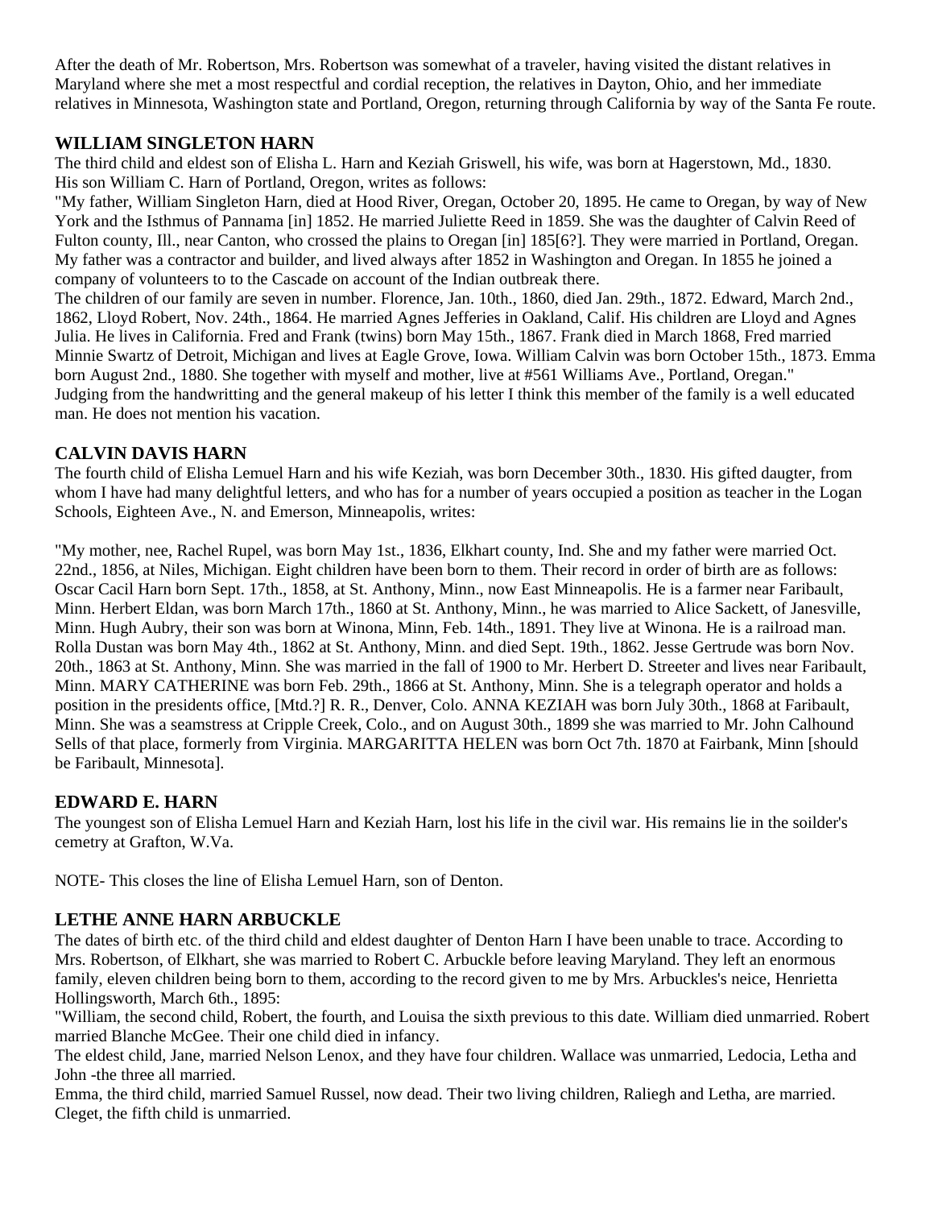After the death of Mr. Robertson, Mrs. Robertson was somewhat of a traveler, having visited the distant relatives in Maryland where she met a most respectful and cordial reception, the relatives in Dayton, Ohio, and her immediate relatives in Minnesota, Washington state and Portland, Oregon, returning through California by way of the Santa Fe route.

## WILLIAM SINGLETON HARN

The third child and eldest son of Elisha L. Harn and Keziah Griswell, his wife, was born at Hagerstown, Md., 1830. His son William C. Harn of Portland, Oregon, writes as follows:

"My father, William Singleton Harn, died at Hood River, Oregan, October 20, 1895. He came to Oregan, by way of New York and the Isthmus of Pannama [in] 1852. He married Juliette Reed in 1859. She was the daughter of Calvin Reed of Fulton county, Ill., near Canton, who crossed the plains to Oregan [in] 185[6?]. They were married in Portland, Oregan. My father was a contractor and builder, and lived always after 1852 in Washington and Oregan. In 1855 he joined a company of volunteers to to the Cascade on account of the Indian outbreak there.

The children of our family are seven in number. Florence, Jan. 10th., 1860, died Jan. 29th., 1872. Edward, March 2nd., 1862, Lloyd Robert, Nov. 24th., 1864. He married Agnes Jefferies in Oakland, Calif. His children are Lloyd and Agnes Julia. He lives in California. Fred and Frank (twins) born May 15th., 1867. Frank died in March 1868, Fred married Minnie Swartz of Detroit, Michigan and lives at Eagle Grove, Iowa. William Calvin was born October 15th., 1873. Emma born August 2nd., 1880. She together with myself and mother, live at #561 Williams Ave., Portland, Oregan."

Judging from the handwritting and the general makeup of his letter I think this member of the family is a well educated man. He does not mention his vacation.

## CALVIN DAVIS HARN

The fourth child of Elisha Lemuel Harn and his wife Keziah, was born December 30th., 1830. His gifted daugter, from whom I have had many delightful letters, and who has for a number of years occupied a position as teacher in the Logan Schools, Eighteen Ave., N. and Emerson, Minneapolis, writes:

"My mother, nee, Rachel Rupel, was born May 1st., 1836, Elkhart county, Ind. She and my father were married Oct. 22nd., 1856, at Niles, Michigan. Eight children have been born to them. Their record in order of birth are as follows: Oscar Cacil Harn born Sept. 17th., 1858, at St. Anthony, Minn., now East Minneapolis. He is a farmer near Faribault, Minn. Herbert Eldan, was born March 17th., 1860 at St. Anthony, Minn., he was married to Alice Sackett, of Janesville, Minn. Hugh Aubry, their son was born at Winona, Minn, Feb. 14th., 1891. They live at Winona. He is a railroad man. Rolla Dustan was born May 4th., 1862 at St. Anthony, Minn. and died Sept. 19th., 1862. Jesse Gertrude was born Nov. 20th., 1863 at St. Anthony, Minn. She was married in the fall of 1900 to Mr. Herbert D. Streeter and lives near Faribault, Minn. MARY CATHERINE was born Feb. 29th., 1866 at St. Anthony, Minn. She is a telegraph operator and holds a position in the presidents office, [Mtd.?] R. R., Denver, Colo. ANNA KEZIAH was born July 30th., 1868 at Faribault, Minn. She was a seamstress at Cripple Creek, Colo., and on August 30th., 1899 she was married to Mr. John Calhound Sells of that place, formerly from Virginia. MARGARITTA HELEN was born Oct 7th. 1870 at Fairbank, Minn [should be Faribault, Minnesota].

## EDWARD E. HARN

The youngest son of Elisha Lemuel Harn and Keziah Harn, lost his life in the civil war. His remains lie in the soilder's cemetry at Grafton, W.Va.

NOTE- This closes the line of Elisha Lemuel Harn, son of Denton.

## LETHE ANNE HARN ARBUCKLE

The dates of birth etc. of the third child and eldest daughter of Denton Harn I have been unable to trace. According to Mrs. Robertson, of Elkhart, she was married to Robert C. Arbuckle before leaving Maryland. They left an enormous family, eleven children being born to them, according to the record given to me by Mrs. Arbuckles's neice, Henrietta Hollingsworth, March 6th., 1895:

"William, the second child, Robert, the fourth, and Louisa the sixth previous to this date. William died unmarried. Robert married Blanche McGee. Their one child died in infancy.

The eldest child, Jane, married Nelson Lenox, and they have four children. Wallace was unmarried, Ledocia, Letha and John -the three all married.

Emma, the third child, married Samuel Russel, now dead. Their two living children, Raliegh and Letha, are married. Cleget, the fifth child is unmarried.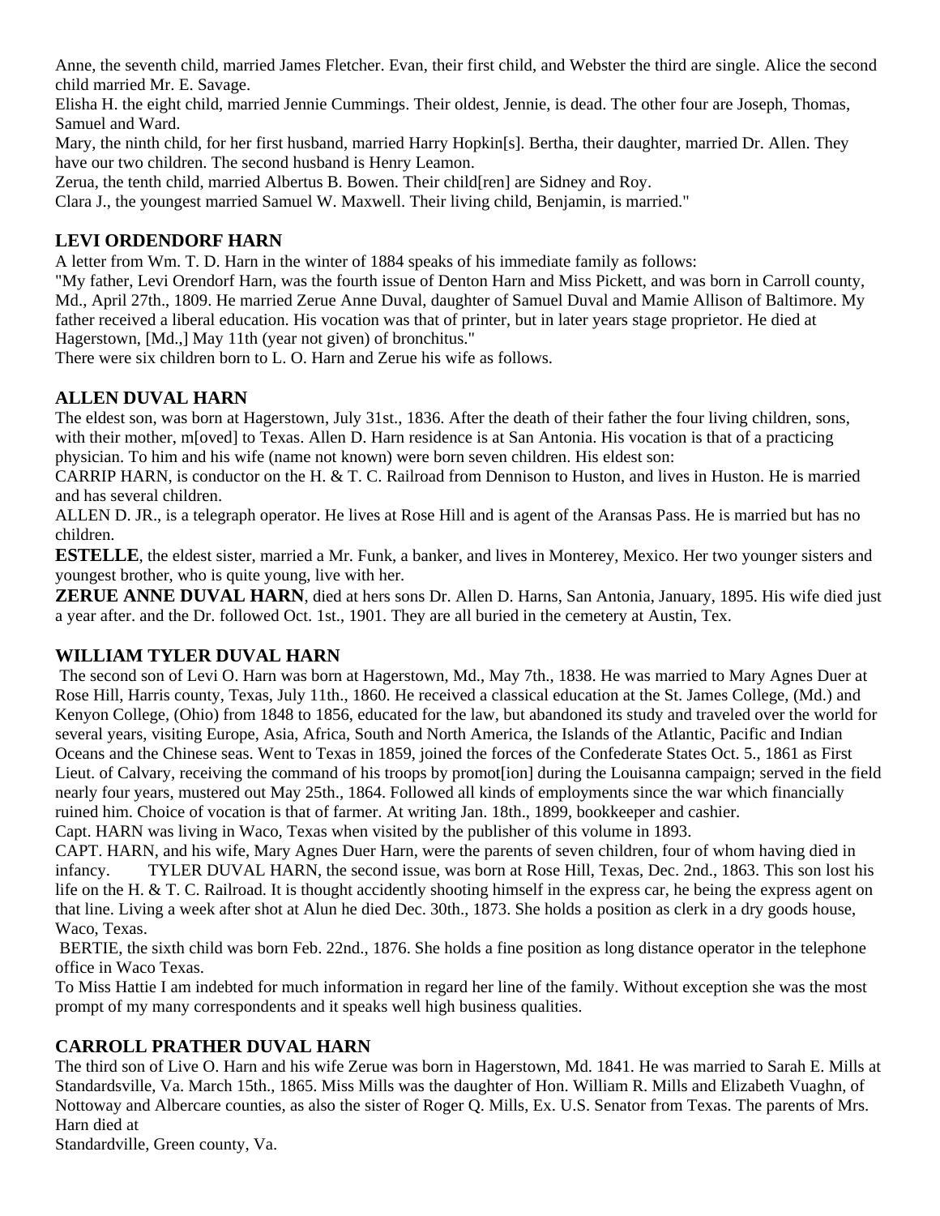Anne, the seventh child, married James Fletcher. Evan, their first child, and Webster the third are single. Alice the second child married Mr. E. Savage.

Elisha H. the eight child, married Jennie Cummings. Their oldest, Jennie, is dead. The other four are Joseph, Thomas, Samuel and Ward.

Mary, the ninth child, for her first husband, married Harry Hopkin[s]. Bertha, their daughter, married Dr. Allen. They have our two children. The second husband is Henry Leamon.

Zerua, the tenth child, married Albertus B. Bowen. Their child[ren] are Sidney and Roy.

Clara J., the youngest married Samuel W. Maxwell. Their living child, Benjamin, is married."

### LEVI ORDENDORF HARN

A letter from Wm. T. D. Harn in the winter of 1884 speaks of his immediate family as follows:

"My father, Levi Orendorf Harn, was the fourth issue of Denton Harn and Miss Pickett, and was born in Carroll county, Md., April 27th., 1809. He married Zerue Anne Duval, daughter of Samuel Duval and Mamie Allison of Baltimore. My father received a liberal education. His vocation was that of printer, but in later years stage proprietor. He died at Hagerstown, [Md.,] May 11th (year not given) of bronchitus."

There were six children born to L. O. Harn and Zerue his wife as follows.

### ALLEN DUVAL HARN

The eldest son, was born at Hagerstown, July 31st., 1836. After the death of their father the four living children, sons, with their mother, m[oved] to Texas. Allen D. Harn residence is at San Antonia. His vocation is that of a practicing physician. To him and his wife (name not known) were born seven children. His eldest son:

CARRIP HARN, is conductor on the H. & T. C. Railroad from Dennison to Huston, and lives in Huston. He is married and has several children.

ALLEN D. JR., is a telegraph operator. He lives at Rose Hill and is agent of the Aransas Pass. He is married but has no children.

**ESTELLE**, the eldest sister, married a Mr. Funk, a banker, and lives in Monterey, Mexico. Her two younger sisters and youngest brother, who is quite young, live with her.

**ZERUE ANNE DUVAL HARN**, died at hers sons Dr. Allen D. Harns, San Antonia, January, 1895. His wife died just a year after. and the Dr. followed Oct. 1st., 1901. They are all buried in the cemetery at Austin, Tex.

### WILLIAM TYLER DUVAL HARN

The second son of Levi O. Harn was born at Hagerstown, Md., May 7th., 1838. He was married to Mary Agnes Duer at Rose Hill, Harris county, Texas, July 11th., 1860. He received a classical education at the St. James College, (Md.) and Kenyon College, (Ohio) from 1848 to 1856, educated for the law, but abandoned its study and traveled over the world for several years, visiting Europe, Asia, Africa, South and North America, the Islands of the Atlantic, Pacific and Indian Oceans and the Chinese seas. Went to Texas in 1859, joined the forces of the Confederate States Oct. 5., 1861 as First Lieut. of Calvary, receiving the command of his troops by promot[ion] during the Louisanna campaign; served in the field nearly four years, mustered out May 25th., 1864. Followed all kinds of employments since the war which financially ruined him. Choice of vocation is that of farmer. At writing Jan. 18th., 1899, bookkeeper and cashier.

Capt. HARN was living in Waco, Texas when visited by the publisher of this volume in 1893.

CAPT. HARN, and his wife, Mary Agnes Duer Harn, were the parents of seven children, four of whom having died in infancy. TYLER DUVAL HARN, the second issue, was born at Rose Hill, Texas, Dec. 2nd., 1863. This son lost his life on the H. & T. C. Railroad. It is thought accidently shooting himself in the express car, he being the express agent on that line. Living a week after shot at Alun he died Dec. 30th., 1873. She holds a position as clerk in a dry goods house, Waco, Texas.

BERTIE, the sixth child was born Feb. 22nd., 1876. She holds a fine position as long distance operator in the telephone office in Waco Texas.

To Miss Hattie I am indebted for much information in regard her line of the family. Without exception she was the most prompt of my many correspondents and it speaks well high business qualities.

### CARROLL PRATHER DUVAL HARN

The third son of Live O. Harn and his wife Zerue was born in Hagerstown, Md. 1841. He was married to Sarah E. Mills at Standardsville, Va. March 15th., 1865. Miss Mills was the daughter of Hon. William R. Mills and Elizabeth Vuaghn, of Nottoway and Albercare counties, as also the sister of Roger Q. Mills, Ex. U.S. Senator from Texas. The parents of Mrs. Harn died at

Standardville, Green county, Va.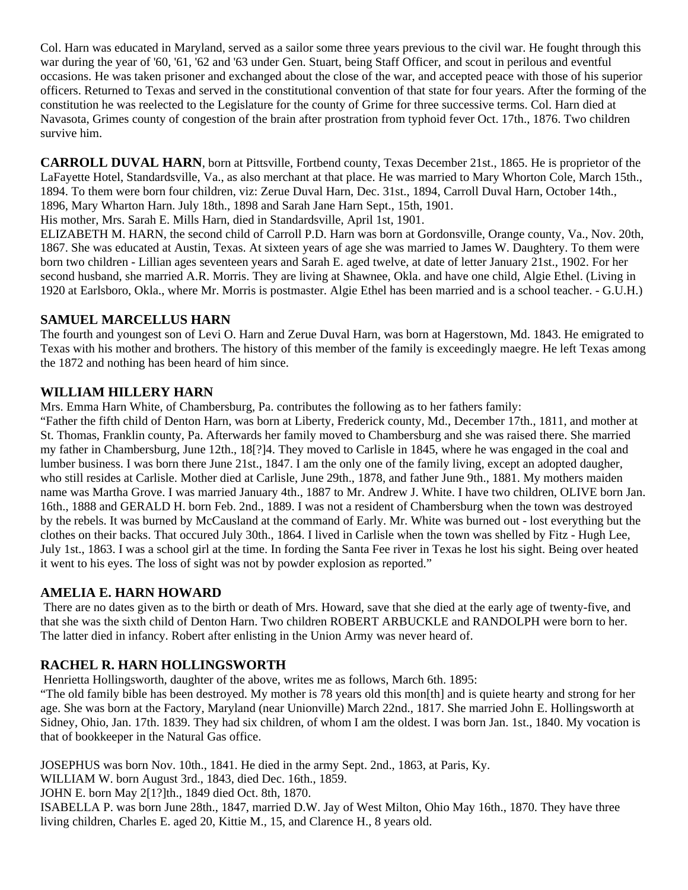Col. Harn was educated in Maryland, served as a sailor some three years previous to the civil war. He fought through this war during the year of '60, '61, '62 and '63 under Gen. Stuart, being Staff Officer, and scout in perilous and eventful occasions. He was taken prisoner and exchanged about the close of the war, and accepted peace with those of his superior officers. Returned to Texas and served in the constitutional convention of that state for four years. After the forming of the constitution he was reelected to the Legislature for the county of Grime for three successive terms. Col. Harn died at Navasota, Grimes county of congestion of the brain after prostration from typhoid fever Oct. 17th., 1876. Two children survive him.

**CARROLL DUVAL HARN**, born at Pittsville, Fortbend county, Texas December 21st., 1865. He is proprietor of the LaFayette Hotel, Standardsville, Va., as also merchant at that place. He was married to Mary Whorton Cole, March 15th., 1894. To them were born four children, viz: Zerue Duval Harn, Dec. 31st., 1894, Carroll Duval Harn, October 14th., 1896, Mary Wharton Harn. July 18th., 1898 and Sarah Jane Harn Sept., 15th, 1901.
His mother, Mrs. Sarah E. Mills Harn, died in Standardsville, April 1st, 1901.
ELIZABETH M. HARN, the second child of Carroll P.D. Harn was born at Gordonsville, Orange county, Va., Nov. 20th, 1867. She was educated at Austin, Texas. At sixteen years of age she was married to James W. Daughtery. To them were born two children - Lillian ages seventeen years and Sarah E. aged twelve, at date of letter January 21st., 1902. For her second husband, she married A.R. Morris. They are living at Shawnee, Okla. and have one child, Algie Ethel. (Living in 1920 at Earlsboro, Okla., where Mr. Morris is postmaster. Algie Ethel has been married and is a school teacher. - G.U.H.)

### SAMUEL MARCELLUS HARN

The fourth and youngest son of Levi O. Harn and Zerue Duval Harn, was born at Hagerstown, Md. 1843. He emigrated to Texas with his mother and brothers. The history of this member of the family is exceedingly maegre. He left Texas among the 1872 and nothing has been heard of him since.

### WILLIAM HILLERY HARN

Mrs. Emma Harn White, of Chambersburg, Pa. contributes the following as to her fathers family:
"Father the fifth child of Denton Harn, was born at Liberty, Frederick county, Md., December 17th., 1811, and mother at St. Thomas, Franklin county, Pa. Afterwards her family moved to Chambersburg and she was raised there. She married my father in Chambersburg, June 12th., 18[?]4. They moved to Carlisle in 1845, where he was engaged in the coal and lumber business. I was born there June 21st., 1847. I am the only one of the family living, except an adopted daugher, who still resides at Carlisle. Mother died at Carlisle, June 29th., 1878, and father June 9th., 1881. My mothers maiden name was Martha Grove. I was married January 4th., 1887 to Mr. Andrew J. White. I have two children, OLIVE born Jan. 16th., 1888 and GERALD H. born Feb. 2nd., 1889. I was not a resident of Chambersburg when the town was destroyed by the rebels. It was burned by McCausland at the command of Early. Mr. White was burned out - lost everything but the clothes on their backs. That occured July 30th., 1864. I lived in Carlisle when the town was shelled by Fitz - Hugh Lee, July 1st., 1863. I was a school girl at the time. In fording the Santa Fee river in Texas he lost his sight. Being over heated it went to his eyes. The loss of sight was not by powder explosion as reported."

### AMELIA E. HARN HOWARD

There are no dates given as to the birth or death of Mrs. Howard, save that she died at the early age of twenty-five, and that she was the sixth child of Denton Harn. Two children ROBERT ARBUCKLE and RANDOLPH were born to her. The latter died in infancy. Robert after enlisting in the Union Army was never heard of.

### RACHEL R. HARN HOLLINGSWORTH

Henrietta Hollingsworth, daughter of the above, writes me as follows, March 6th. 1895:
"The old family bible has been destroyed. My mother is 78 years old this mon[th] and is quiete hearty and strong for her age. She was born at the Factory, Maryland (near Unionville) March 22nd., 1817. She married John E. Hollingsworth at Sidney, Ohio, Jan. 17th. 1839. They had six children, of whom I am the oldest. I was born Jan. 1st., 1840. My vocation is that of bookkeeper in the Natural Gas office.

JOSEPHUS was born Nov. 10th., 1841. He died in the army Sept. 2nd., 1863, at Paris, Ky.
WILLIAM W. born August 3rd., 1843, died Dec. 16th., 1859.
JOHN E. born May 2[1?]th., 1849 died Oct. 8th, 1870.
ISABELLA P. was born June 28th., 1847, married D.W. Jay of West Milton, Ohio May 16th., 1870. They have three living children, Charles E. aged 20, Kittie M., 15, and Clarence H., 8 years old.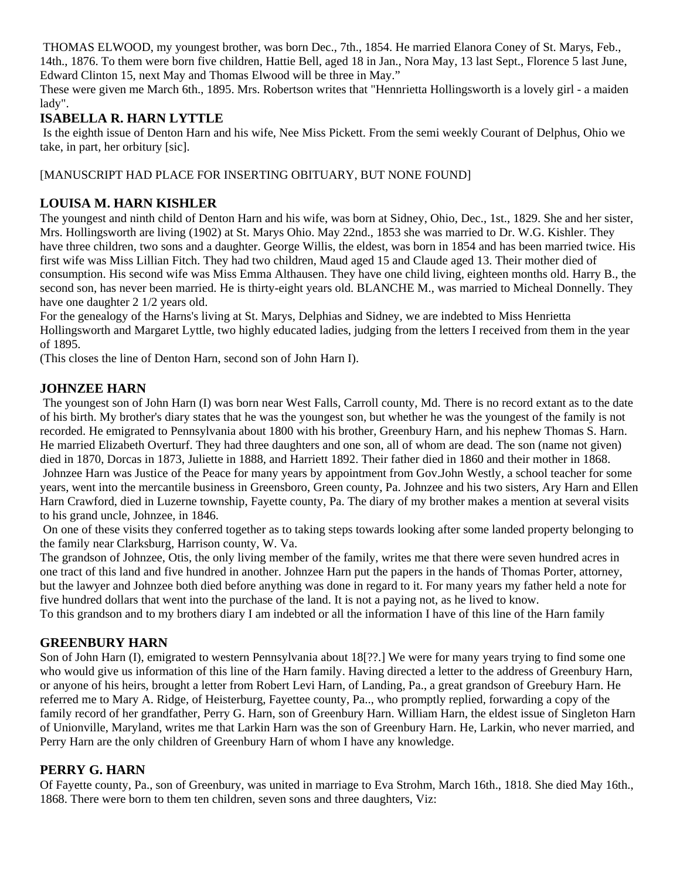THOMAS ELWOOD, my youngest brother, was born Dec., 7th., 1854. He married Elanora Coney of St. Marys, Feb., 14th., 1876. To them were born five children, Hattie Bell, aged 18 in Jan., Nora May, 13 last Sept., Florence 5 last June, Edward Clinton 15, next May and Thomas Elwood will be three in May."

These were given me March 6th., 1895. Mrs. Robertson writes that "Hennrietta Hollingsworth is a lovely girl - a maiden lady".

### ISABELLA R. HARN LYTTLE

Is the eighth issue of Denton Harn and his wife, Nee Miss Pickett. From the semi weekly Courant of Delphus, Ohio we take, in part, her orbitury [sic].

[MANUSCRIPT HAD PLACE FOR INSERTING OBITUARY, BUT NONE FOUND]

### LOUISA M. HARN KISHLER

The youngest and ninth child of Denton Harn and his wife, was born at Sidney, Ohio, Dec., 1st., 1829. She and her sister, Mrs. Hollingsworth are living (1902) at St. Marys Ohio. May 22nd., 1853 she was married to Dr. W.G. Kishler. They have three children, two sons and a daughter. George Willis, the eldest, was born in 1854 and has been married twice. His first wife was Miss Lillian Fitch. They had two children, Maud aged 15 and Claude aged 13. Their mother died of consumption. His second wife was Miss Emma Althausen. They have one child living, eighteen months old. Harry B., the second son, has never been married. He is thirty-eight years old. BLANCHE M., was married to Micheal Donnelly. They have one daughter 2 1/2 years old.

For the genealogy of the Harns's living at St. Marys, Delphias and Sidney, we are indebted to Miss Henrietta Hollingsworth and Margaret Lyttle, two highly educated ladies, judging from the letters I received from them in the year of 1895.

(This closes the line of Denton Harn, second son of John Harn I).

### JOHNZEE HARN

The youngest son of John Harn (I) was born near West Falls, Carroll county, Md. There is no record extant as to the date of his birth. My brother's diary states that he was the youngest son, but whether he was the youngest of the family is not recorded. He emigrated to Pennsylvania about 1800 with his brother, Greenbury Harn, and his nephew Thomas S. Harn. He married Elizabeth Overturf. They had three daughters and one son, all of whom are dead. The son (name not given) died in 1870, Dorcas in 1873, Juliette in 1888, and Harriett 1892. Their father died in 1860 and their mother in 1868.

Johnzee Harn was Justice of the Peace for many years by appointment from Gov.John Westly, a school teacher for some years, went into the mercantile business in Greensboro, Green county, Pa. Johnzee and his two sisters, Ary Harn and Ellen Harn Crawford, died in Luzerne township, Fayette county, Pa. The diary of my brother makes a mention at several visits to his grand uncle, Johnzee, in 1846.

On one of these visits they conferred together as to taking steps towards looking after some landed property belonging to the family near Clarksburg, Harrison county, W. Va.

The grandson of Johnzee, Otis, the only living member of the family, writes me that there were seven hundred acres in one tract of this land and five hundred in another. Johnzee Harn put the papers in the hands of Thomas Porter, attorney, but the lawyer and Johnzee both died before anything was done in regard to it. For many years my father held a note for five hundred dollars that went into the purchase of the land. It is not a paying not, as he lived to know.

To this grandson and to my brothers diary I am indebted or all the information I have of this line of the Harn family

### GREENBURY HARN

Son of John Harn (I), emigrated to western Pennsylvania about 18[??.] We were for many years trying to find some one who would give us information of this line of the Harn family. Having directed a letter to the address of Greenbury Harn, or anyone of his heirs, brought a letter from Robert Levi Harn, of Landing, Pa., a great grandson of Greebury Harn. He referred me to Mary A. Ridge, of Heisterburg, Fayettee county, Pa.., who promptly replied, forwarding a copy of the family record of her grandfather, Perry G. Harn, son of Greenbury Harn. William Harn, the eldest issue of Singleton Harn of Unionville, Maryland, writes me that Larkin Harn was the son of Greenbury Harn. He, Larkin, who never married, and Perry Harn are the only children of Greenbury Harn of whom I have any knowledge.

### PERRY G. HARN

Of Fayette county, Pa., son of Greenbury, was united in marriage to Eva Strohm, March 16th., 1818. She died May 16th., 1868. There were born to them ten children, seven sons and three daughters, Viz: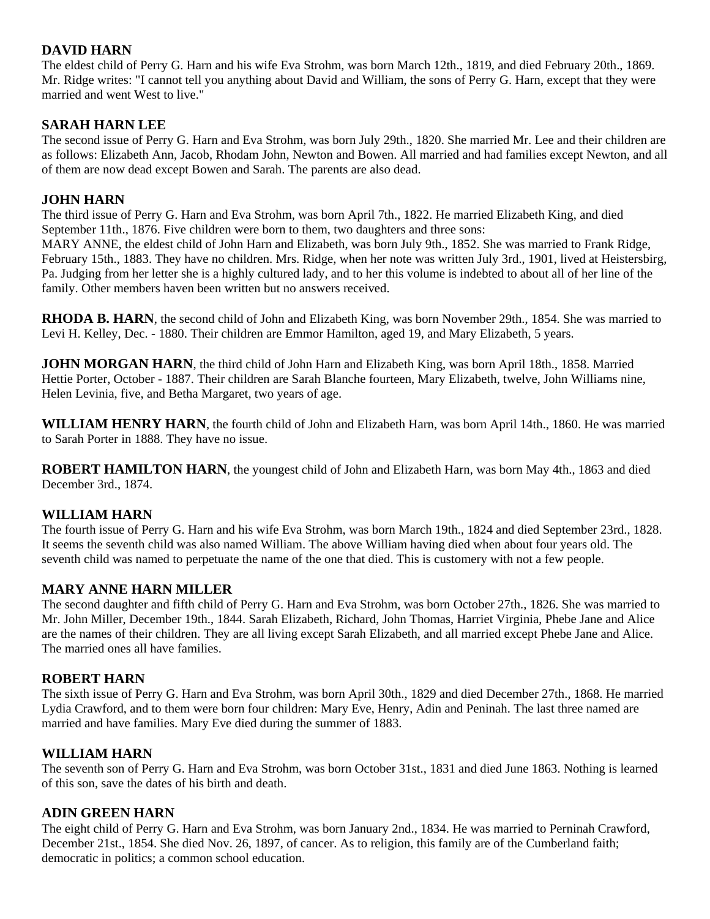### DAVID HARN

The eldest child of Perry G. Harn and his wife Eva Strohm, was born March 12th., 1819, and died February 20th., 1869. Mr. Ridge writes: "I cannot tell you anything about David and William, the sons of Perry G. Harn, except that they were married and went West to live."

### SARAH HARN LEE

The second issue of Perry G. Harn and Eva Strohm, was born July 29th., 1820. She married Mr. Lee and their children are as follows: Elizabeth Ann, Jacob, Rhodam John, Newton and Bowen. All married and had families except Newton, and all of them are now dead except Bowen and Sarah. The parents are also dead.

### JOHN HARN

The third issue of Perry G. Harn and Eva Strohm, was born April 7th., 1822. He married Elizabeth King, and died September 11th., 1876. Five children were born to them, two daughters and three sons:
MARY ANNE, the eldest child of John Harn and Elizabeth, was born July 9th., 1852. She was married to Frank Ridge, February 15th., 1883. They have no children. Mrs. Ridge, when her note was written July 3rd., 1901, lived at Heistersbirg, Pa. Judging from her letter she is a highly cultured lady, and to her this volume is indebted to about all of her line of the family. Other members haven been written but no answers received.

**RHODA B. HARN**, the second child of John and Elizabeth King, was born November 29th., 1854. She was married to Levi H. Kelley, Dec. - 1880. Their children are Emmor Hamilton, aged 19, and Mary Elizabeth, 5 years.

**JOHN MORGAN HARN**, the third child of John Harn and Elizabeth King, was born April 18th., 1858. Married Hettie Porter, October - 1887. Their children are Sarah Blanche fourteen, Mary Elizabeth, twelve, John Williams nine, Helen Levinia, five, and Betha Margaret, two years of age.

**WILLIAM HENRY HARN**, the fourth child of John and Elizabeth Harn, was born April 14th., 1860. He was married to Sarah Porter in 1888. They have no issue.

**ROBERT HAMILTON HARN**, the youngest child of John and Elizabeth Harn, was born May 4th., 1863 and died December 3rd., 1874.

### WILLIAM HARN

The fourth issue of Perry G. Harn and his wife Eva Strohm, was born March 19th., 1824 and died September 23rd., 1828. It seems the seventh child was also named William. The above William having died when about four years old. The seventh child was named to perpetuate the name of the one that died. This is customery with not a few people.

### MARY ANNE HARN MILLER

The second daughter and fifth child of Perry G. Harn and Eva Strohm, was born October 27th., 1826. She was married to Mr. John Miller, December 19th., 1844. Sarah Elizabeth, Richard, John Thomas, Harriet Virginia, Phebe Jane and Alice are the names of their children. They are all living except Sarah Elizabeth, and all married except Phebe Jane and Alice. The married ones all have families.

### ROBERT HARN

The sixth issue of Perry G. Harn and Eva Strohm, was born April 30th., 1829 and died December 27th., 1868. He married Lydia Crawford, and to them were born four children: Mary Eve, Henry, Adin and Peninah. The last three named are married and have families. Mary Eve died during the summer of 1883.

### WILLIAM HARN

The seventh son of Perry G. Harn and Eva Strohm, was born October 31st., 1831 and died June 1863. Nothing is learned of this son, save the dates of his birth and death.

### ADIN GREEN HARN

The eight child of Perry G. Harn and Eva Strohm, was born January 2nd., 1834. He was married to Perninah Crawford, December 21st., 1854. She died Nov. 26, 1897, of cancer. As to religion, this family are of the Cumberland faith; democratic in politics; a common school education.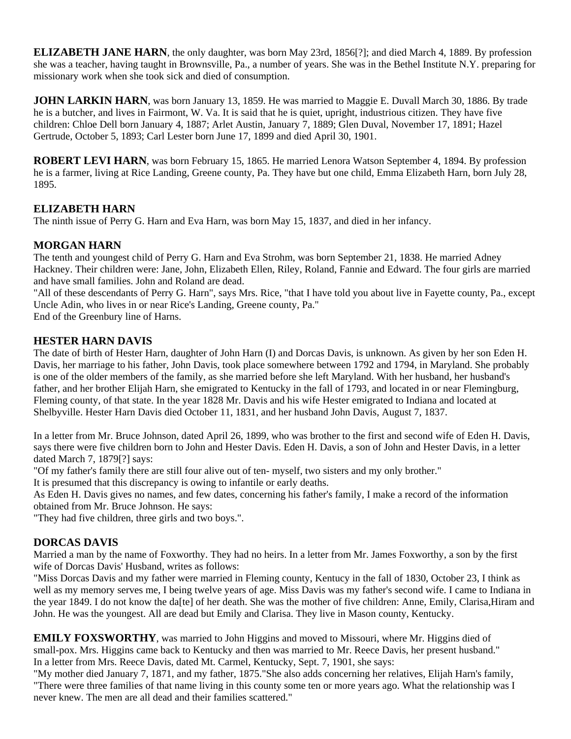**ELIZABETH JANE HARN**, the only daughter, was born May 23rd, 1856[?]; and died March 4, 1889. By profession she was a teacher, having taught in Brownsville, Pa., a number of years. She was in the Bethel Institute N.Y. preparing for missionary work when she took sick and died of consumption.

**JOHN LARKIN HARN**, was born January 13, 1859. He was married to Maggie E. Duvall March 30, 1886. By trade he is a butcher, and lives in Fairmont, W. Va. It is said that he is quiet, upright, industrious citizen. They have five children: Chloe Dell born January 4, 1887; Arlet Austin, January 7, 1889; Glen Duval, November 17, 1891; Hazel Gertrude, October 5, 1893; Carl Lester born June 17, 1899 and died April 30, 1901.

**ROBERT LEVI HARN**, was born February 15, 1865. He married Lenora Watson September 4, 1894. By profession he is a farmer, living at Rice Landing, Greene county, Pa. They have but one child, Emma Elizabeth Harn, born July 28, 1895.

### ELIZABETH HARN

The ninth issue of Perry G. Harn and Eva Harn, was born May 15, 1837, and died in her infancy.

### MORGAN HARN

The tenth and youngest child of Perry G. Harn and Eva Strohm, was born September 21, 1838. He married Adney Hackney. Their children were: Jane, John, Elizabeth Ellen, Riley, Roland, Fannie and Edward. The four girls are married and have small families. John and Roland are dead.

"All of these descendants of Perry G. Harn", says Mrs. Rice, "that I have told you about live in Fayette county, Pa., except Uncle Adin, who lives in or near Rice's Landing, Greene county, Pa."

End of the Greenbury line of Harns.

### HESTER HARN DAVIS

The date of birth of Hester Harn, daughter of John Harn (I) and Dorcas Davis, is unknown. As given by her son Eden H. Davis, her marriage to his father, John Davis, took place somewhere between 1792 and 1794, in Maryland. She probably is one of the older members of the family, as she married before she left Maryland. With her husband, her husband's father, and her brother Elijah Harn, she emigrated to Kentucky in the fall of 1793, and located in or near Flemingburg, Fleming county, of that state. In the year 1828 Mr. Davis and his wife Hester emigrated to Indiana and located at Shelbyville. Hester Harn Davis died October 11, 1831, and her husband John Davis, August 7, 1837.

In a letter from Mr. Bruce Johnson, dated April 26, 1899, who was brother to the first and second wife of Eden H. Davis, says there were five children born to John and Hester Davis. Eden H. Davis, a son of John and Hester Davis, in a letter dated March 7, 1879[?] says:

"Of my father's family there are still four alive out of ten- myself, two sisters and my only brother."

It is presumed that this discrepancy is owing to infantile or early deaths.

As Eden H. Davis gives no names, and few dates, concerning his father's family, I make a record of the information obtained from Mr. Bruce Johnson. He says:

"They had five children, three girls and two boys.".

### DORCAS DAVIS

Married a man by the name of Foxworthy. They had no heirs. In a letter from Mr. James Foxworthy, a son by the first wife of Dorcas Davis' Husband, writes as follows:

"Miss Dorcas Davis and my father were married in Fleming county, Kentucy in the fall of 1830, October 23, I think as well as my memory serves me, I being twelve years of age. Miss Davis was my father's second wife. I came to Indiana in the year 1849. I do not know the da[te] of her death. She was the mother of five children: Anne, Emily, Clarisa,Hiram and John. He was the youngest. All are dead but Emily and Clarisa. They live in Mason county, Kentucky.

**EMILY FOXSWORTHY**, was married to John Higgins and moved to Missouri, where Mr. Higgins died of small-pox. Mrs. Higgins came back to Kentucky and then was married to Mr. Reece Davis, her present husband."

In a letter from Mrs. Reece Davis, dated Mt. Carmel, Kentucky, Sept. 7, 1901, she says:

"My mother died January 7, 1871, and my father, 1875."She also adds concerning her relatives, Elijah Harn's family, "There were three families of that name living in this county some ten or more years ago. What the relationship was I never knew. The men are all dead and their families scattered."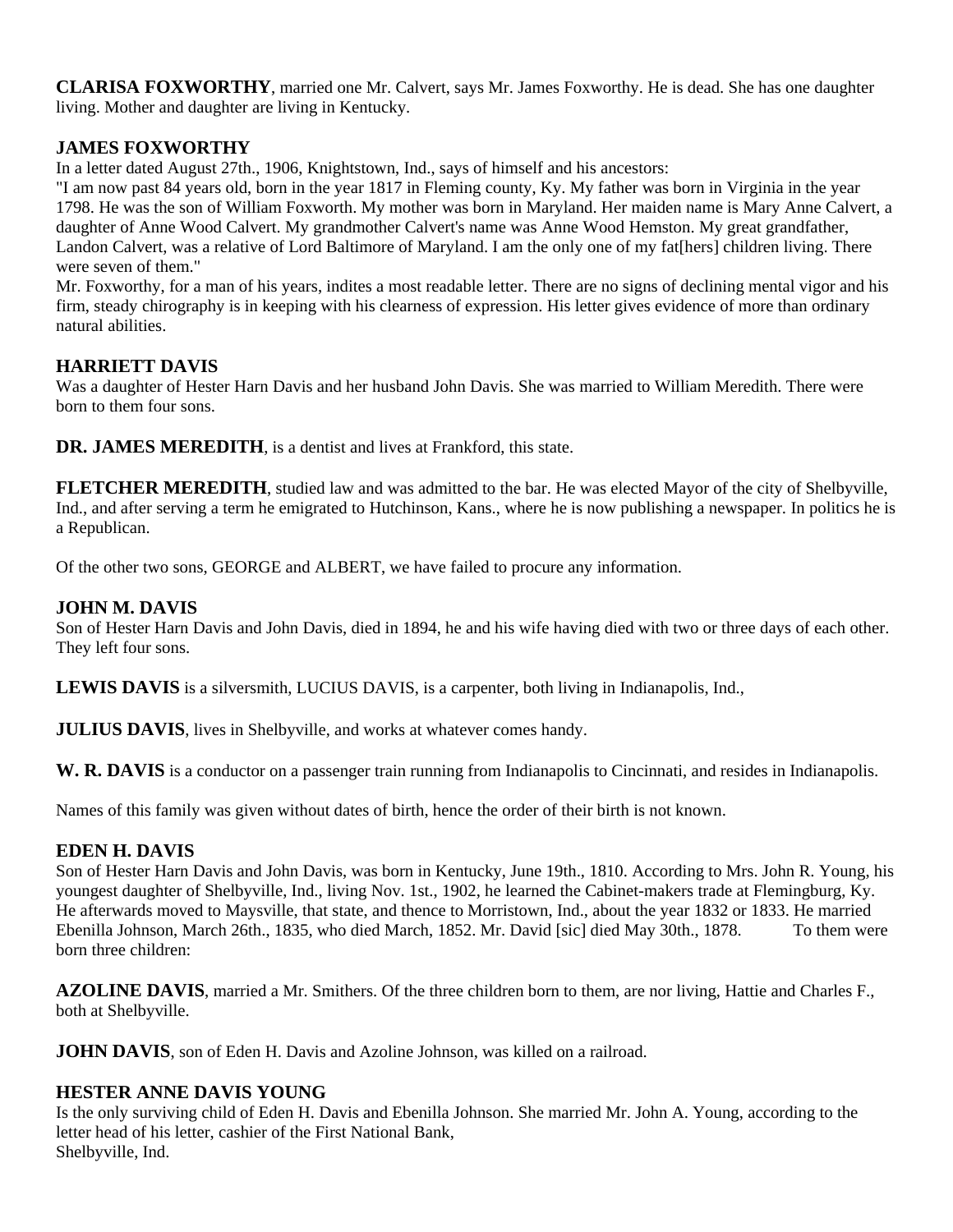**CLARISA FOXWORTHY**, married one Mr. Calvert, says Mr. James Foxworthy. He is dead. She has one daughter living. Mother and daughter are living in Kentucky.

### JAMES FOXWORTHY

In a letter dated August 27th., 1906, Knightstown, Ind., says of himself and his ancestors:

"I am now past 84 years old, born in the year 1817 in Fleming county, Ky. My father was born in Virginia in the year 1798. He was the son of William Foxworth. My mother was born in Maryland. Her maiden name is Mary Anne Calvert, a daughter of Anne Wood Calvert. My grandmother Calvert's name was Anne Wood Hemston. My great grandfather, Landon Calvert, was a relative of Lord Baltimore of Maryland. I am the only one of my fat[hers] children living. There were seven of them."

Mr. Foxworthy, for a man of his years, indites a most readable letter. There are no signs of declining mental vigor and his firm, steady chirography is in keeping with his clearness of expression. His letter gives evidence of more than ordinary natural abilities.

### HARRIETT DAVIS

Was a daughter of Hester Harn Davis and her husband John Davis. She was married to William Meredith. There were born to them four sons.

**DR. JAMES MEREDITH**, is a dentist and lives at Frankford, this state.

**FLETCHER MEREDITH**, studied law and was admitted to the bar. He was elected Mayor of the city of Shelbyville, Ind., and after serving a term he emigrated to Hutchinson, Kans., where he is now publishing a newspaper. In politics he is a Republican.

Of the other two sons, GEORGE and ALBERT, we have failed to procure any information.

### JOHN M. DAVIS

Son of Hester Harn Davis and John Davis, died in 1894, he and his wife having died with two or three days of each other. They left four sons.

**LEWIS DAVIS** is a silversmith, LUCIUS DAVIS, is a carpenter, both living in Indianapolis, Ind.,

**JULIUS DAVIS**, lives in Shelbyville, and works at whatever comes handy.

**W. R. DAVIS** is a conductor on a passenger train running from Indianapolis to Cincinnati, and resides in Indianapolis.

Names of this family was given without dates of birth, hence the order of their birth is not known.

### EDEN H. DAVIS

Son of Hester Harn Davis and John Davis, was born in Kentucky, June 19th., 1810. According to Mrs. John R. Young, his youngest daughter of Shelbyville, Ind., living Nov. 1st., 1902, he learned the Cabinet-makers trade at Flemingburg, Ky. He afterwards moved to Maysville, that state, and thence to Morristown, Ind., about the year 1832 or 1833. He married Ebenilla Johnson, March 26th., 1835, who died March, 1852. Mr. David [sic] died May 30th., 1878. To them were born three children:

**AZOLINE DAVIS**, married a Mr. Smithers. Of the three children born to them, are nor living, Hattie and Charles F., both at Shelbyville.

**JOHN DAVIS**, son of Eden H. Davis and Azoline Johnson, was killed on a railroad.

### HESTER ANNE DAVIS YOUNG

Is the only surviving child of Eden H. Davis and Ebenilla Johnson. She married Mr. John A. Young, according to the letter head of his letter, cashier of the First National Bank,
Shelbyville, Ind.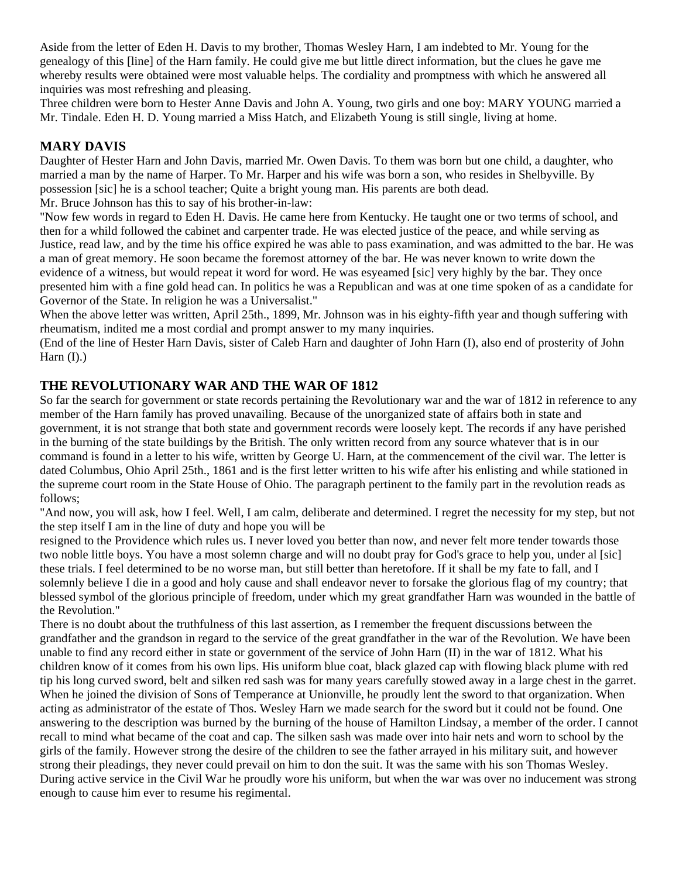Aside from the letter of Eden H. Davis to my brother, Thomas Wesley Harn, I am indebted to Mr. Young for the genealogy of this [line] of the Harn family. He could give me but little direct information, but the clues he gave me whereby results were obtained were most valuable helps. The cordiality and promptness with which he answered all inquiries was most refreshing and pleasing.

Three children were born to Hester Anne Davis and John A. Young, two girls and one boy: MARY YOUNG married a Mr. Tindale. Eden H. D. Young married a Miss Hatch, and Elizabeth Young is still single, living at home.

## MARY DAVIS

Daughter of Hester Harn and John Davis, married Mr. Owen Davis. To them was born but one child, a daughter, who married a man by the name of Harper. To Mr. Harper and his wife was born a son, who resides in Shelbyville. By possession [sic] he is a school teacher; Quite a bright young man. His parents are both dead.

Mr. Bruce Johnson has this to say of his brother-in-law:

"Now few words in regard to Eden H. Davis. He came here from Kentucky. He taught one or two terms of school, and then for a whild followed the cabinet and carpenter trade. He was elected justice of the peace, and while serving as Justice, read law, and by the time his office expired he was able to pass examination, and was admitted to the bar. He was a man of great memory. He soon became the foremost attorney of the bar. He was never known to write down the evidence of a witness, but would repeat it word for word. He was esyeamed [sic] very highly by the bar. They once presented him with a fine gold head can. In politics he was a Republican and was at one time spoken of as a candidate for Governor of the State. In religion he was a Universalist."

When the above letter was written, April 25th., 1899, Mr. Johnson was in his eighty-fifth year and though suffering with rheumatism, indited me a most cordial and prompt answer to my many inquiries.

(End of the line of Hester Harn Davis, sister of Caleb Harn and daughter of John Harn (I), also end of prosterity of John Harn (I).)

## THE REVOLUTIONARY WAR AND THE WAR OF 1812

So far the search for government or state records pertaining the Revolutionary war and the war of 1812 in reference to any member of the Harn family has proved unavailing. Because of the unorganized state of affairs both in state and government, it is not strange that both state and government records were loosely kept. The records if any have perished in the burning of the state buildings by the British. The only written record from any source whatever that is in our command is found in a letter to his wife, written by George U. Harn, at the commencement of the civil war. The letter is dated Columbus, Ohio April 25th., 1861 and is the first letter written to his wife after his enlisting and while stationed in the supreme court room in the State House of Ohio. The paragraph pertinent to the family part in the revolution reads as follows;

"And now, you will ask, how I feel. Well, I am calm, deliberate and determined. I regret the necessity for my step, but not the step itself I am in the line of duty and hope you will be resigned to the Providence which rules us. I never loved you better than now, and never felt more tender towards those two noble little boys. You have a most solemn charge and will no doubt pray for God's grace to help you, under al [sic] these trials. I feel determined to be no worse man, but still better than heretofore. If it shall be my fate to fall, and I solemnly believe I die in a good and holy cause and shall endeavor never to forsake the glorious flag of my country; that blessed symbol of the glorious principle of freedom, under which my great grandfather Harn was wounded in the battle of the Revolution."

There is no doubt about the truthfulness of this last assertion, as I remember the frequent discussions between the grandfather and the grandson in regard to the service of the great grandfather in the war of the Revolution. We have been unable to find any record either in state or government of the service of John Harn (II) in the war of 1812. What his children know of it comes from his own lips. His uniform blue coat, black glazed cap with flowing black plume with red tip his long curved sword, belt and silken red sash was for many years carefully stowed away in a large chest in the garret. When he joined the division of Sons of Temperance at Unionville, he proudly lent the sword to that organization. When acting as administrator of the estate of Thos. Wesley Harn we made search for the sword but it could not be found. One answering to the description was burned by the burning of the house of Hamilton Lindsay, a member of the order. I cannot recall to mind what became of the coat and cap. The silken sash was made over into hair nets and worn to school by the girls of the family. However strong the desire of the children to see the father arrayed in his military suit, and however strong their pleadings, they never could prevail on him to don the suit. It was the same with his son Thomas Wesley. During active service in the Civil War he proudly wore his uniform, but when the war was over no inducement was strong enough to cause him ever to resume his regimental.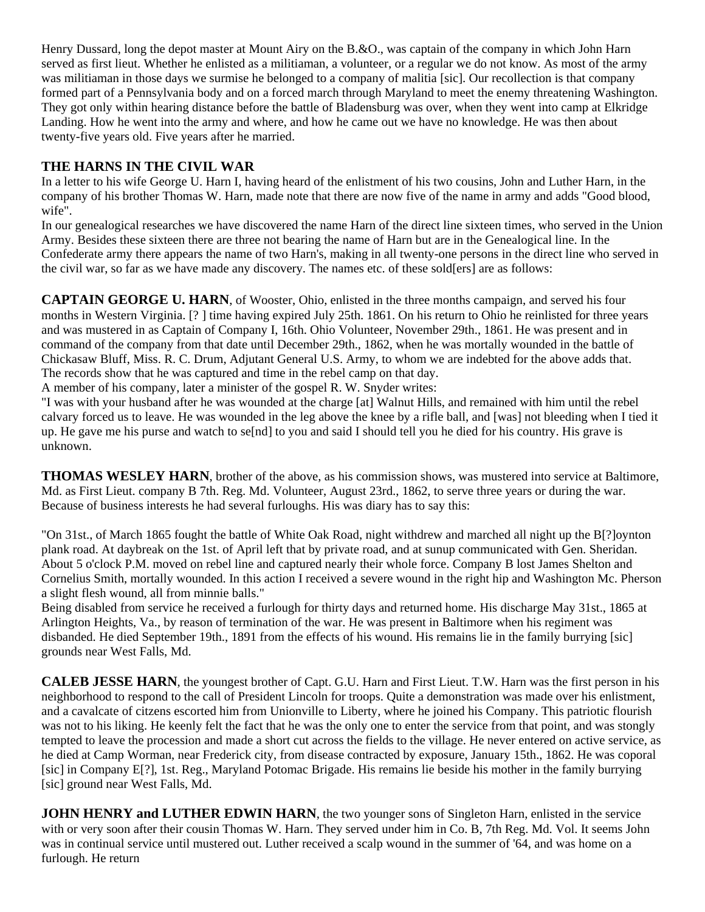Henry Dussard, long the depot master at Mount Airy on the B.&O., was captain of the company in which John Harn served as first lieut. Whether he enlisted as a militiaman, a volunteer, or a regular we do not know. As most of the army was militiaman in those days we surmise he belonged to a company of malitia [sic]. Our recollection is that company formed part of a Pennsylvania body and on a forced march through Maryland to meet the enemy threatening Washington. They got only within hearing distance before the battle of Bladensburg was over, when they went into camp at Elkridge Landing. How he went into the army and where, and how he came out we have no knowledge. He was then about twenty-five years old. Five years after he married.

## THE HARNS IN THE CIVIL WAR

In a letter to his wife George U. Harn I, having heard of the enlistment of his two cousins, John and Luther Harn, in the company of his brother Thomas W. Harn, made note that there are now five of the name in army and adds "Good blood, wife".

In our genealogical researches we have discovered the name Harn of the direct line sixteen times, who served in the Union Army. Besides these sixteen there are three not bearing the name of Harn but are in the Genealogical line. In the Confederate army there appears the name of two Harn's, making in all twenty-one persons in the direct line who served in the civil war, so far as we have made any discovery. The names etc. of these sold[ers] are as follows:

**CAPTAIN GEORGE U. HARN**, of Wooster, Ohio, enlisted in the three months campaign, and served his four months in Western Virginia. [? ] time having expired July 25th. 1861. On his return to Ohio he reinlisted for three years and was mustered in as Captain of Company I, 16th. Ohio Volunteer, November 29th., 1861. He was present and in command of the company from that date until December 29th., 1862, when he was mortally wounded in the battle of Chickasaw Bluff, Miss. R. C. Drum, Adjutant General U.S. Army, to whom we are indebted for the above adds that. The records show that he was captured and time in the rebel camp on that day.

A member of his company, later a minister of the gospel R. W. Snyder writes:

"I was with your husband after he was wounded at the charge [at] Walnut Hills, and remained with him until the rebel calvary forced us to leave. He was wounded in the leg above the knee by a rifle ball, and [was] not bleeding when I tied it up. He gave me his purse and watch to se[nd] to you and said I should tell you he died for his country. His grave is unknown.

**THOMAS WESLEY HARN**, brother of the above, as his commission shows, was mustered into service at Baltimore, Md. as First Lieut. company B 7th. Reg. Md. Volunteer, August 23rd., 1862, to serve three years or during the war. Because of business interests he had several furloughs. His was diary has to say this:

"On 31st., of March 1865 fought the battle of White Oak Road, night withdrew and marched all night up the B[?]oynton plank road. At daybreak on the 1st. of April left that by private road, and at sunup communicated with Gen. Sheridan. About 5 o'clock P.M. moved on rebel line and captured nearly their whole force. Company B lost James Shelton and Cornelius Smith, mortally wounded. In this action I received a severe wound in the right hip and Washington Mc. Pherson a slight flesh wound, all from minnie balls."

Being disabled from service he received a furlough for thirty days and returned home. His discharge May 31st., 1865 at Arlington Heights, Va., by reason of termination of the war. He was present in Baltimore when his regiment was disbanded. He died September 19th., 1891 from the effects of his wound. His remains lie in the family burrying [sic] grounds near West Falls, Md.

**CALEB JESSE HARN**, the youngest brother of Capt. G.U. Harn and First Lieut. T.W. Harn was the first person in his neighborhood to respond to the call of President Lincoln for troops. Quite a demonstration was made over his enlistment, and a cavalcate of citzens escorted him from Unionville to Liberty, where he joined his Company. This patriotic flourish was not to his liking. He keenly felt the fact that he was the only one to enter the service from that point, and was stongly tempted to leave the procession and made a short cut across the fields to the village. He never entered on active service, as he died at Camp Worman, near Frederick city, from disease contracted by exposure, January 15th., 1862. He was coporal [sic] in Company E[?], 1st. Reg., Maryland Potomac Brigade. His remains lie beside his mother in the family burrying [sic] ground near West Falls, Md.

**JOHN HENRY and LUTHER EDWIN HARN**, the two younger sons of Singleton Harn, enlisted in the service with or very soon after their cousin Thomas W. Harn. They served under him in Co. B, 7th Reg. Md. Vol. It seems John was in continual service until mustered out. Luther received a scalp wound in the summer of '64, and was home on a furlough. He return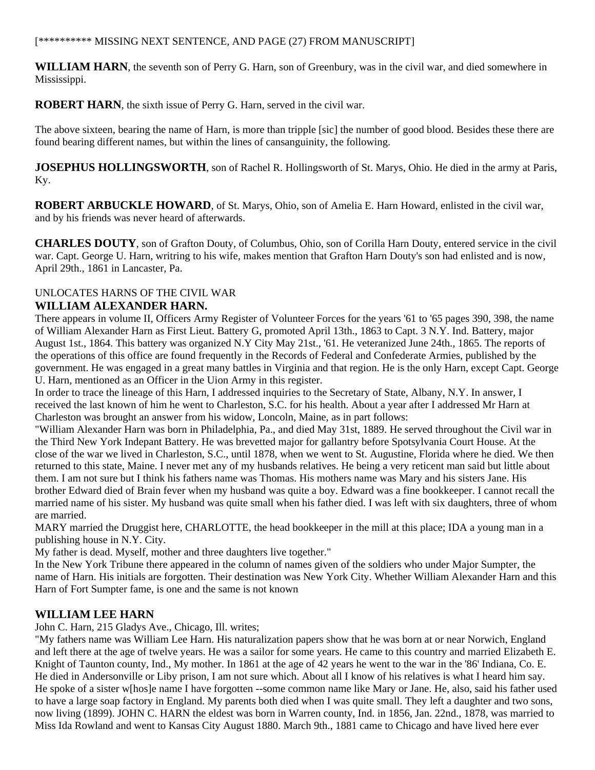[********** MISSING NEXT SENTENCE, AND PAGE (27) FROM MANUSCRIPT]

**WILLIAM HARN**, the seventh son of Perry G. Harn, son of Greenbury, was in the civil war, and died somewhere in Mississippi.

**ROBERT HARN**, the sixth issue of Perry G. Harn, served in the civil war.

The above sixteen, bearing the name of Harn, is more than tripple [sic] the number of good blood. Besides these there are found bearing different names, but within the lines of cansanguinity, the following.

**JOSEPHUS HOLLINGSWORTH**, son of Rachel R. Hollingsworth of St. Marys, Ohio. He died in the army at Paris, Ky.

**ROBERT ARBUCKLE HOWARD**, of St. Marys, Ohio, son of Amelia E. Harn Howard, enlisted in the civil war, and by his friends was never heard of afterwards.

**CHARLES DOUTY**, son of Grafton Douty, of Columbus, Ohio, son of Corilla Harn Douty, entered service in the civil war. Capt. George U. Harn, writring to his wife, makes mention that Grafton Harn Douty's son had enlisted and is now, April 29th., 1861 in Lancaster, Pa.

UNLOCATES HARNS OF THE CIVIL WAR

**WILLIAM ALEXANDER HARN.**

There appears in volume II, Officers Army Register of Volunteer Forces for the years '61 to '65 pages 390, 398, the name of William Alexander Harn as First Lieut. Battery G, promoted April 13th., 1863 to Capt. 3 N.Y. Ind. Battery, major August 1st., 1864. This battery was organized N.Y City May 21st., '61. He veteranized June 24th., 1865. The reports of the operations of this office are found frequently in the Records of Federal and Confederate Armies, published by the government. He was engaged in a great many battles in Virginia and that region. He is the only Harn, except Capt. George U. Harn, mentioned as an Officer in the Uion Army in this register.

In order to trace the lineage of this Harn, I addressed inquiries to the Secretary of State, Albany, N.Y. In answer, I received the last known of him he went to Charleston, S.C. for his health. About a year after I addressed Mr Harn at Charleston was brought an answer from his widow, Loncoln, Maine, as in part follows:

"William Alexander Harn was born in Philadelphia, Pa., and died May 31st, 1889. He served throughout the Civil war in the Third New York Indepant Battery. He was brevetted major for gallantry before Spotsylvania Court House. At the close of the war we lived in Charleston, S.C., until 1878, when we went to St. Augustine, Florida where he died. We then returned to this state, Maine. I never met any of my husbands relatives. He being a very reticent man said but little about them. I am not sure but I think his fathers name was Thomas. His mothers name was Mary and his sisters Jane. His brother Edward died of Brain fever when my husband was quite a boy. Edward was a fine bookkeeper. I cannot recall the married name of his sister. My husband was quite small when his father died. I was left with six daughters, three of whom are married.

MARY married the Druggist here, CHARLOTTE, the head bookkeeper in the mill at this place; IDA a young man in a publishing house in N.Y. City.

My father is dead. Myself, mother and three daughters live together."

In the New York Tribune there appeared in the column of names given of the soldiers who under Major Sumpter, the name of Harn. His initials are forgotten. Their destination was New York City. Whether William Alexander Harn and this Harn of Fort Sumpter fame, is one and the same is not known

**WILLIAM LEE HARN**

John C. Harn, 215 Gladys Ave., Chicago, Ill. writes;

"My fathers name was William Lee Harn. His naturalization papers show that he was born at or near Norwich, England and left there at the age of twelve years. He was a sailor for some years. He came to this country and married Elizabeth E. Knight of Taunton county, Ind., My mother. In 1861 at the age of 42 years he went to the war in the '86' Indiana, Co. E. He died in Andersonville or Liby prison, I am not sure which. About all I know of his relatives is what I heard him say. He spoke of a sister w[hos]e name I have forgotten --some common name like Mary or Jane. He, also, said his father used to have a large soap factory in England. My parents both died when I was quite small. They left a daughter and two sons, now living (1899). JOHN C. HARN the eldest was born in Warren county, Ind. in 1856, Jan. 22nd., 1878, was married to Miss Ida Rowland and went to Kansas City August 1880. March 9th., 1881 came to Chicago and have lived here ever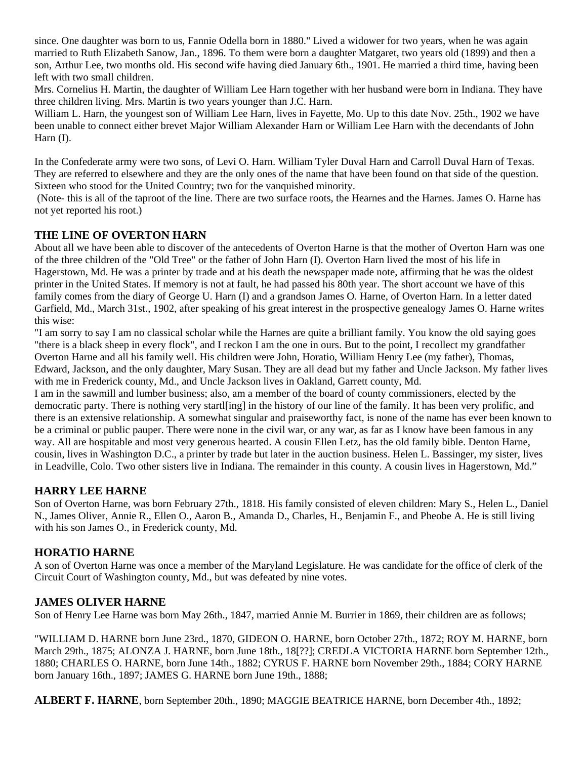since. One daughter was born to us, Fannie Odella born in 1880." Lived a widower for two years, when he was again married to Ruth Elizabeth Sanow, Jan., 1896. To them were born a daughter Matgaret, two years old (1899) and then a son, Arthur Lee, two months old. His second wife having died January 6th., 1901. He married a third time, having been left with two small children.

Mrs. Cornelius H. Martin, the daughter of William Lee Harn together with her husband were born in Indiana. They have three children living. Mrs. Martin is two years younger than J.C. Harn.

William L. Harn, the youngest son of William Lee Harn, lives in Fayette, Mo. Up to this date Nov. 25th., 1902 we have been unable to connect either brevet Major William Alexander Harn or William Lee Harn with the decendants of John Harn (I).

In the Confederate army were two sons, of Levi O. Harn. William Tyler Duval Harn and Carroll Duval Harn of Texas. They are referred to elsewhere and they are the only ones of the name that have been found on that side of the question. Sixteen who stood for the United Country; two for the vanquished minority.

(Note- this is all of the taproot of the line. There are two surface roots, the Hearnes and the Harnes. James O. Harne has not yet reported his root.)

## THE LINE OF OVERTON HARN

About all we have been able to discover of the antecedents of Overton Harne is that the mother of Overton Harn was one of the three children of the "Old Tree" or the father of John Harn (I). Overton Harn lived the most of his life in Hagerstown, Md. He was a printer by trade and at his death the newspaper made note, affirming that he was the oldest printer in the United States. If memory is not at fault, he had passed his 80th year. The short account we have of this family comes from the diary of George U. Harn (I) and a grandson James O. Harne, of Overton Harn. In a letter dated Garfield, Md., March 31st., 1902, after speaking of his great interest in the prospective genealogy James O. Harne writes this wise:

"I am sorry to say I am no classical scholar while the Harnes are quite a brilliant family. You know the old saying goes "there is a black sheep in every flock", and I reckon I am the one in ours. But to the point, I recollect my grandfather Overton Harne and all his family well. His children were John, Horatio, William Henry Lee (my father), Thomas, Edward, Jackson, and the only daughter, Mary Susan. They are all dead but my father and Uncle Jackson. My father lives with me in Frederick county, Md., and Uncle Jackson lives in Oakland, Garrett county, Md.

I am in the sawmill and lumber business; also, am a member of the board of county commissioners, elected by the democratic party. There is nothing very startl[ing] in the history of our line of the family. It has been very prolific, and there is an extensive relationship. A somewhat singular and praiseworthy fact, is none of the name has ever been known to be a criminal or public pauper. There were none in the civil war, or any war, as far as I know have been famous in any way. All are hospitable and most very generous hearted. A cousin Ellen Letz, has the old family bible. Denton Harne, cousin, lives in Washington D.C., a printer by trade but later in the auction business. Helen L. Bassinger, my sister, lives in Leadville, Colo. Two other sisters live in Indiana. The remainder in this county. A cousin lives in Hagerstown, Md."

## HARRY LEE HARNE

Son of Overton Harne, was born February 27th., 1818. His family consisted of eleven children: Mary S., Helen L., Daniel N., James Oliver, Annie R., Ellen O., Aaron B., Amanda D., Charles, H., Benjamin F., and Pheobe A. He is still living with his son James O., in Frederick county, Md.

## HORATIO HARNE

A son of Overton Harne was once a member of the Maryland Legislature. He was candidate for the office of clerk of the Circuit Court of Washington county, Md., but was defeated by nine votes.

## JAMES OLIVER HARNE

Son of Henry Lee Harne was born May 26th., 1847, married Annie M. Burrier in 1869, their children are as follows;

"WILLIAM D. HARNE born June 23rd., 1870, GIDEON O. HARNE, born October 27th., 1872; ROY M. HARNE, born March 29th., 1875; ALONZA J. HARNE, born June 18th., 18[??]; CREDLA VICTORIA HARNE born September 12th., 1880; CHARLES O. HARNE, born June 14th., 1882; CYRUS F. HARNE born November 29th., 1884; CORY HARNE born January 16th., 1897; JAMES G. HARNE born June 19th., 1888;

**ALBERT F. HARNE**, born September 20th., 1890; MAGGIE BEATRICE HARNE, born December 4th., 1892;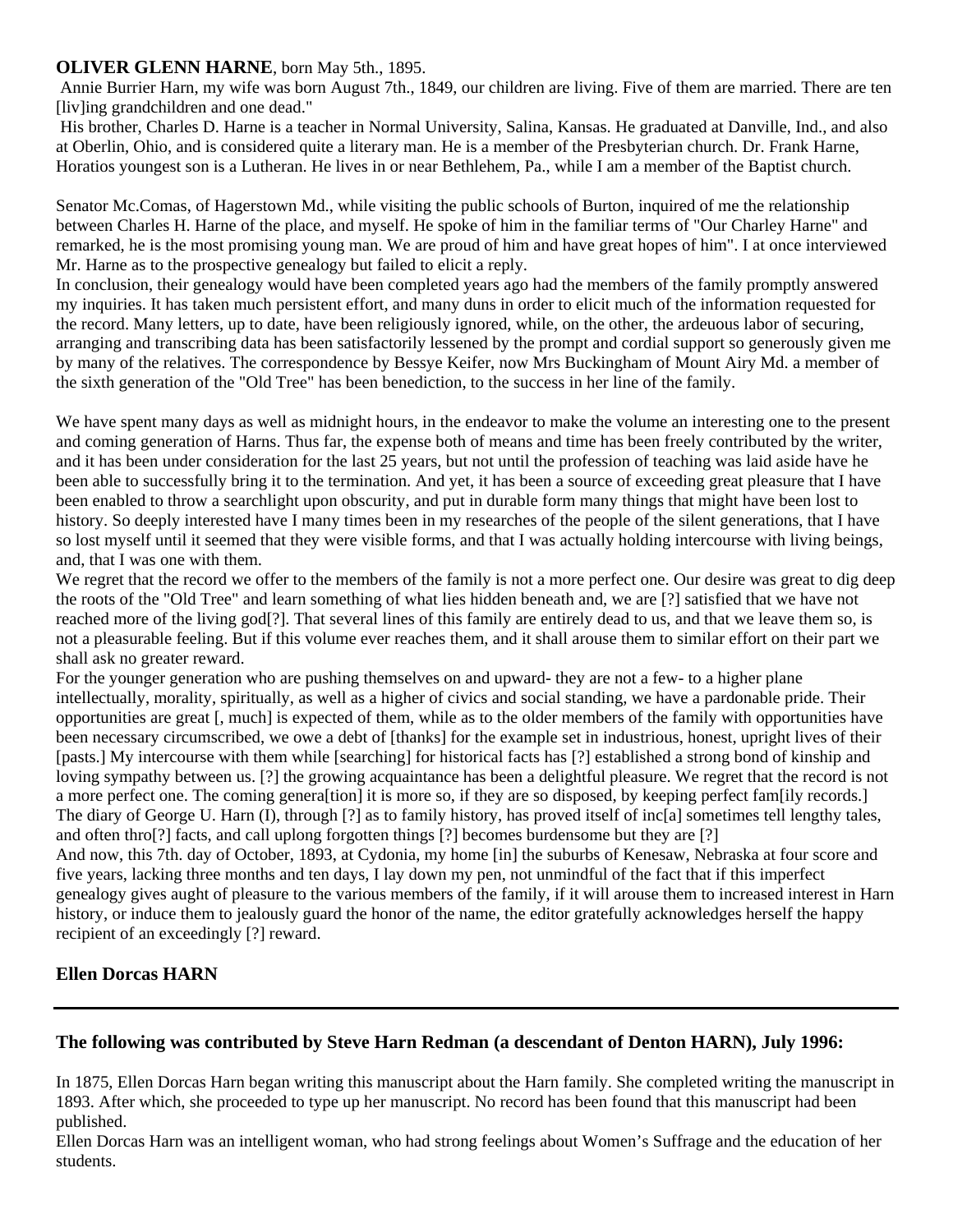**OLIVER GLENN HARNE**, born May 5th., 1895.

Annie Burrier Harn, my wife was born August 7th., 1849, our children are living. Five of them are married. There are ten [liv]ing grandchildren and one dead."

His brother, Charles D. Harne is a teacher in Normal University, Salina, Kansas. He graduated at Danville, Ind., and also at Oberlin, Ohio, and is considered quite a literary man. He is a member of the Presbyterian church. Dr. Frank Harne, Horatios youngest son is a Lutheran. He lives in or near Bethlehem, Pa., while I am a member of the Baptist church.

Senator Mc.Comas, of Hagerstown Md., while visiting the public schools of Burton, inquired of me the relationship between Charles H. Harne of the place, and myself. He spoke of him in the familiar terms of "Our Charley Harne" and remarked, he is the most promising young man. We are proud of him and have great hopes of him". I at once interviewed Mr. Harne as to the prospective genealogy but failed to elicit a reply.

In conclusion, their genealogy would have been completed years ago had the members of the family promptly answered my inquiries. It has taken much persistent effort, and many duns in order to elicit much of the information requested for the record. Many letters, up to date, have been religiously ignored, while, on the other, the ardeuous labor of securing, arranging and transcribing data has been satisfactorily lessened by the prompt and cordial support so generously given me by many of the relatives. The correspondence by Bessye Keifer, now Mrs Buckingham of Mount Airy Md. a member of the sixth generation of the "Old Tree" has been benediction, to the success in her line of the family.

We have spent many days as well as midnight hours, in the endeavor to make the volume an interesting one to the present and coming generation of Harns. Thus far, the expense both of means and time has been freely contributed by the writer, and it has been under consideration for the last 25 years, but not until the profession of teaching was laid aside have he been able to successfully bring it to the termination. And yet, it has been a source of exceeding great pleasure that I have been enabled to throw a searchlight upon obscurity, and put in durable form many things that might have been lost to history. So deeply interested have I many times been in my researches of the people of the silent generations, that I have so lost myself until it seemed that they were visible forms, and that I was actually holding intercourse with living beings, and, that I was one with them.

We regret that the record we offer to the members of the family is not a more perfect one. Our desire was great to dig deep the roots of the "Old Tree" and learn something of what lies hidden beneath and, we are [?] satisfied that we have not reached more of the living god[?]. That several lines of this family are entirely dead to us, and that we leave them so, is not a pleasurable feeling. But if this volume ever reaches them, and it shall arouse them to similar effort on their part we shall ask no greater reward.

For the younger generation who are pushing themselves on and upward- they are not a few- to a higher plane intellectually, morality, spiritually, as well as a higher of civics and social standing, we have a pardonable pride. Their opportunities are great [, much] is expected of them, while as to the older members of the family with opportunities have been necessary circumscribed, we owe a debt of [thanks] for the example set in industrious, honest, upright lives of their [pasts.] My intercourse with them while [searching] for historical facts has [?] established a strong bond of kinship and loving sympathy between us. [?] the growing acquaintance has been a delightful pleasure. We regret that the record is not a more perfect one. The coming genera[tion] it is more so, if they are so disposed, by keeping perfect fam[ily records.] The diary of George U. Harn (I), through [?] as to family history, has proved itself of inc[a] sometimes tell lengthy tales, and often thro[?] facts, and call uplong forgotten things [?] becomes burdensome but they are [?]

And now, this 7th. day of October, 1893, at Cydonia, my home [in] the suburbs of Kenesaw, Nebraska at four score and five years, lacking three months and ten days, I lay down my pen, not unmindful of the fact that if this imperfect genealogy gives aught of pleasure to the various members of the family, if it will arouse them to increased interest in Harn history, or induce them to jealously guard the honor of the name, the editor gratefully acknowledges herself the happy recipient of an exceedingly [?] reward.

**Ellen Dorcas HARN**

---

**The following was contributed by Steve Harn Redman (a descendant of Denton HARN), July 1996:**

In 1875, Ellen Dorcas Harn began writing this manuscript about the Harn family. She completed writing the manuscript in 1893. After which, she proceeded to type up her manuscript. No record has been found that this manuscript had been published.

Ellen Dorcas Harn was an intelligent woman, who had strong feelings about Women's Suffrage and the education of her students.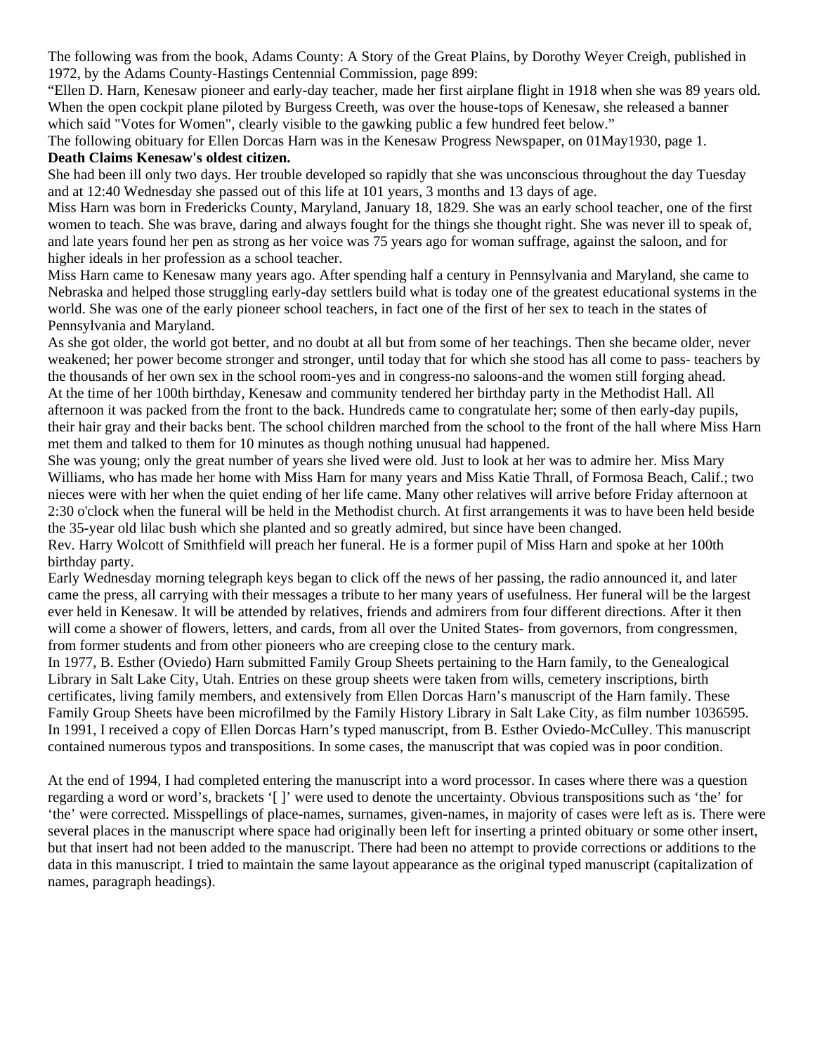The following was from the book, Adams County: A Story of the Great Plains, by Dorothy Weyer Creigh, published in 1972, by the Adams County-Hastings Centennial Commission, page 899:

"Ellen D. Harn, Kenesaw pioneer and early-day teacher, made her first airplane flight in 1918 when she was 89 years old. When the open cockpit plane piloted by Burgess Creeth, was over the house-tops of Kenesaw, she released a banner which said "Votes for Women", clearly visible to the gawking public a few hundred feet below."

The following obituary for Ellen Dorcas Harn was in the Kenesaw Progress Newspaper, on 01May1930, page 1.

**Death Claims Kenesaw's oldest citizen.**

She had been ill only two days. Her trouble developed so rapidly that she was unconscious throughout the day Tuesday and at 12:40 Wednesday she passed out of this life at 101 years, 3 months and 13 days of age.

Miss Harn was born in Fredericks County, Maryland, January 18, 1829. She was an early school teacher, one of the first women to teach. She was brave, daring and always fought for the things she thought right. She was never ill to speak of, and late years found her pen as strong as her voice was 75 years ago for woman suffrage, against the saloon, and for higher ideals in her profession as a school teacher.

Miss Harn came to Kenesaw many years ago. After spending half a century in Pennsylvania and Maryland, she came to Nebraska and helped those struggling early-day settlers build what is today one of the greatest educational systems in the world. She was one of the early pioneer school teachers, in fact one of the first of her sex to teach in the states of Pennsylvania and Maryland.

As she got older, the world got better, and no doubt at all but from some of her teachings. Then she became older, never weakened; her power become stronger and stronger, until today that for which she stood has all come to pass- teachers by the thousands of her own sex in the school room-yes and in congress-no saloons-and the women still forging ahead.

At the time of her 100th birthday, Kenesaw and community tendered her birthday party in the Methodist Hall. All afternoon it was packed from the front to the back. Hundreds came to congratulate her; some of then early-day pupils, their hair gray and their backs bent. The school children marched from the school to the front of the hall where Miss Harn met them and talked to them for 10 minutes as though nothing unusual had happened.

She was young; only the great number of years she lived were old. Just to look at her was to admire her. Miss Mary Williams, who has made her home with Miss Harn for many years and Miss Katie Thrall, of Formosa Beach, Calif.; two nieces were with her when the quiet ending of her life came. Many other relatives will arrive before Friday afternoon at 2:30 o'clock when the funeral will be held in the Methodist church. At first arrangements it was to have been held beside the 35-year old lilac bush which she planted and so greatly admired, but since have been changed.

Rev. Harry Wolcott of Smithfield will preach her funeral. He is a former pupil of Miss Harn and spoke at her 100th birthday party.

Early Wednesday morning telegraph keys began to click off the news of her passing, the radio announced it, and later came the press, all carrying with their messages a tribute to her many years of usefulness. Her funeral will be the largest ever held in Kenesaw. It will be attended by relatives, friends and admirers from four different directions. After it then will come a shower of flowers, letters, and cards, from all over the United States- from governors, from congressmen, from former students and from other pioneers who are creeping close to the century mark.

In 1977, B. Esther (Oviedo) Harn submitted Family Group Sheets pertaining to the Harn family, to the Genealogical Library in Salt Lake City, Utah. Entries on these group sheets were taken from wills, cemetery inscriptions, birth certificates, living family members, and extensively from Ellen Dorcas Harn's manuscript of the Harn family. These Family Group Sheets have been microfilmed by the Family History Library in Salt Lake City, as film number 1036595.

In 1991, I received a copy of Ellen Dorcas Harn's typed manuscript, from B. Esther Oviedo-McCulley. This manuscript contained numerous typos and transpositions. In some cases, the manuscript that was copied was in poor condition.

At the end of 1994, I had completed entering the manuscript into a word processor. In cases where there was a question regarding a word or word's, brackets '[ ]' were used to denote the uncertainty. Obvious transpositions such as 'the' for 'the' were corrected. Misspellings of place-names, surnames, given-names, in majority of cases were left as is. There were several places in the manuscript where space had originally been left for inserting a printed obituary or some other insert, but that insert had not been added to the manuscript. There had been no attempt to provide corrections or additions to the data in this manuscript. I tried to maintain the same layout appearance as the original typed manuscript (capitalization of names, paragraph headings).